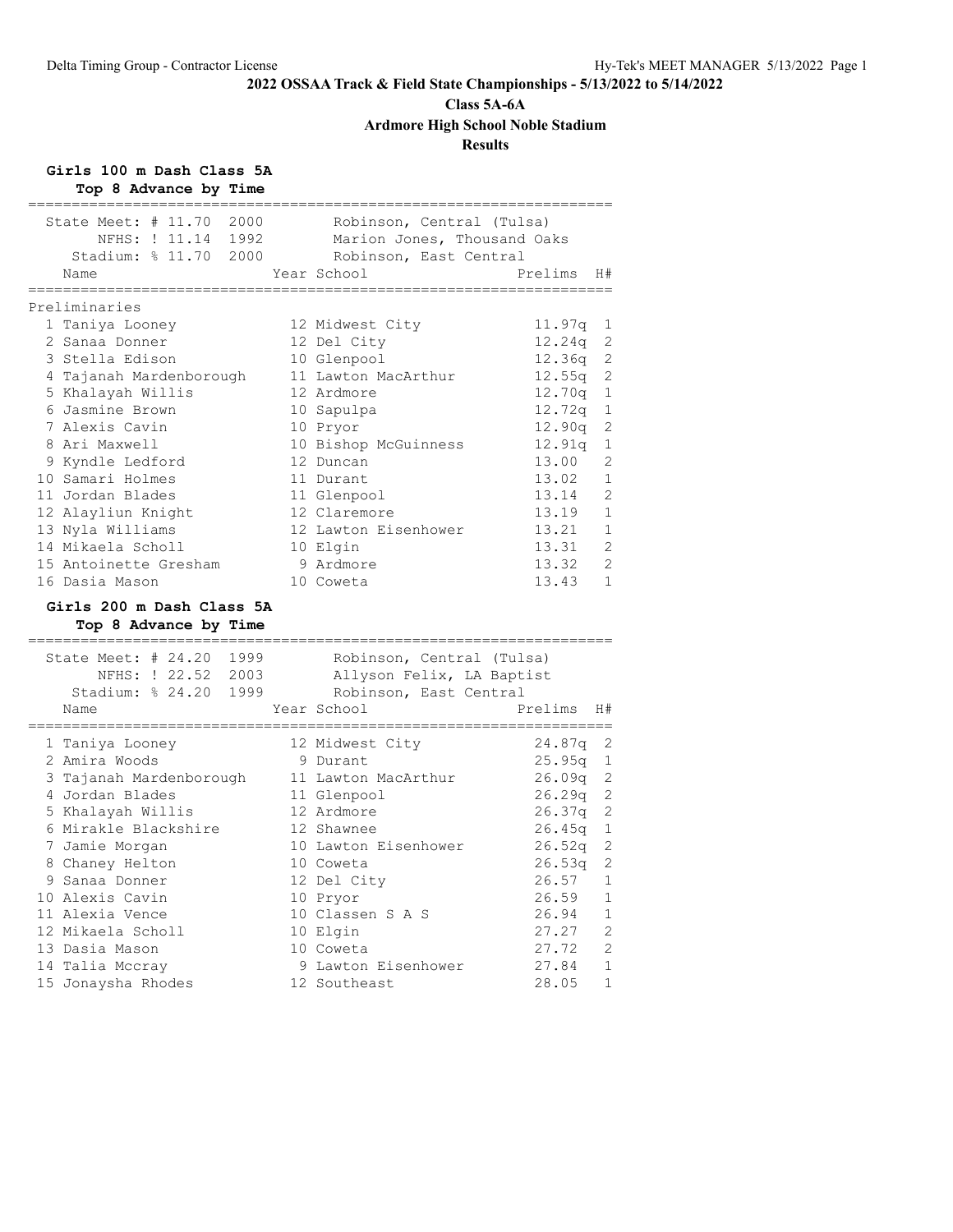# 2022 OSSAA Track & Field State Championships - 5/13/2022 to 5/14/2022

**Class 5A-6A**

**Ardmore High School Noble Stadium**

**Results**

## Girls 100 m Dash Class 5A

**Top 8 Advance by Time**

State Meet: # 11.70 2000 Robinson, Central (Tulsa)
NFHS: ! 11.14 1992 Marion Jones, Thousand Oaks
Stadium: % 11.70 2000 Robinson, East Central

**Preliminaries**

| Place | Name | Year | School | Prelims | H# |
|---|---|---|---|---|---|
| 1 | Taniya Looney | 12 | Midwest City | 11.97q | 1 |
| 2 | Sanaa Donner | 12 | Del City | 12.24q | 2 |
| 3 | Stella Edison | 10 | Glenpool | 12.36q | 2 |
| 4 | Tajanah Mardenborough | 11 | Lawton MacArthur | 12.55q | 2 |
| 5 | Khalayah Willis | 12 | Ardmore | 12.70q | 1 |
| 6 | Jasmine Brown | 10 | Sapulpa | 12.72q | 1 |
| 7 | Alexis Cavin | 10 | Pryor | 12.90q | 2 |
| 8 | Ari Maxwell | 10 | Bishop McGuinness | 12.91q | 1 |
| 9 | Kyndle Ledford | 12 | Duncan | 13.00 | 2 |
| 10 | Samari Holmes | 11 | Durant | 13.02 | 1 |
| 11 | Jordan Blades | 11 | Glenpool | 13.14 | 2 |
| 12 | Alayliun Knight | 12 | Claremore | 13.19 | 1 |
| 13 | Nyla Williams | 12 | Lawton Eisenhower | 13.21 | 1 |
| 14 | Mikaela Scholl | 10 | Elgin | 13.31 | 2 |
| 15 | Antoinette Gresham | 9 | Ardmore | 13.32 | 2 |
| 16 | Dasia Mason | 10 | Coweta | 13.43 | 1 |

## Girls 200 m Dash Class 5A

**Top 8 Advance by Time**

State Meet: # 24.20 1999 Robinson, Central (Tulsa)
NFHS: ! 22.52 2003 Allyson Felix, LA Baptist
Stadium: % 24.20 1999 Robinson, East Central

| Place | Name | Year | School | Prelims | H# |
|---|---|---|---|---|---|
| 1 | Taniya Looney | 12 | Midwest City | 24.87q | 2 |
| 2 | Amira Woods | 9 | Durant | 25.95q | 1 |
| 3 | Tajanah Mardenborough | 11 | Lawton MacArthur | 26.09q | 2 |
| 4 | Jordan Blades | 11 | Glenpool | 26.29q | 2 |
| 5 | Khalayah Willis | 12 | Ardmore | 26.37q | 2 |
| 6 | Mirakle Blackshire | 12 | Shawnee | 26.45q | 1 |
| 7 | Jamie Morgan | 10 | Lawton Eisenhower | 26.52q | 2 |
| 8 | Chaney Helton | 10 | Coweta | 26.53q | 2 |
| 9 | Sanaa Donner | 12 | Del City | 26.57 | 1 |
| 10 | Alexis Cavin | 10 | Pryor | 26.59 | 1 |
| 11 | Alexia Vence | 10 | Classen S A S | 26.94 | 1 |
| 12 | Mikaela Scholl | 10 | Elgin | 27.27 | 2 |
| 13 | Dasia Mason | 10 | Coweta | 27.72 | 2 |
| 14 | Talia Mccray | 9 | Lawton Eisenhower | 27.84 | 1 |
| 15 | Jonaysha Rhodes | 12 | Southeast | 28.05 | 1 |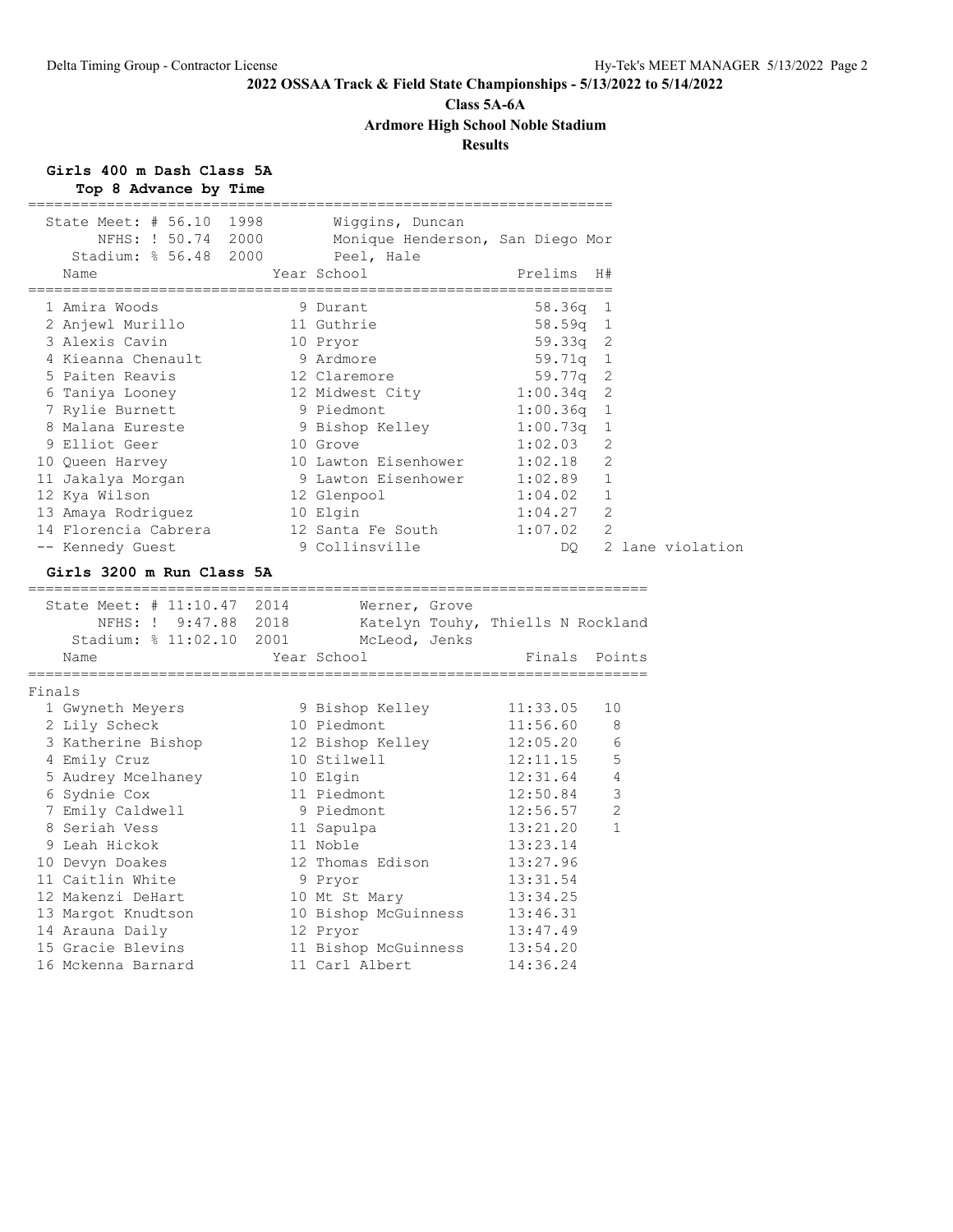## 2022 OSSAA Track & Field State Championships - 5/13/2022 to 5/14/2022

**Class 5A-6A**

**Ardmore High School Noble Stadium**

**Results**

### Girls 400 m Dash Class 5A

**Top 8 Advance by Time**

State Meet: # 56.10 1998 Wiggins, Duncan
NFHS: ! 50.74 2000 Monique Henderson, San Diego Mor
Stadium: % 56.48 2000 Peel, Hale

| Place | Name | Year | School | Prelims | H# | |
|---|---|---|---|---|---|---|
| 1 | Amira Woods | 9 | Durant | 58.36q | 1 | |
| 2 | Anjewl Murillo | 11 | Guthrie | 58.59q | 1 | |
| 3 | Alexis Cavin | 10 | Pryor | 59.33q | 2 | |
| 4 | Kieanna Chenault | 9 | Ardmore | 59.71q | 1 | |
| 5 | Paiten Reavis | 12 | Claremore | 59.77q | 2 | |
| 6 | Taniya Looney | 12 | Midwest City | 1:00.34q | 2 | |
| 7 | Rylie Burnett | 9 | Piedmont | 1:00.36q | 1 | |
| 8 | Malana Eureste | 9 | Bishop Kelley | 1:00.73q | 1 | |
| 9 | Elliot Geer | 10 | Grove | 1:02.03 | 2 | |
| 10 | Queen Harvey | 10 | Lawton Eisenhower | 1:02.18 | 2 | |
| 11 | Jakalya Morgan | 9 | Lawton Eisenhower | 1:02.89 | 1 | |
| 12 | Kya Wilson | 12 | Glenpool | 1:04.02 | 1 | |
| 13 | Amaya Rodriguez | 10 | Elgin | 1:04.27 | 2 | |
| 14 | Florencia Cabrera | 12 | Santa Fe South | 1:07.02 | 2 | |
| -- | Kennedy Guest | 9 | Collinsville | DQ | 2 | lane violation |

### Girls 3200 m Run Class 5A

State Meet: # 11:10.47 2014 Werner, Grove
NFHS: ! 9:47.88 2018 Katelyn Touhy, Thiells N Rockland
Stadium: % 11:02.10 2001 McLeod, Jenks

**Finals**

| Place | Name | Year | School | Finals | Points |
|---|---|---|---|---|---|
| 1 | Gwyneth Meyers | 9 | Bishop Kelley | 11:33.05 | 10 |
| 2 | Lily Scheck | 10 | Piedmont | 11:56.60 | 8 |
| 3 | Katherine Bishop | 12 | Bishop Kelley | 12:05.20 | 6 |
| 4 | Emily Cruz | 10 | Stilwell | 12:11.15 | 5 |
| 5 | Audrey Mcelhaney | 10 | Elgin | 12:31.64 | 4 |
| 6 | Sydnie Cox | 11 | Piedmont | 12:50.84 | 3 |
| 7 | Emily Caldwell | 9 | Piedmont | 12:56.57 | 2 |
| 8 | Seriah Vess | 11 | Sapulpa | 13:21.20 | 1 |
| 9 | Leah Hickok | 11 | Noble | 13:23.14 | |
| 10 | Devyn Doakes | 12 | Thomas Edison | 13:27.96 | |
| 11 | Caitlin White | 9 | Pryor | 13:31.54 | |
| 12 | Makenzi DeHart | 10 | Mt St Mary | 13:34.25 | |
| 13 | Margot Knudtson | 10 | Bishop McGuinness | 13:46.31 | |
| 14 | Arauna Daily | 12 | Pryor | 13:47.49 | |
| 15 | Gracie Blevins | 11 | Bishop McGuinness | 13:54.20 | |
| 16 | Mckenna Barnard | 11 | Carl Albert | 14:36.24 | |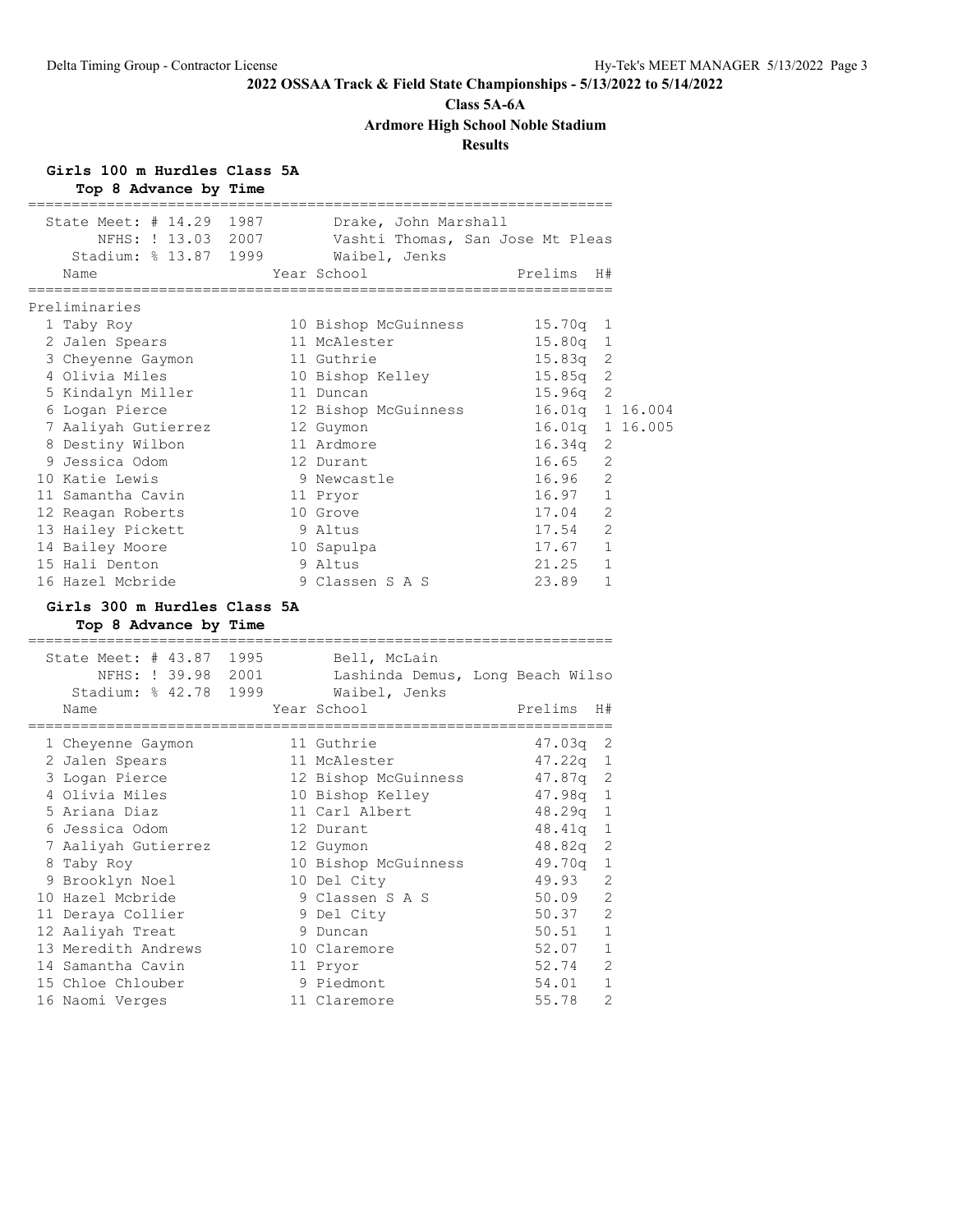# 2022 OSSAA Track & Field State Championships - 5/13/2022 to 5/14/2022

## Class 5A-6A

## Ardmore High School Noble Stadium

## Results

### Girls 100 m Hurdles Class 5A

**Top 8 Advance by Time**

| Record | Mark | Year | Holder |
|---|---|---|---|
| State Meet: # | 14.29 | 1987 | Drake, John Marshall |
| NFHS: ! | 13.03 | 2007 | Vashti Thomas, San Jose Mt Pleas |
| Stadium: % | 13.87 | 1999 | Waibel, Jenks |

**Preliminaries**

| Place | Name | Year | School | Prelims | H# | |
|---|---|---|---|---|---|---|
| 1 | Taby Roy | 10 | Bishop McGuinness | 15.70q | 1 | |
| 2 | Jalen Spears | 11 | McAlester | 15.80q | 1 | |
| 3 | Cheyenne Gaymon | 11 | Guthrie | 15.83q | 2 | |
| 4 | Olivia Miles | 10 | Bishop Kelley | 15.85q | 2 | |
| 5 | Kindalyn Miller | 11 | Duncan | 15.96q | 2 | |
| 6 | Logan Pierce | 12 | Bishop McGuinness | 16.01q | 1 | 16.004 |
| 7 | Aaliyah Gutierrez | 12 | Guymon | 16.01q | 1 | 16.005 |
| 8 | Destiny Wilbon | 11 | Ardmore | 16.34q | 2 | |
| 9 | Jessica Odom | 12 | Durant | 16.65 | 2 | |
| 10 | Katie Lewis | 9 | Newcastle | 16.96 | 2 | |
| 11 | Samantha Cavin | 11 | Pryor | 16.97 | 1 | |
| 12 | Reagan Roberts | 10 | Grove | 17.04 | 2 | |
| 13 | Hailey Pickett | 9 | Altus | 17.54 | 2 | |
| 14 | Bailey Moore | 10 | Sapulpa | 17.67 | 1 | |
| 15 | Hali Denton | 9 | Altus | 21.25 | 1 | |
| 16 | Hazel Mcbride | 9 | Classen S A S | 23.89 | 1 | |

### Girls 300 m Hurdles Class 5A

**Top 8 Advance by Time**

| Record | Mark | Year | Holder |
|---|---|---|---|
| State Meet: # | 43.87 | 1995 | Bell, McLain |
| NFHS: ! | 39.98 | 2001 | Lashinda Demus, Long Beach Wilso |
| Stadium: % | 42.78 | 1999 | Waibel, Jenks |

| Place | Name | Year | School | Prelims | H# |
|---|---|---|---|---|---|
| 1 | Cheyenne Gaymon | 11 | Guthrie | 47.03q | 2 |
| 2 | Jalen Spears | 11 | McAlester | 47.22q | 1 |
| 3 | Logan Pierce | 12 | Bishop McGuinness | 47.87q | 2 |
| 4 | Olivia Miles | 10 | Bishop Kelley | 47.98q | 1 |
| 5 | Ariana Diaz | 11 | Carl Albert | 48.29q | 1 |
| 6 | Jessica Odom | 12 | Durant | 48.41q | 1 |
| 7 | Aaliyah Gutierrez | 12 | Guymon | 48.82q | 2 |
| 8 | Taby Roy | 10 | Bishop McGuinness | 49.70q | 1 |
| 9 | Brooklyn Noel | 10 | Del City | 49.93 | 2 |
| 10 | Hazel Mcbride | 9 | Classen S A S | 50.09 | 2 |
| 11 | Deraya Collier | 9 | Del City | 50.37 | 2 |
| 12 | Aaliyah Treat | 9 | Duncan | 50.51 | 1 |
| 13 | Meredith Andrews | 10 | Claremore | 52.07 | 1 |
| 14 | Samantha Cavin | 11 | Pryor | 52.74 | 2 |
| 15 | Chloe Chlouber | 9 | Piedmont | 54.01 | 1 |
| 16 | Naomi Verges | 11 | Claremore | 55.78 | 2 |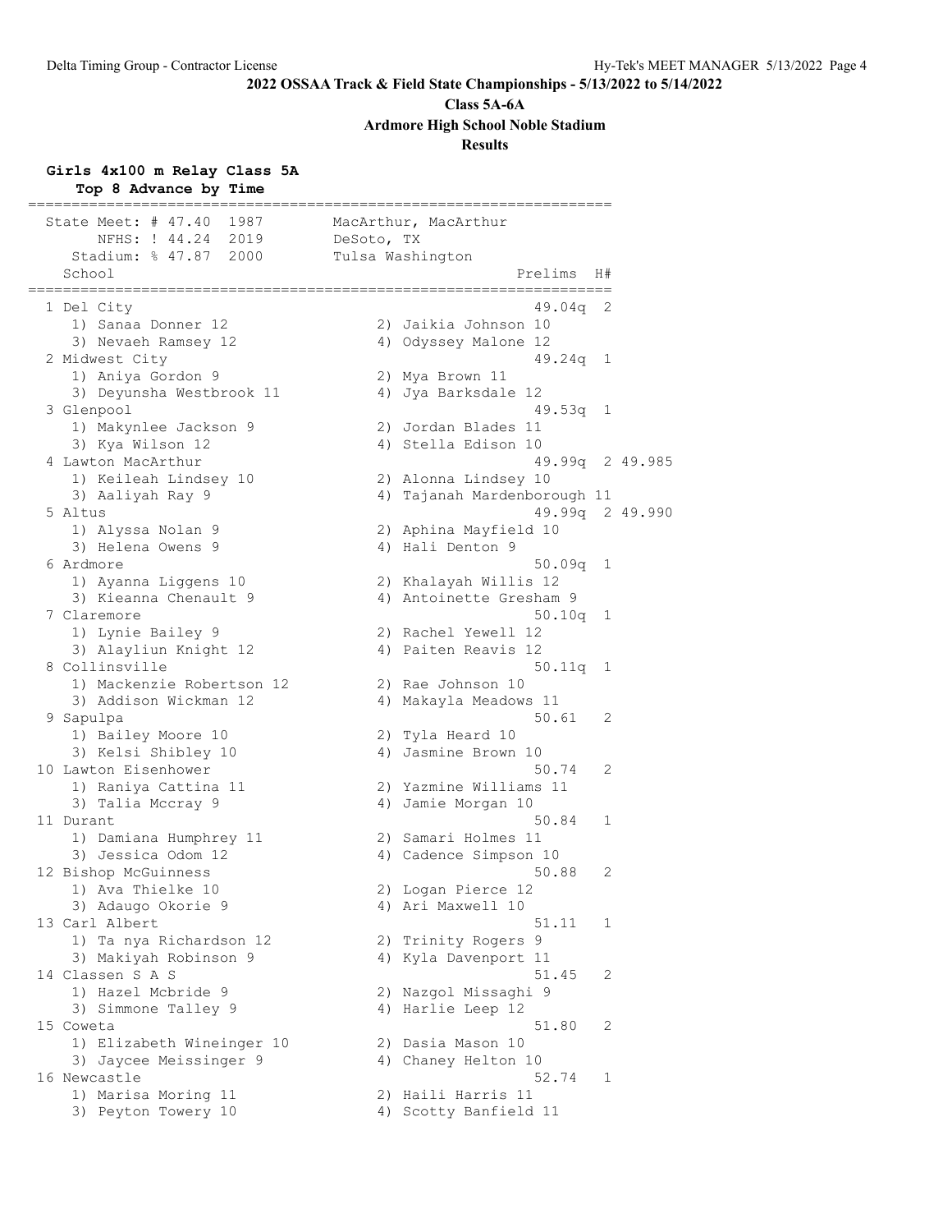**2022 OSSAA Track & Field State Championships - 5/13/2022 to 5/14/2022**

**Class 5A-6A**

**Ardmore High School Noble Stadium**

**Results**

## Girls 4x100 m Relay Class 5A

**Top 8 Advance by Time**

```
===================================================================
  State Meet: # 47.40  1987        MacArthur, MacArthur              
       NFHS: ! 44.24  2019        DeSoto, TX                        
    Stadium: % 47.87  2000        Tulsa Washington                  
    School                                            Prelims  H# 
===================================================================
  1 Del City                                           49.04q  2 
     1) Sanaa Donner 12                 2) Jaikia Johnson 10            
     3) Nevaeh Ramsey 12                4) Odyssey Malone 12            
  2 Midwest City                                       49.24q  1 
     1) Aniya Gordon 9                  2) Mya Brown 11                 
     3) Deyunsha Westbrook 11           4) Jya Barksdale 12             
  3 Glenpool                                           49.53q  1 
     1) Makynlee Jackson 9              2) Jordan Blades 11             
     3) Kya Wilson 12                   4) Stella Edison 10             
  4 Lawton MacArthur                                   49.99q  2 49.985
     1) Keileah Lindsey 10              2) Alonna Lindsey 10            
     3) Aaliyah Ray 9                   4) Tajanah Mardenborough 11     
  5 Altus                                              49.99q  2 49.990
     1) Alyssa Nolan 9                  2) Aphina Mayfield 10           
     3) Helena Owens 9                  4) Hali Denton 9                
  6 Ardmore                                            50.09q  1 
     1) Ayanna Liggens 10               2) Khalayah Willis 12           
     3) Kieanna Chenault 9              4) Antoinette Gresham 9         
  7 Claremore                                          50.10q  1 
     1) Lynie Bailey 9                  2) Rachel Yewell 12             
     3) Alayliun Knight 12              4) Paiten Reavis 12             
  8 Collinsville                                       50.11q  1 
     1) Mackenzie Robertson 12          2) Rae Johnson 10               
     3) Addison Wickman 12              4) Makayla Meadows 11           
  9 Sapulpa                                            50.61   2 
     1) Bailey Moore 10                 2) Tyla Heard 10                
     3) Kelsi Shibley 10                4) Jasmine Brown 10             
 10 Lawton Eisenhower                                  50.74   2 
     1) Raniya Cattina 11               2) Yazmine Williams 11          
     3) Talia Mccray 9                  4) Jamie Morgan 10              
 11 Durant                                             50.84   1 
     1) Damiana Humphrey 11             2) Samari Holmes 11             
     3) Jessica Odom 12                 4) Cadence Simpson 10           
 12 Bishop McGuinness                                  50.88   2 
     1) Ava Thielke 10                  2) Logan Pierce 12              
     3) Adaugo Okorie 9                 4) Ari Maxwell 10               
 13 Carl Albert                                        51.11   1 
     1) Ta nya Richardson 12            2) Trinity Rogers 9             
     3) Makiyah Robinson 9              4) Kyla Davenport 11            
 14 Classen S A S                                      51.45   2 
     1) Hazel Mcbride 9                 2) Nazgol Missaghi 9            
     3) Simmone Talley 9                4) Harlie Leep 12               
 15 Coweta                                             51.80   2 
     1) Elizabeth Wineinger 10          2) Dasia Mason 10               
     3) Jaycee Meissinger 9             4) Chaney Helton 10             
 16 Newcastle                                          52.74   1 
     1) Marisa Moring 11                2) Haili Harris 11              
     3) Peyton Towery 10                4) Scotty Banfield 11           
```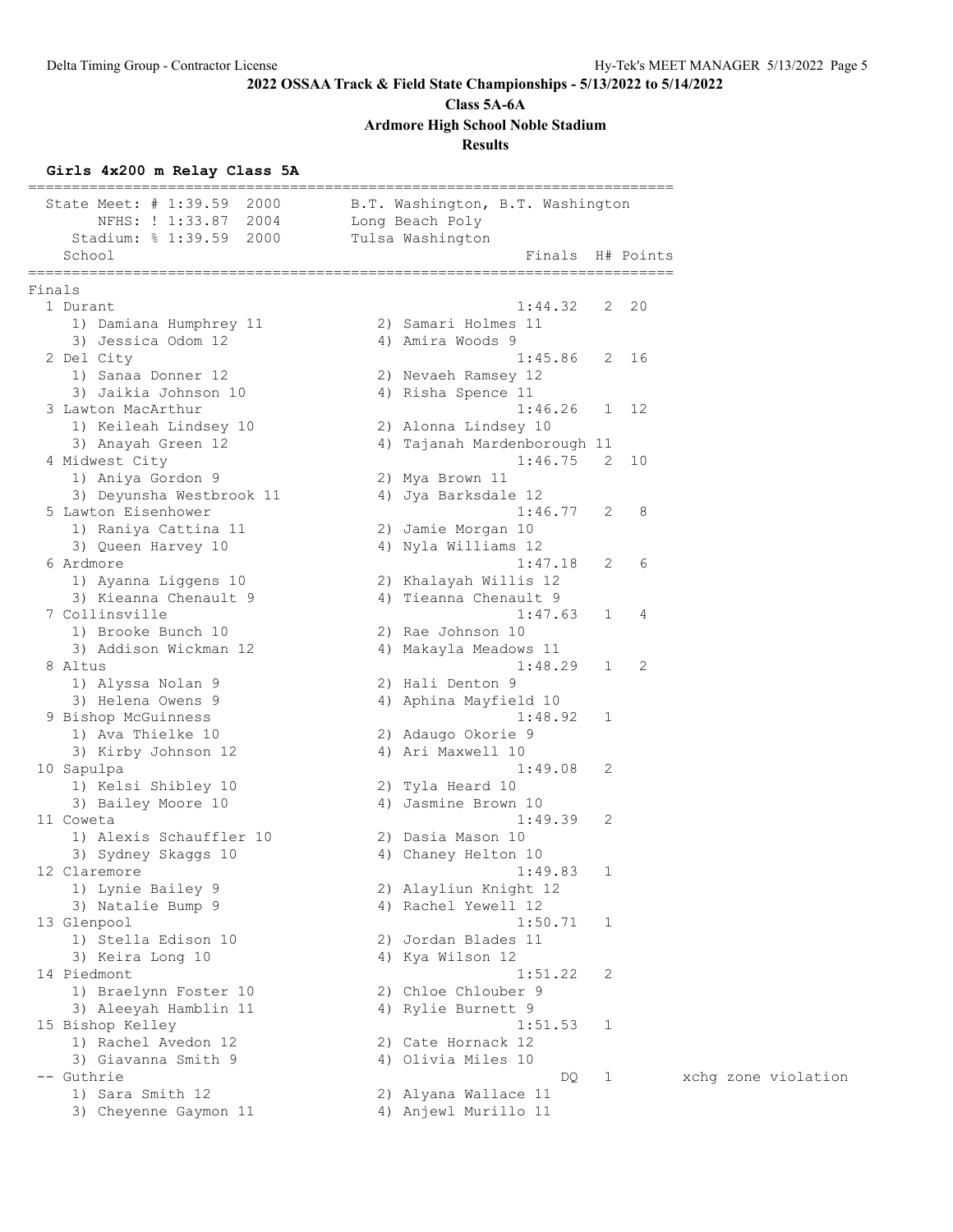**2022 OSSAA Track & Field State Championships - 5/13/2022 to 5/14/2022**

**Class 5A-6A**

**Ardmore High School Noble Stadium**

**Results**

### Girls 4x200 m Relay Class 5A

```
==========================================================================
  State Meet: # 1:39.59  2000       B.T. Washington, B.T. Washington
       NFHS: ! 1:33.87  2004       Long Beach Poly
    Stadium: % 1:39.59  2000       Tulsa Washington
    School                                           Finals  H# Points
==========================================================================
Finals
  1 Durant                                          1:44.32   2  20
     1) Damiana Humphrey 11           2) Samari Holmes 11
     3) Jessica Odom 12               4) Amira Woods 9
  2 Del City                                        1:45.86   2  16
     1) Sanaa Donner 12               2) Nevaeh Ramsey 12
     3) Jaikia Johnson 10             4) Risha Spence 11
  3 Lawton MacArthur                                1:46.26   1  12
     1) Keileah Lindsey 10            2) Alonna Lindsey 10
     3) Anayah Green 12               4) Tajanah Mardenborough 11
  4 Midwest City                                    1:46.75   2  10
     1) Aniya Gordon 9                2) Mya Brown 11
     3) Deyunsha Westbrook 11         4) Jya Barksdale 12
  5 Lawton Eisenhower                               1:46.77   2   8
     1) Raniya Cattina 11             2) Jamie Morgan 10
     3) Queen Harvey 10               4) Nyla Williams 12
  6 Ardmore                                         1:47.18   2   6
     1) Ayanna Liggens 10             2) Khalayah Willis 12
     3) Kieanna Chenault 9            4) Tieanna Chenault 9
  7 Collinsville                                    1:47.63   1   4
     1) Brooke Bunch 10               2) Rae Johnson 10
     3) Addison Wickman 12            4) Makayla Meadows 11
  8 Altus                                           1:48.29   1   2
     1) Alyssa Nolan 9                2) Hali Denton 9
     3) Helena Owens 9                4) Aphina Mayfield 10
  9 Bishop McGuinness                               1:48.92   1
     1) Ava Thielke 10                2) Adaugo Okorie 9
     3) Kirby Johnson 12              4) Ari Maxwell 10
 10 Sapulpa                                         1:49.08   2
     1) Kelsi Shibley 10              2) Tyla Heard 10
     3) Bailey Moore 10               4) Jasmine Brown 10
 11 Coweta                                          1:49.39   2
     1) Alexis Schauffler 10          2) Dasia Mason 10
     3) Sydney Skaggs 10              4) Chaney Helton 10
 12 Claremore                                       1:49.83   1
     1) Lynie Bailey 9                2) Alayliun Knight 12
     3) Natalie Bump 9                4) Rachel Yewell 12
 13 Glenpool                                        1:50.71   1
     1) Stella Edison 10              2) Jordan Blades 11
     3) Keira Long 10                 4) Kya Wilson 12
 14 Piedmont                                        1:51.22   2
     1) Braelynn Foster 10            2) Chloe Chlouber 9
     3) Aleeyah Hamblin 11            4) Rylie Burnett 9
 15 Bishop Kelley                                   1:51.53   1
     1) Rachel Avedon 12              2) Cate Hornack 12
     3) Giavanna Smith 9              4) Olivia Miles 10
 -- Guthrie                                              DQ   1        xchg zone violation
     1) Sara Smith 12                 2) Alyana Wallace 11
     3) Cheyenne Gaymon 11            4) Anjewl Murillo 11
```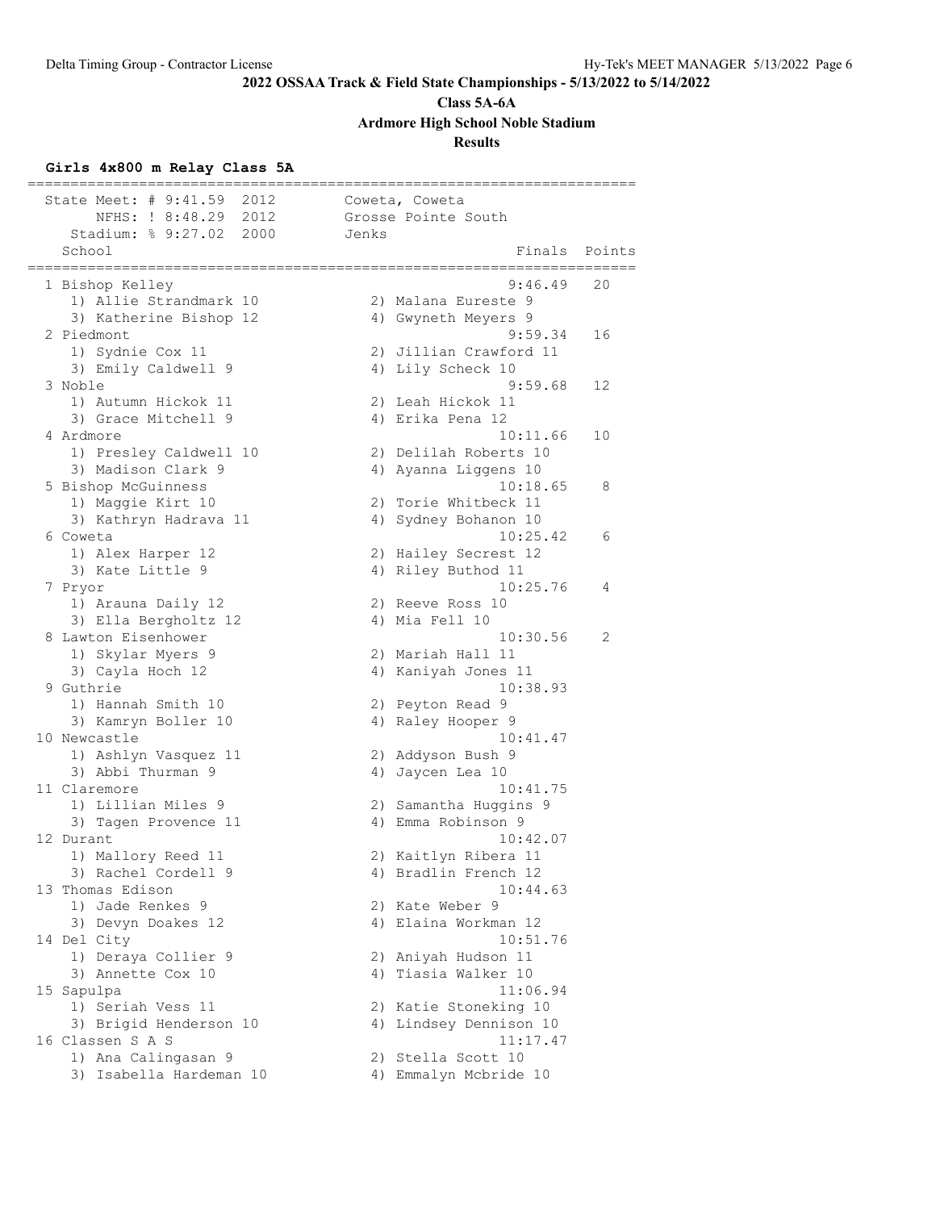**2022 OSSAA Track & Field State Championships - 5/13/2022 to 5/14/2022**

**Class 5A-6A**

**Ardmore High School Noble Stadium**

**Results**

### Girls 4x800 m Relay Class 5A

```
=======================================================================
  State Meet: # 9:41.59  2012       Coweta, Coweta                     
        NFHS: ! 8:48.29  2012       Grosse Pointe South                
     Stadium: % 9:27.02  2000       Jenks                              
    School                                            Finals  Points 
=======================================================================
  1 Bishop Kelley                                    9:46.49   20   
     1) Allie Strandmark 10            2) Malana Eureste 9              
     3) Katherine Bishop 12            4) Gwyneth Meyers 9              
  2 Piedmont                                         9:59.34   16   
     1) Sydnie Cox 11                  2) Jillian Crawford 11           
     3) Emily Caldwell 9               4) Lily Scheck 10                
  3 Noble                                            9:59.68   12   
     1) Autumn Hickok 11               2) Leah Hickok 11                
     3) Grace Mitchell 9               4) Erika Pena 12                 
  4 Ardmore                                         10:11.66   10   
     1) Presley Caldwell 10            2) Delilah Roberts 10            
     3) Madison Clark 9                4) Ayanna Liggens 10             
  5 Bishop McGuinness                               10:18.65    8   
     1) Maggie Kirt 10                 2) Torie Whitbeck 11             
     3) Kathryn Hadrava 11             4) Sydney Bohanon 10             
  6 Coweta                                          10:25.42    6   
     1) Alex Harper 12                 2) Hailey Secrest 12             
     3) Kate Little 9                  4) Riley Buthod 11               
  7 Pryor                                           10:25.76    4   
     1) Arauna Daily 12                2) Reeve Ross 10                 
     3) Ella Bergholtz 12              4) Mia Fell 10                   
  8 Lawton Eisenhower                               10:30.56    2   
     1) Skylar Myers 9                 2) Mariah Hall 11                
     3) Cayla Hoch 12                  4) Kaniyah Jones 11              
  9 Guthrie                                         10:38.93        
     1) Hannah Smith 10                2) Peyton Read 9                 
     3) Kamryn Boller 10               4) Raley Hooper 9                
 10 Newcastle                                       10:41.47        
     1) Ashlyn Vasquez 11              2) Addyson Bush 9                
     3) Abbi Thurman 9                 4) Jaycen Lea 10                 
 11 Claremore                                       10:41.75        
     1) Lillian Miles 9                2) Samantha Huggins 9            
     3) Tagen Provence 11              4) Emma Robinson 9               
 12 Durant                                          10:42.07        
     1) Mallory Reed 11                2) Kaitlyn Ribera 11             
     3) Rachel Cordell 9               4) Bradlin French 12             
 13 Thomas Edison                                   10:44.63        
     1) Jade Renkes 9                  2) Kate Weber 9                  
     3) Devyn Doakes 12                4) Elaina Workman 12             
 14 Del City                                        10:51.76        
     1) Deraya Collier 9               2) Aniyah Hudson 11              
     3) Annette Cox 10                 4) Tiasia Walker 10              
 15 Sapulpa                                         11:06.94        
     1) Seriah Vess 11                 2) Katie Stoneking 10            
     3) Brigid Henderson 10            4) Lindsey Dennison 10           
 16 Classen S A S                                   11:17.47        
     1) Ana Calingasan 9               2) Stella Scott 10               
     3) Isabella Hardeman 10           4) Emmalyn Mcbride 10            
```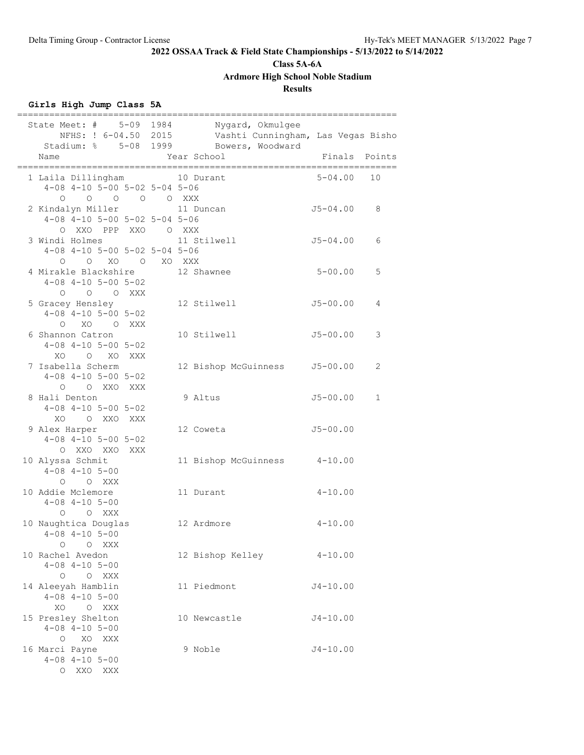**2022 OSSAA Track & Field State Championships - 5/13/2022 to 5/14/2022**

**Class 5A-6A**

**Ardmore High School Noble Stadium**

**Results**

### Girls High Jump Class 5A

```
=========================================================================
  State Meet: #    5-09  1984        Nygard, Okmulgee
       NFHS: ! 6-04.50  2015        Vashti Cunningham, Las Vegas Bisho
    Stadium: %    5-08  1999        Bowers, Woodward
    Name                    Year School                 Finals  Points
=========================================================================
  1 Laila Dillingham         10 Durant                  5-04.00   10
     4-08 4-10 5-00 5-02 5-04 5-06
        O    O    O    O    O  XXX
  2 Kindalyn Miller          11 Duncan                 J5-04.00    8
     4-08 4-10 5-00 5-02 5-04 5-06
        O  XXO  PPP  XXO    O  XXX
  3 Windi Holmes             11 Stilwell               J5-04.00    6
     4-08 4-10 5-00 5-02 5-04 5-06
        O    O   XO    O   XO  XXX
  4 Mirakle Blackshire       12 Shawnee                 5-00.00    5
     4-08 4-10 5-00 5-02
        O    O    O  XXX
  5 Gracey Hensley           12 Stilwell               J5-00.00    4
     4-08 4-10 5-00 5-02
        O   XO    O  XXX
  6 Shannon Catron           10 Stilwell               J5-00.00    3
     4-08 4-10 5-00 5-02
       XO    O   XO  XXX
  7 Isabella Scherm          12 Bishop McGuinness      J5-00.00    2
     4-08 4-10 5-00 5-02
        O    O  XXO  XXX
  8 Hali Denton               9 Altus                  J5-00.00    1
     4-08 4-10 5-00 5-02
       XO    O  XXO  XXX
  9 Alex Harper              12 Coweta                 J5-00.00
     4-08 4-10 5-00 5-02
        O  XXO  XXO  XXX
 10 Alyssa Schmit            11 Bishop McGuinness       4-10.00
     4-08 4-10 5-00
        O    O  XXX
 10 Addie Mclemore           11 Durant                  4-10.00
     4-08 4-10 5-00
        O    O  XXX
 10 Naughtica Douglas        12 Ardmore                 4-10.00
     4-08 4-10 5-00
        O    O  XXX
 10 Rachel Avedon            12 Bishop Kelley           4-10.00
     4-08 4-10 5-00
        O    O  XXX
 14 Aleeyah Hamblin          11 Piedmont               J4-10.00
     4-08 4-10 5-00
       XO    O  XXX
 15 Presley Shelton          10 Newcastle              J4-10.00
     4-08 4-10 5-00
        O   XO  XXX
 16 Marci Payne               9 Noble                  J4-10.00
     4-08 4-10 5-00
        O  XXO  XXX
```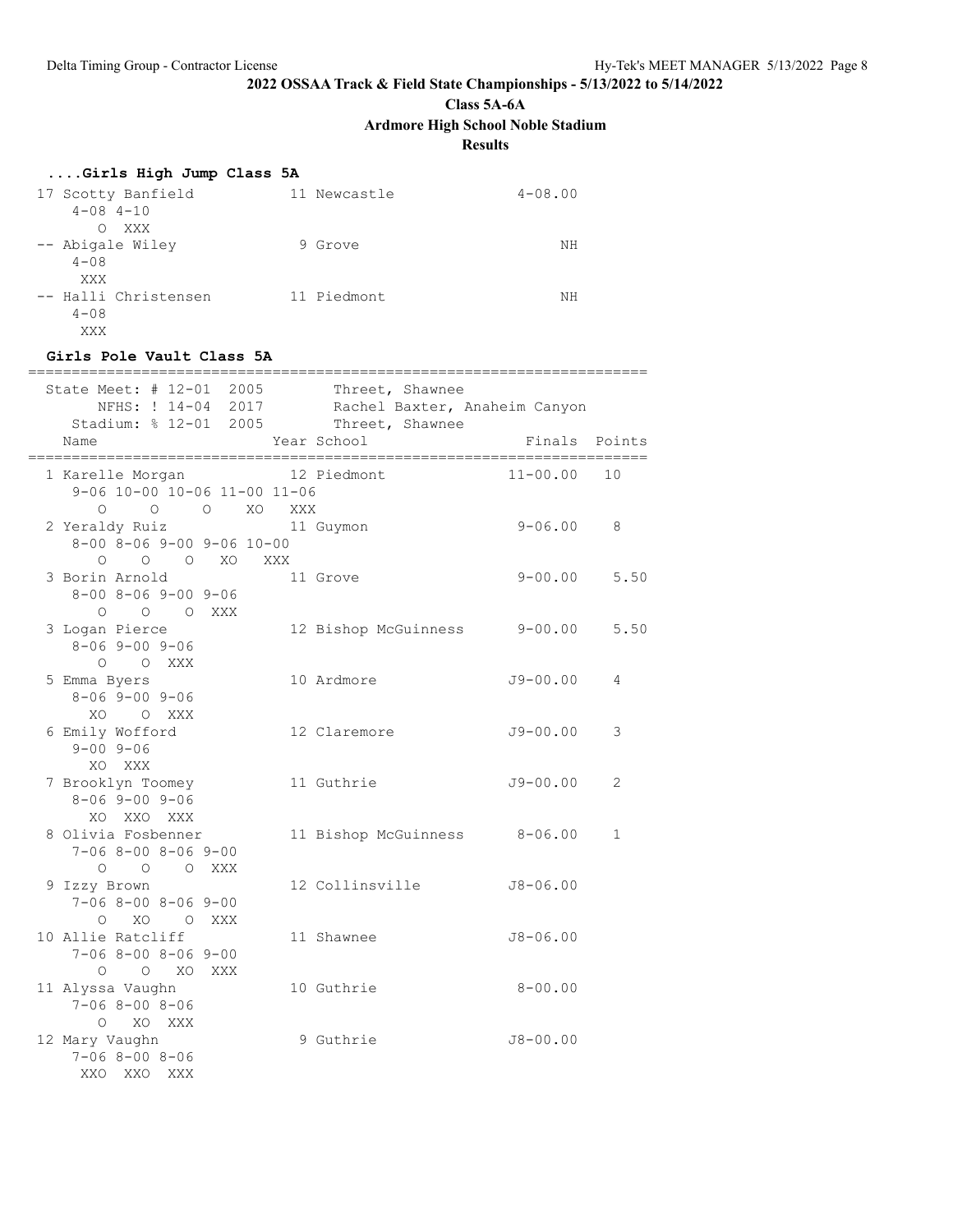**2022 OSSAA Track & Field State Championships - 5/13/2022 to 5/14/2022**

**Class 5A-6A**

**Ardmore High School Noble Stadium**

**Results**

### ....Girls High Jump Class 5A

```
 17 Scotty Banfield           11 Newcastle             4-08.00
     4-08 4-10
        O  XXX
 -- Abigale Wiley              9 Grove                      NH
     4-08
      XXX
 -- Halli Christensen         11 Piedmont                   NH
     4-08
      XXX
```

### Girls Pole Vault Class 5A

```
=======================================================================
   State Meet: # 12-01  2005        Threet, Shawnee
        NFHS: ! 14-04  2017        Rachel Baxter, Anaheim Canyon
     Stadium: % 12-01  2005        Threet, Shawnee
   Name                     Year School                 Finals  Points
=======================================================================
  1 Karelle Morgan           12 Piedmont              11-00.00   10
     9-06 10-00 10-06 11-00 11-06
        O     O     O    XO   XXX
  2 Yeraldy Ruiz             11 Guymon                 9-06.00    8
     8-00 8-06 9-00 9-06 10-00
        O    O    O   XO   XXX
  3 Borin Arnold             11 Grove                  9-00.00    5.50
     8-00 8-06 9-00 9-06
        O    O    O  XXX
  3 Logan Pierce             12 Bishop McGuinness      9-00.00    5.50
     8-06 9-00 9-06
        O    O  XXX
  5 Emma Byers               10 Ardmore               J9-00.00    4
     8-06 9-00 9-06
       XO    O  XXX
  6 Emily Wofford            12 Claremore             J9-00.00    3
     9-00 9-06
       XO  XXX
  7 Brooklyn Toomey          11 Guthrie               J9-00.00    2
     8-06 9-00 9-06
       XO  XXO  XXX
  8 Olivia Fosbenner         11 Bishop McGuinness      8-06.00    1
     7-06 8-00 8-06 9-00
        O    O    O  XXX
  9 Izzy Brown               12 Collinsville          J8-06.00
     7-06 8-00 8-06 9-00
        O   XO    O  XXX
 10 Allie Ratcliff           11 Shawnee               J8-06.00
     7-06 8-00 8-06 9-00
        O    O   XO  XXX
 11 Alyssa Vaughn            10 Guthrie                8-00.00
     7-06 8-00 8-06
        O   XO  XXX
 12 Mary Vaughn               9 Guthrie               J8-00.00
     7-06 8-00 8-06
      XXO  XXO  XXX
```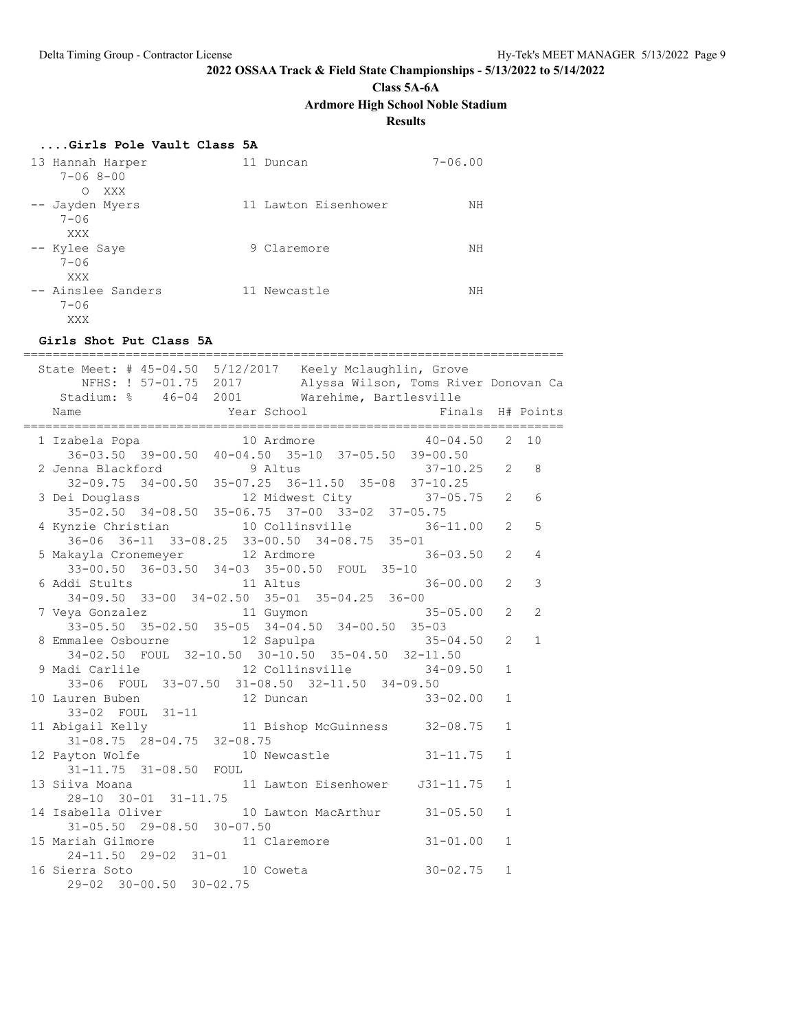**2022 OSSAA Track & Field State Championships - 5/13/2022 to 5/14/2022**

**Class 5A-6A**

**Ardmore High School Noble Stadium**

**Results**

### ....Girls Pole Vault Class 5A

```
 13 Hannah Harper            11 Duncan                 7-06.00
     7-06 8-00
        O  XXX
 -- Jayden Myers             11 Lawton Eisenhower           NH
     7-06
      XXX
 -- Kylee Saye                9 Claremore                   NH
     7-06
      XXX
 -- Ainslee Sanders          11 Newcastle                   NH
     7-06
      XXX
```

### Girls Shot Put Class 5A

```
=========================================================================
  State Meet: # 45-04.50  5/12/2017   Keely Mclaughlin, Grove
       NFHS: ! 57-01.75  2017        Alyssa Wilson, Toms River Donovan Ca
    Stadium: %    46-04  2001        Warehime, Bartlesville
    Name                    Year School                 Finals  H# Points
=========================================================================
  1 Izabela Popa             10 Ardmore                40-04.50   2  10
     36-03.50  39-00.50  40-04.50  35-10  37-05.50  39-00.50
  2 Jenna Blackford           9 Altus                  37-10.25   2   8
     32-09.75  34-00.50  35-07.25  36-11.50  35-08  37-10.25
  3 Dei Douglass             12 Midwest City           37-05.75   2   6
     35-02.50  34-08.50  35-06.75  37-00  33-02  37-05.75
  4 Kynzie Christian         10 Collinsville           36-11.00   2   5
     36-06  36-11  33-08.25  33-00.50  34-08.75  35-01
  5 Makayla Cronemeyer       12 Ardmore                36-03.50   2   4
     33-00.50  36-03.50  34-03  35-00.50  FOUL  35-10
  6 Addi Stults              11 Altus                  36-00.00   2   3
     34-09.50  33-00  34-02.50  35-01  35-04.25  36-00
  7 Veya Gonzalez            11 Guymon                 35-05.00   2   2
     33-05.50  35-02.50  35-05  34-04.50  34-00.50  35-03
  8 Emmalee Osbourne         12 Sapulpa                35-04.50   2   1
     34-02.50  FOUL  32-10.50  30-10.50  35-04.50  32-11.50
  9 Madi Carlile             12 Collinsville           34-09.50   1
     33-06  FOUL  33-07.50  31-08.50  32-11.50  34-09.50
 10 Lauren Buben             12 Duncan                 33-02.00   1
     33-02  FOUL  31-11
 11 Abigail Kelly            11 Bishop McGuinness      32-08.75   1
     31-08.75  28-04.75  32-08.75
 12 Payton Wolfe             10 Newcastle              31-11.75   1
     31-11.75  31-08.50  FOUL
 13 Siiva Moana              11 Lawton Eisenhower     J31-11.75   1
     28-10  30-01  31-11.75
 14 Isabella Oliver          10 Lawton MacArthur       31-05.50   1
     31-05.50  29-08.50  30-07.50
 15 Mariah Gilmore           11 Claremore              31-01.00   1
     24-11.50  29-02  31-01
 16 Sierra Soto              10 Coweta                 30-02.75   1
     29-02  30-00.50  30-02.75
```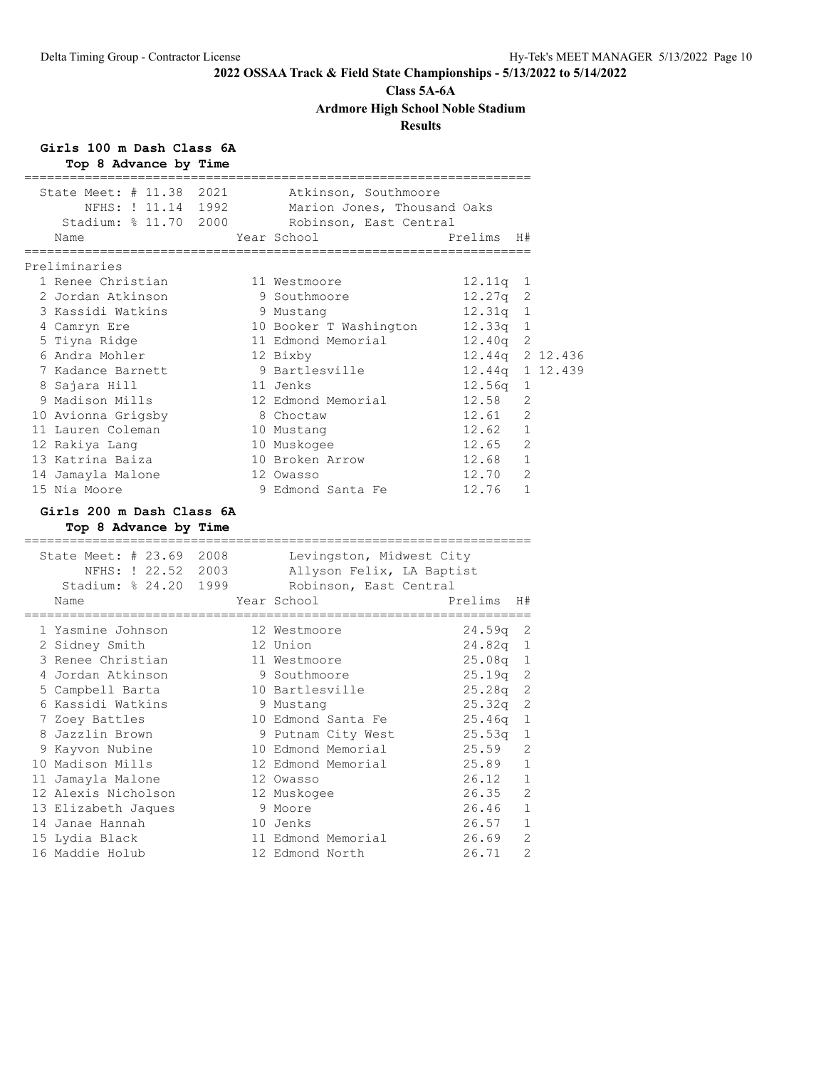## 2022 OSSAA Track & Field State Championships - 5/13/2022 to 5/14/2022

**Class 5A-6A**

**Ardmore High School Noble Stadium**

**Results**

### Girls 100 m Dash Class 6A

**Top 8 Advance by Time**

| Record | Mark | Year | Holder |
|---|---|---|---|
| State Meet: # | 11.38 | 2021 | Atkinson, Southmoore |
| NFHS: ! | 11.14 | 1992 | Marion Jones, Thousand Oaks |
| Stadium: % | 11.70 | 2000 | Robinson, East Central |

Preliminaries

| Place | Name | Year | School | Prelims | H# | |
|---|---|---|---|---|---|---|
| 1 | Renee Christian | 11 | Westmoore | 12.11q | 1 | |
| 2 | Jordan Atkinson | 9 | Southmoore | 12.27q | 2 | |
| 3 | Kassidi Watkins | 9 | Mustang | 12.31q | 1 | |
| 4 | Camryn Ere | 10 | Booker T Washington | 12.33q | 1 | |
| 5 | Tiyna Ridge | 11 | Edmond Memorial | 12.40q | 2 | |
| 6 | Andra Mohler | 12 | Bixby | 12.44q | 2 | 12.436 |
| 7 | Kadance Barnett | 9 | Bartlesville | 12.44q | 1 | 12.439 |
| 8 | Sajara Hill | 11 | Jenks | 12.56q | 1 | |
| 9 | Madison Mills | 12 | Edmond Memorial | 12.58 | 2 | |
| 10 | Avionna Grigsby | 8 | Choctaw | 12.61 | 2 | |
| 11 | Lauren Coleman | 10 | Mustang | 12.62 | 1 | |
| 12 | Rakiya Lang | 10 | Muskogee | 12.65 | 2 | |
| 13 | Katrina Baiza | 10 | Broken Arrow | 12.68 | 1 | |
| 14 | Jamayla Malone | 12 | Owasso | 12.70 | 2 | |
| 15 | Nia Moore | 9 | Edmond Santa Fe | 12.76 | 1 | |

### Girls 200 m Dash Class 6A

**Top 8 Advance by Time**

| Record | Mark | Year | Holder |
|---|---|---|---|
| State Meet: # | 23.69 | 2008 | Levingston, Midwest City |
| NFHS: ! | 22.52 | 2003 | Allyson Felix, LA Baptist |
| Stadium: % | 24.20 | 1999 | Robinson, East Central |

| Place | Name | Year | School | Prelims | H# |
|---|---|---|---|---|---|
| 1 | Yasmine Johnson | 12 | Westmoore | 24.59q | 2 |
| 2 | Sidney Smith | 12 | Union | 24.82q | 1 |
| 3 | Renee Christian | 11 | Westmoore | 25.08q | 1 |
| 4 | Jordan Atkinson | 9 | Southmoore | 25.19q | 2 |
| 5 | Campbell Barta | 10 | Bartlesville | 25.28q | 2 |
| 6 | Kassidi Watkins | 9 | Mustang | 25.32q | 2 |
| 7 | Zoey Battles | 10 | Edmond Santa Fe | 25.46q | 1 |
| 8 | Jazzlin Brown | 9 | Putnam City West | 25.53q | 1 |
| 9 | Kayvon Nubine | 10 | Edmond Memorial | 25.59 | 2 |
| 10 | Madison Mills | 12 | Edmond Memorial | 25.89 | 1 |
| 11 | Jamayla Malone | 12 | Owasso | 26.12 | 1 |
| 12 | Alexis Nicholson | 12 | Muskogee | 26.35 | 2 |
| 13 | Elizabeth Jaques | 9 | Moore | 26.46 | 1 |
| 14 | Janae Hannah | 10 | Jenks | 26.57 | 1 |
| 15 | Lydia Black | 11 | Edmond Memorial | 26.69 | 2 |
| 16 | Maddie Holub | 12 | Edmond North | 26.71 | 2 |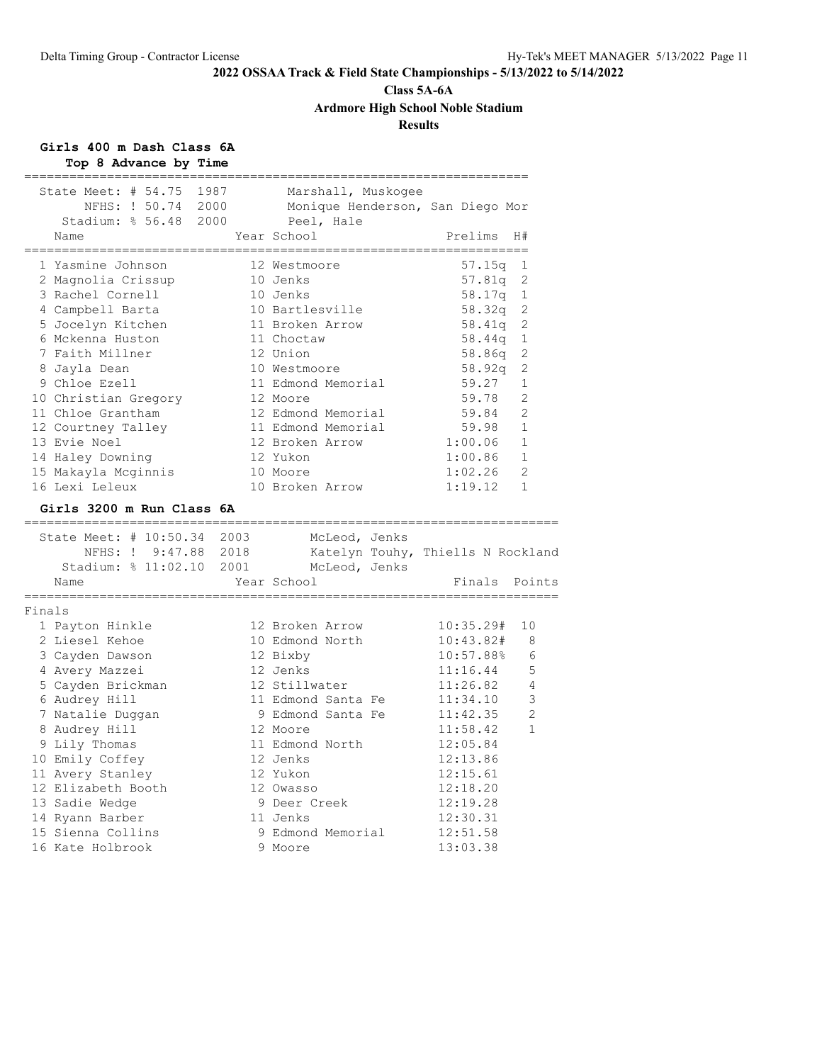**2022 OSSAA Track & Field State Championships - 5/13/2022 to 5/14/2022**

**Class 5A-6A**

**Ardmore High School Noble Stadium**

**Results**

## Girls 400 m Dash Class 6A

**Top 8 Advance by Time**

State Meet: # 54.75 1987 Marshall, Muskogee
NFHS: ! 50.74 2000 Monique Henderson, San Diego Mor
Stadium: % 56.48 2000 Peel, Hale

| | Name | Year | School | Prelims | H# |
|---|---|---|---|---|---|
| 1 | Yasmine Johnson | 12 | Westmoore | 57.15q | 1 |
| 2 | Magnolia Crissup | 10 | Jenks | 57.81q | 2 |
| 3 | Rachel Cornell | 10 | Jenks | 58.17q | 1 |
| 4 | Campbell Barta | 10 | Bartlesville | 58.32q | 2 |
| 5 | Jocelyn Kitchen | 11 | Broken Arrow | 58.41q | 2 |
| 6 | Mckenna Huston | 11 | Choctaw | 58.44q | 1 |
| 7 | Faith Millner | 12 | Union | 58.86q | 2 |
| 8 | Jayla Dean | 10 | Westmoore | 58.92q | 2 |
| 9 | Chloe Ezell | 11 | Edmond Memorial | 59.27 | 1 |
| 10 | Christian Gregory | 12 | Moore | 59.78 | 2 |
| 11 | Chloe Grantham | 12 | Edmond Memorial | 59.84 | 2 |
| 12 | Courtney Talley | 11 | Edmond Memorial | 59.98 | 1 |
| 13 | Evie Noel | 12 | Broken Arrow | 1:00.06 | 1 |
| 14 | Haley Downing | 12 | Yukon | 1:00.86 | 1 |
| 15 | Makayla Mcginnis | 10 | Moore | 1:02.26 | 2 |
| 16 | Lexi Leleux | 10 | Broken Arrow | 1:19.12 | 1 |

## Girls 3200 m Run Class 6A

State Meet: # 10:50.34 2003 McLeod, Jenks
NFHS: ! 9:47.88 2018 Katelyn Touhy, Thiells N Rockland
Stadium: % 11:02.10 2001 McLeod, Jenks

**Finals**

| | Name | Year | School | Finals | Points |
|---|---|---|---|---|---|
| 1 | Payton Hinkle | 12 | Broken Arrow | 10:35.29# | 10 |
| 2 | Liesel Kehoe | 10 | Edmond North | 10:43.82# | 8 |
| 3 | Cayden Dawson | 12 | Bixby | 10:57.88% | 6 |
| 4 | Avery Mazzei | 12 | Jenks | 11:16.44 | 5 |
| 5 | Cayden Brickman | 12 | Stillwater | 11:26.82 | 4 |
| 6 | Audrey Hill | 11 | Edmond Santa Fe | 11:34.10 | 3 |
| 7 | Natalie Duggan | 9 | Edmond Santa Fe | 11:42.35 | 2 |
| 8 | Audrey Hill | 12 | Moore | 11:58.42 | 1 |
| 9 | Lily Thomas | 11 | Edmond North | 12:05.84 | |
| 10 | Emily Coffey | 12 | Jenks | 12:13.86 | |
| 11 | Avery Stanley | 12 | Yukon | 12:15.61 | |
| 12 | Elizabeth Booth | 12 | Owasso | 12:18.20 | |
| 13 | Sadie Wedge | 9 | Deer Creek | 12:19.28 | |
| 14 | Ryann Barber | 11 | Jenks | 12:30.31 | |
| 15 | Sienna Collins | 9 | Edmond Memorial | 12:51.58 | |
| 16 | Kate Holbrook | 9 | Moore | 13:03.38 | |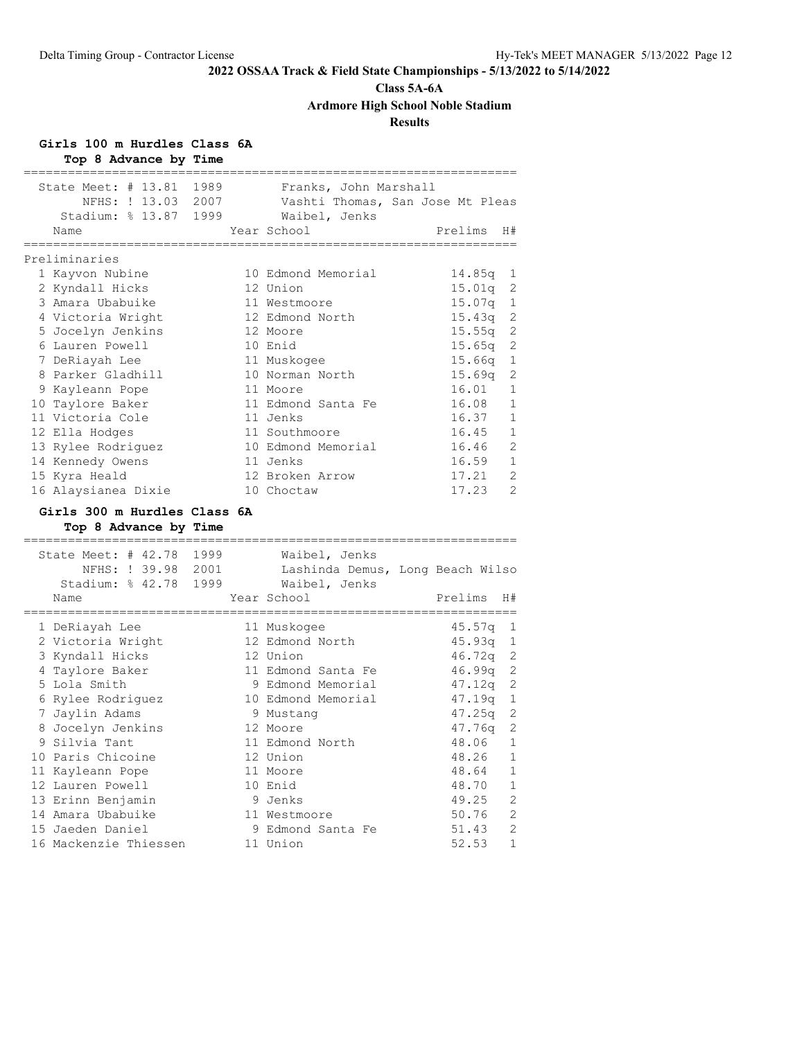## 2022 OSSAA Track & Field State Championships - 5/13/2022 to 5/14/2022

**Class 5A-6A**

**Ardmore High School Noble Stadium**

**Results**

### Girls 100 m Hurdles Class 6A

**Top 8 Advance by Time**

State Meet: # 13.81 1989 Franks, John Marshall
NFHS: ! 13.03 2007 Vashti Thomas, San Jose Mt Pleas
Stadium: % 13.87 1999 Waibel, Jenks

**Preliminaries**

| | Name | Year | School | Prelims | H# |
|---|---|---|---|---|---|
| 1 | Kayvon Nubine | 10 | Edmond Memorial | 14.85q | 1 |
| 2 | Kyndall Hicks | 12 | Union | 15.01q | 2 |
| 3 | Amara Ubabuike | 11 | Westmoore | 15.07q | 1 |
| 4 | Victoria Wright | 12 | Edmond North | 15.43q | 2 |
| 5 | Jocelyn Jenkins | 12 | Moore | 15.55q | 2 |
| 6 | Lauren Powell | 10 | Enid | 15.65q | 2 |
| 7 | DeRiayah Lee | 11 | Muskogee | 15.66q | 1 |
| 8 | Parker Gladhill | 10 | Norman North | 15.69q | 2 |
| 9 | Kayleann Pope | 11 | Moore | 16.01 | 1 |
| 10 | Taylore Baker | 11 | Edmond Santa Fe | 16.08 | 1 |
| 11 | Victoria Cole | 11 | Jenks | 16.37 | 1 |
| 12 | Ella Hodges | 11 | Southmoore | 16.45 | 1 |
| 13 | Rylee Rodriguez | 10 | Edmond Memorial | 16.46 | 2 |
| 14 | Kennedy Owens | 11 | Jenks | 16.59 | 1 |
| 15 | Kyra Heald | 12 | Broken Arrow | 17.21 | 2 |
| 16 | Alaysianea Dixie | 10 | Choctaw | 17.23 | 2 |

### Girls 300 m Hurdles Class 6A

**Top 8 Advance by Time**

State Meet: # 42.78 1999 Waibel, Jenks
NFHS: ! 39.98 2001 Lashinda Demus, Long Beach Wilso
Stadium: % 42.78 1999 Waibel, Jenks

| | Name | Year | School | Prelims | H# |
|---|---|---|---|---|---|
| 1 | DeRiayah Lee | 11 | Muskogee | 45.57q | 1 |
| 2 | Victoria Wright | 12 | Edmond North | 45.93q | 1 |
| 3 | Kyndall Hicks | 12 | Union | 46.72q | 2 |
| 4 | Taylore Baker | 11 | Edmond Santa Fe | 46.99q | 2 |
| 5 | Lola Smith | 9 | Edmond Memorial | 47.12q | 2 |
| 6 | Rylee Rodriguez | 10 | Edmond Memorial | 47.19q | 1 |
| 7 | Jaylin Adams | 9 | Mustang | 47.25q | 2 |
| 8 | Jocelyn Jenkins | 12 | Moore | 47.76q | 2 |
| 9 | Silvia Tant | 11 | Edmond North | 48.06 | 1 |
| 10 | Paris Chicoine | 12 | Union | 48.26 | 1 |
| 11 | Kayleann Pope | 11 | Moore | 48.64 | 1 |
| 12 | Lauren Powell | 10 | Enid | 48.70 | 1 |
| 13 | Erinn Benjamin | 9 | Jenks | 49.25 | 2 |
| 14 | Amara Ubabuike | 11 | Westmoore | 50.76 | 2 |
| 15 | Jaeden Daniel | 9 | Edmond Santa Fe | 51.43 | 2 |
| 16 | Mackenzie Thiessen | 11 | Union | 52.53 | 1 |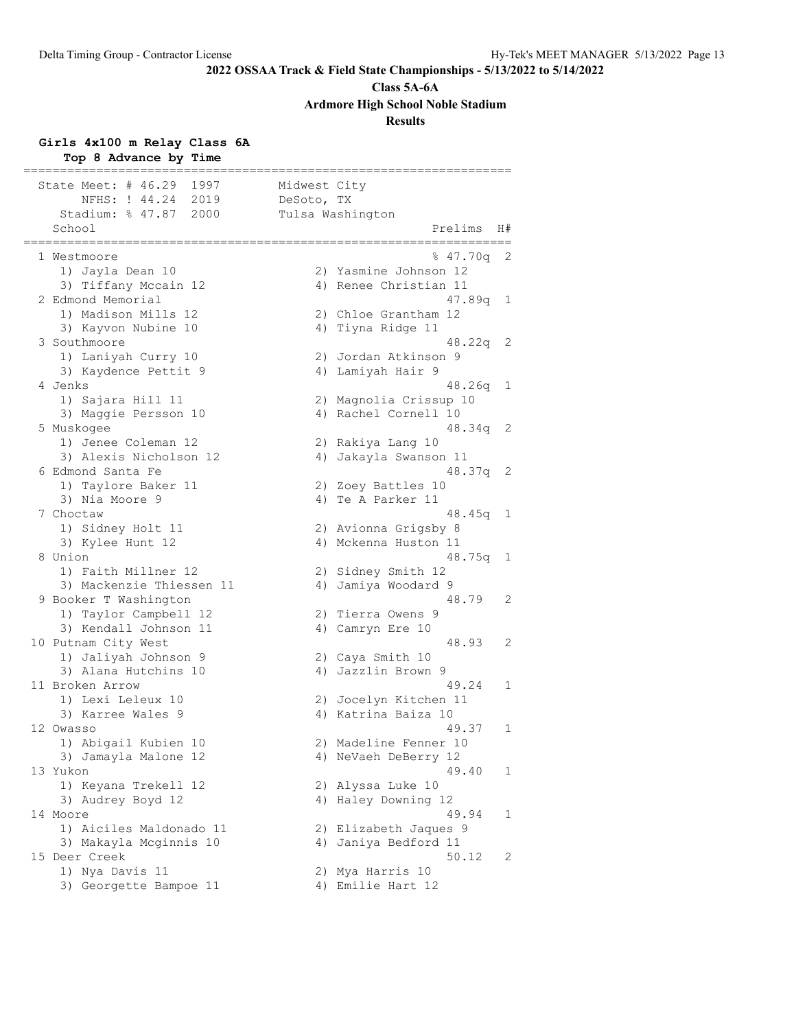**2022 OSSAA Track & Field State Championships - 5/13/2022 to 5/14/2022**

**Class 5A-6A**

**Ardmore High School Noble Stadium**

**Results**

### Girls 4x100 m Relay Class 6A

**Top 8 Advance by Time**

```
===================================================================
  State Meet: # 46.29  1997       Midwest City                     
        NFHS: ! 44.24  2019       DeSoto, TX                       
     Stadium: % 47.87  2000       Tulsa Washington                 
    School                                            Prelims  H#
===================================================================
  1 Westmoore                                         % 47.70q  2 
     1) Jayla Dean 10                   2) Yasmine Johnson 12      
     3) Tiffany Mccain 12               4) Renee Christian 11      
  2 Edmond Memorial                                     47.89q  1 
     1) Madison Mills 12                2) Chloe Grantham 12       
     3) Kayvon Nubine 10                4) Tiyna Ridge 11          
  3 Southmoore                                          48.22q  2 
     1) Laniyah Curry 10                2) Jordan Atkinson 9       
     3) Kaydence Pettit 9               4) Lamiyah Hair 9          
  4 Jenks                                               48.26q  1 
     1) Sajara Hill 11                  2) Magnolia Crissup 10     
     3) Maggie Persson 10               4) Rachel Cornell 10       
  5 Muskogee                                            48.34q  2 
     1) Jenee Coleman 12                2) Rakiya Lang 10          
     3) Alexis Nicholson 12             4) Jakayla Swanson 11      
  6 Edmond Santa Fe                                     48.37q  2 
     1) Taylore Baker 11                2) Zoey Battles 10         
     3) Nia Moore 9                     4) Te A Parker 11          
  7 Choctaw                                             48.45q  1 
     1) Sidney Holt 11                  2) Avionna Grigsby 8       
     3) Kylee Hunt 12                   4) Mckenna Huston 11       
  8 Union                                               48.75q  1 
     1) Faith Millner 12                2) Sidney Smith 12         
     3) Mackenzie Thiessen 11           4) Jamiya Woodard 9        
  9 Booker T Washington                                 48.79   2 
     1) Taylor Campbell 12              2) Tierra Owens 9          
     3) Kendall Johnson 11              4) Camryn Ere 10           
 10 Putnam City West                                    48.93   2 
     1) Jaliyah Johnson 9               2) Caya Smith 10           
     3) Alana Hutchins 10               4) Jazzlin Brown 9         
 11 Broken Arrow                                        49.24   1 
     1) Lexi Leleux 10                  2) Jocelyn Kitchen 11      
     3) Karree Wales 9                  4) Katrina Baiza 10        
 12 Owasso                                              49.37   1 
     1) Abigail Kubien 10               2) Madeline Fenner 10      
     3) Jamayla Malone 12               4) NeVaeh DeBerry 12       
 13 Yukon                                               49.40   1 
     1) Keyana Trekell 12               2) Alyssa Luke 10          
     3) Audrey Boyd 12                  4) Haley Downing 12        
 14 Moore                                               49.94   1 
     1) Aiciles Maldonado 11            2) Elizabeth Jaques 9      
     3) Makayla Mcginnis 10             4) Janiya Bedford 11       
 15 Deer Creek                                          50.12   2 
     1) Nya Davis 11                    2) Mya Harris 10           
     3) Georgette Bampoe 11             4) Emilie Hart 12          
```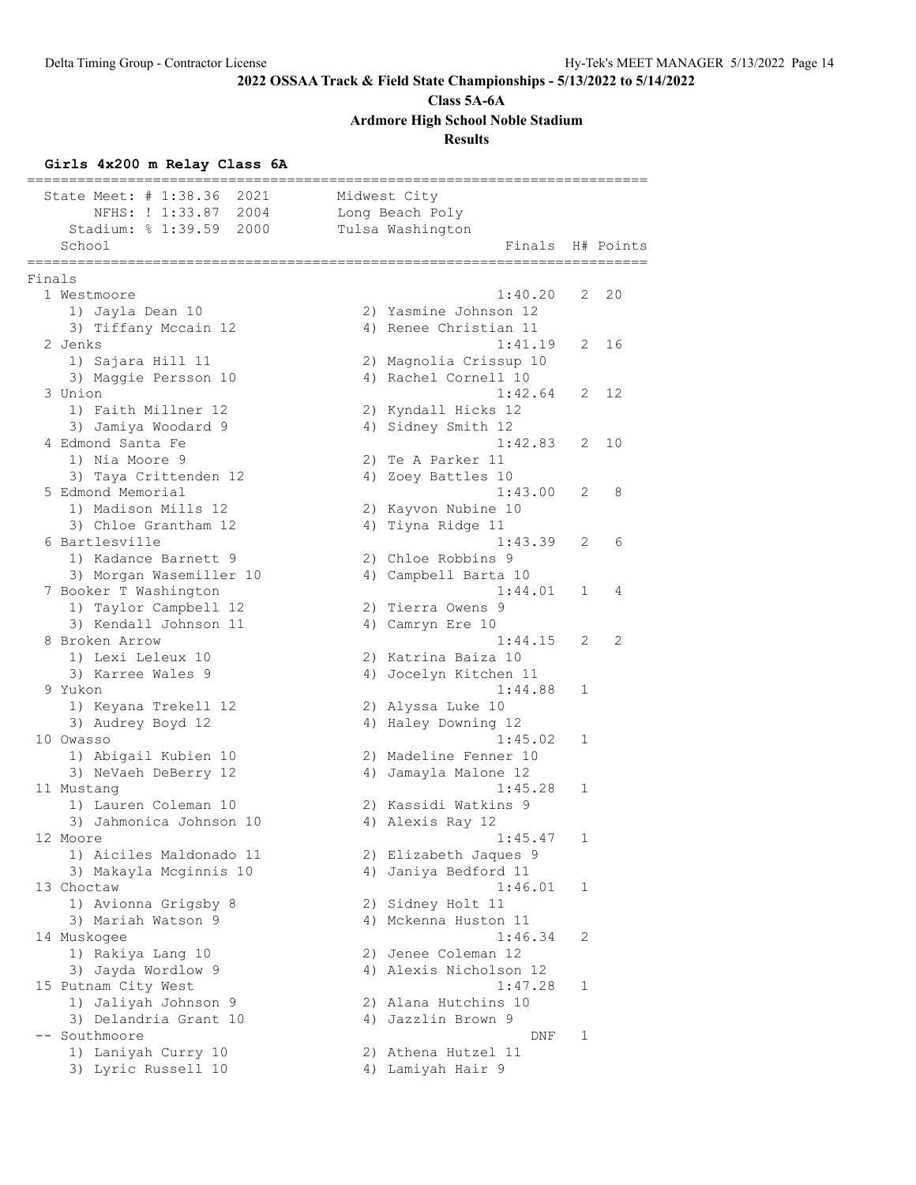## 2022 OSSAA Track & Field State Championships - 5/13/2022 to 5/14/2022

**Class 5A-6A**

**Ardmore High School Noble Stadium**

**Results**

### Girls 4x200 m Relay Class 6A

State Meet: # 1:38.36 2021 Midwest City
NFHS: ! 1:33.87 2004 Long Beach Poly
Stadium: % 1:39.59 2000 Tulsa Washington

**Finals**

| Place | School | Finals | H# | Points |
|---|---|---|---|---|
| 1 | Westmoore | 1:40.20 | 2 | 20 |
| | 1) Jayla Dean 10; 2) Yasmine Johnson 12; 3) Tiffany Mccain 12; 4) Renee Christian 11 | | | |
| 2 | Jenks | 1:41.19 | 2 | 16 |
| | 1) Sajara Hill 11; 2) Magnolia Crissup 10; 3) Maggie Persson 10; 4) Rachel Cornell 10 | | | |
| 3 | Union | 1:42.64 | 2 | 12 |
| | 1) Faith Millner 12; 2) Kyndall Hicks 12; 3) Jamiya Woodard 9; 4) Sidney Smith 12 | | | |
| 4 | Edmond Santa Fe | 1:42.83 | 2 | 10 |
| | 1) Nia Moore 9; 2) Te A Parker 11; 3) Taya Crittenden 12; 4) Zoey Battles 10 | | | |
| 5 | Edmond Memorial | 1:43.00 | 2 | 8 |
| | 1) Madison Mills 12; 2) Kayvon Nubine 10; 3) Chloe Grantham 12; 4) Tiyna Ridge 11 | | | |
| 6 | Bartlesville | 1:43.39 | 2 | 6 |
| | 1) Kadance Barnett 9; 2) Chloe Robbins 9; 3) Morgan Wasemiller 10; 4) Campbell Barta 10 | | | |
| 7 | Booker T Washington | 1:44.01 | 1 | 4 |
| | 1) Taylor Campbell 12; 2) Tierra Owens 9; 3) Kendall Johnson 11; 4) Camryn Ere 10 | | | |
| 8 | Broken Arrow | 1:44.15 | 2 | 2 |
| | 1) Lexi Leleux 10; 2) Katrina Baiza 10; 3) Karree Wales 9; 4) Jocelyn Kitchen 11 | | | |
| 9 | Yukon | 1:44.88 | 1 | |
| | 1) Keyana Trekell 12; 2) Alyssa Luke 10; 3) Audrey Boyd 12; 4) Haley Downing 12 | | | |
| 10 | Owasso | 1:45.02 | 1 | |
| | 1) Abigail Kubien 10; 2) Madeline Fenner 10; 3) NeVaeh DeBerry 12; 4) Jamayla Malone 12 | | | |
| 11 | Mustang | 1:45.28 | 1 | |
| | 1) Lauren Coleman 10; 2) Kassidi Watkins 9; 3) Jahmonica Johnson 10; 4) Alexis Ray 12 | | | |
| 12 | Moore | 1:45.47 | 1 | |
| | 1) Aiciles Maldonado 11; 2) Elizabeth Jaques 9; 3) Makayla Mcginnis 10; 4) Janiya Bedford 11 | | | |
| 13 | Choctaw | 1:46.01 | 1 | |
| | 1) Avionna Grigsby 8; 2) Sidney Holt 11; 3) Mariah Watson 9; 4) Mckenna Huston 11 | | | |
| 14 | Muskogee | 1:46.34 | 2 | |
| | 1) Rakiya Lang 10; 2) Jenee Coleman 12; 3) Jayda Wordlow 9; 4) Alexis Nicholson 12 | | | |
| 15 | Putnam City West | 1:47.28 | 1 | |
| | 1) Jaliyah Johnson 9; 2) Alana Hutchins 10; 3) Delandria Grant 10; 4) Jazzlin Brown 9 | | | |
| -- | Southmoore | DNF | 1 | |
| | 1) Laniyah Curry 10; 2) Athena Hutzel 11; 3) Lyric Russell 10; 4) Lamiyah Hair 9 | | | |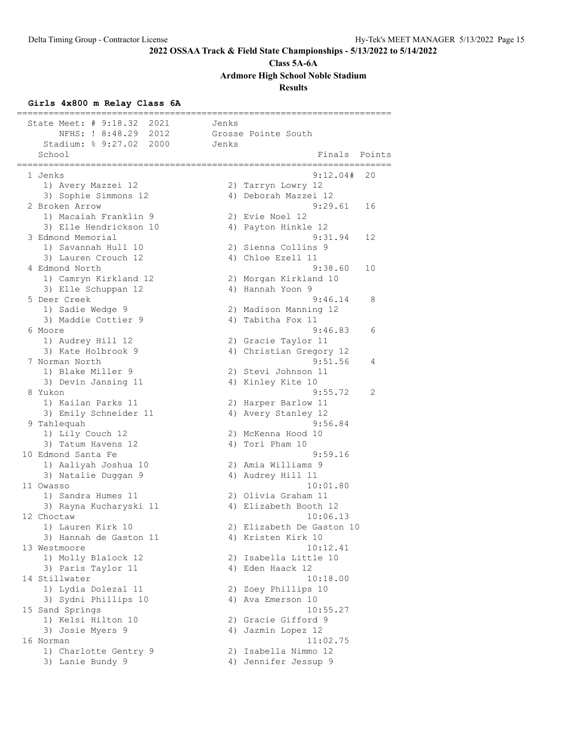**2022 OSSAA Track & Field State Championships - 5/13/2022 to 5/14/2022**

**Class 5A-6A**

**Ardmore High School Noble Stadium**

**Results**

### Girls 4x800 m Relay Class 6A

```
=======================================================================
  State Meet: # 9:18.32  2021       Jenks
       NFHS: ! 8:48.29  2012        Grosse Pointe South
    Stadium: % 9:27.02  2000        Jenks
    School                                            Finals  Points
=======================================================================
  1 Jenks                                           9:12.04#  20
     1) Avery Mazzei 12                2) Tarryn Lowry 12
     3) Sophie Simmons 12              4) Deborah Mazzei 12
  2 Broken Arrow                                    9:29.61   16
     1) Macaiah Franklin 9             2) Evie Noel 12
     3) Elle Hendrickson 10            4) Payton Hinkle 12
  3 Edmond Memorial                                 9:31.94   12
     1) Savannah Hull 10               2) Sienna Collins 9
     3) Lauren Crouch 12               4) Chloe Ezell 11
  4 Edmond North                                    9:38.60   10
     1) Camryn Kirkland 12             2) Morgan Kirkland 10
     3) Elle Schuppan 12               4) Hannah Yoon 9
  5 Deer Creek                                      9:46.14    8
     1) Sadie Wedge 9                  2) Madison Manning 12
     3) Maddie Cottier 9               4) Tabitha Fox 11
  6 Moore                                           9:46.83    6
     1) Audrey Hill 12                 2) Gracie Taylor 11
     3) Kate Holbrook 9                4) Christian Gregory 12
  7 Norman North                                    9:51.56    4
     1) Blake Miller 9                 2) Stevi Johnson 11
     3) Devin Jansing 11               4) Kinley Kite 10
  8 Yukon                                           9:55.72    2
     1) Kailan Parks 11                2) Harper Barlow 11
     3) Emily Schneider 11             4) Avery Stanley 12
  9 Tahlequah                                       9:56.84
     1) Lily Couch 12                  2) McKenna Hood 10
     3) Tatum Havens 12                4) Tori Pham 10
 10 Edmond Santa Fe                                 9:59.16
     1) Aaliyah Joshua 10              2) Amia Williams 9
     3) Natalie Duggan 9               4) Audrey Hill 11
 11 Owasso                                         10:01.80
     1) Sandra Humes 11                2) Olivia Graham 11
     3) Rayna Kucharyski 11            4) Elizabeth Booth 12
 12 Choctaw                                        10:06.13
     1) Lauren Kirk 10                 2) Elizabeth De Gaston 10
     3) Hannah de Gaston 11            4) Kristen Kirk 10
 13 Westmoore                                      10:12.41
     1) Molly Blalock 12               2) Isabella Little 10
     3) Paris Taylor 11                4) Eden Haack 12
 14 Stillwater                                     10:18.00
     1) Lydia Dolezal 11               2) Zoey Phillips 10
     3) Sydni Phillips 10              4) Ava Emerson 10
 15 Sand Springs                                   10:55.27
     1) Kelsi Hilton 10                2) Gracie Gifford 9
     3) Josie Myers 9                  4) Jazmin Lopez 12
 16 Norman                                         11:02.75
     1) Charlotte Gentry 9             2) Isabella Nimmo 12
     3) Lanie Bundy 9                  4) Jennifer Jessup 9
```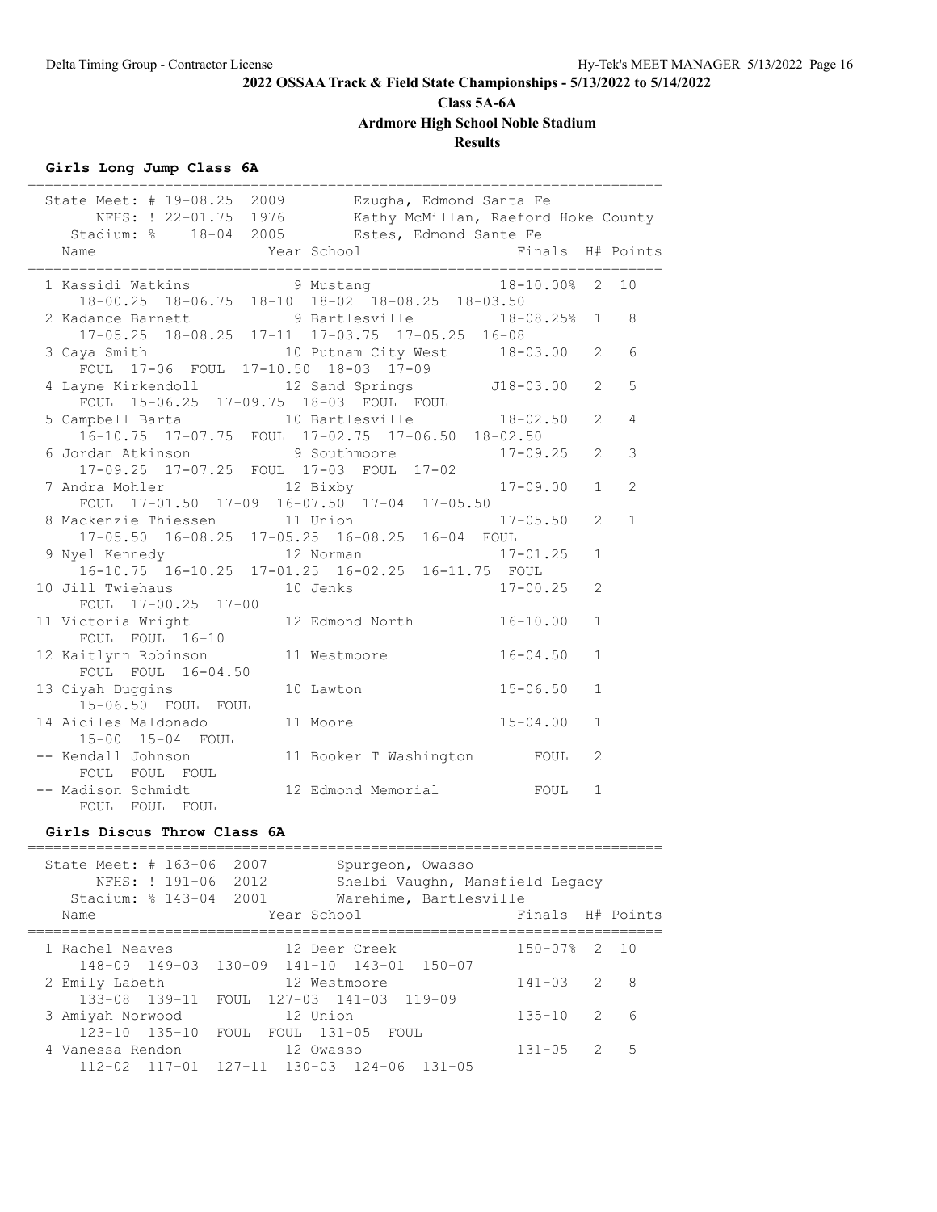# 2022 OSSAA Track & Field State Championships - 5/13/2022 to 5/14/2022

## Class 5A-6A

## Ardmore High School Noble Stadium

## Results

### Girls Long Jump Class 6A

State Meet: # 19-08.25 2009 Ezugha, Edmond Santa Fe
NFHS: ! 22-01.75 1976 Kathy McMillan, Raeford Hoke County
Stadium: % 18-04 2005 Estes, Edmond Sante Fe

| Place | Name | Year | School | Finals | H# | Points |
|---|---|---|---|---|---|---|
| 1 | Kassidi Watkins | 9 | Mustang | 18-10.00% | 2 | 10 |
| | 18-00.25 18-06.75 18-10 18-02 18-08.25 18-03.50 | | | | | |
| 2 | Kadance Barnett | 9 | Bartlesville | 18-08.25% | 1 | 8 |
| | 17-05.25 18-08.25 17-11 17-03.75 17-05.25 16-08 | | | | | |
| 3 | Caya Smith | 10 | Putnam City West | 18-03.00 | 2 | 6 |
| | FOUL 17-06 FOUL 17-10.50 18-03 17-09 | | | | | |
| 4 | Layne Kirkendoll | 12 | Sand Springs | J18-03.00 | 2 | 5 |
| | FOUL 15-06.25 17-09.75 18-03 FOUL FOUL | | | | | |
| 5 | Campbell Barta | 10 | Bartlesville | 18-02.50 | 2 | 4 |
| | 16-10.75 17-07.75 FOUL 17-02.75 17-06.50 18-02.50 | | | | | |
| 6 | Jordan Atkinson | 9 | Southmoore | 17-09.25 | 2 | 3 |
| | 17-09.25 17-07.25 FOUL 17-03 FOUL 17-02 | | | | | |
| 7 | Andra Mohler | 12 | Bixby | 17-09.00 | 1 | 2 |
| | FOUL 17-01.50 17-09 16-07.50 17-04 17-05.50 | | | | | |
| 8 | Mackenzie Thiessen | 11 | Union | 17-05.50 | 2 | 1 |
| | 17-05.50 16-08.25 17-05.25 16-08.25 16-04 FOUL | | | | | |
| 9 | Nyel Kennedy | 12 | Norman | 17-01.25 | 1 | |
| | 16-10.75 16-10.25 17-01.25 16-02.25 16-11.75 FOUL | | | | | |
| 10 | Jill Twiehaus | 10 | Jenks | 17-00.25 | 2 | |
| | FOUL 17-00.25 17-00 | | | | | |
| 11 | Victoria Wright | 12 | Edmond North | 16-10.00 | 1 | |
| | FOUL FOUL 16-10 | | | | | |
| 12 | Kaitlynn Robinson | 11 | Westmoore | 16-04.50 | 1 | |
| | FOUL FOUL 16-04.50 | | | | | |
| 13 | Ciyah Duggins | 10 | Lawton | 15-06.50 | 1 | |
| | 15-06.50 FOUL FOUL | | | | | |
| 14 | Aiciles Maldonado | 11 | Moore | 15-04.00 | 1 | |
| | 15-00 15-04 FOUL | | | | | |
| -- | Kendall Johnson | 11 | Booker T Washington | FOUL | 2 | |
| | FOUL FOUL FOUL | | | | | |
| -- | Madison Schmidt | 12 | Edmond Memorial | FOUL | 1 | |
| | FOUL FOUL FOUL | | | | | |

### Girls Discus Throw Class 6A

State Meet: # 163-06 2007 Spurgeon, Owasso
NFHS: ! 191-06 2012 Shelbi Vaughn, Mansfield Legacy
Stadium: % 143-04 2001 Warehime, Bartlesville

| Place | Name | Year | School | Finals | H# | Points |
|---|---|---|---|---|---|---|
| 1 | Rachel Neaves | 12 | Deer Creek | 150-07% | 2 | 10 |
| | 148-09 149-03 130-09 141-10 143-01 150-07 | | | | | |
| 2 | Emily Labeth | 12 | Westmoore | 141-03 | 2 | 8 |
| | 133-08 139-11 FOUL 127-03 141-03 119-09 | | | | | |
| 3 | Amiyah Norwood | 12 | Union | 135-10 | 2 | 6 |
| | 123-10 135-10 FOUL FOUL 131-05 FOUL | | | | | |
| 4 | Vanessa Rendon | 12 | Owasso | 131-05 | 2 | 5 |
| | 112-02 117-01 127-11 130-03 124-06 131-05 | | | | | |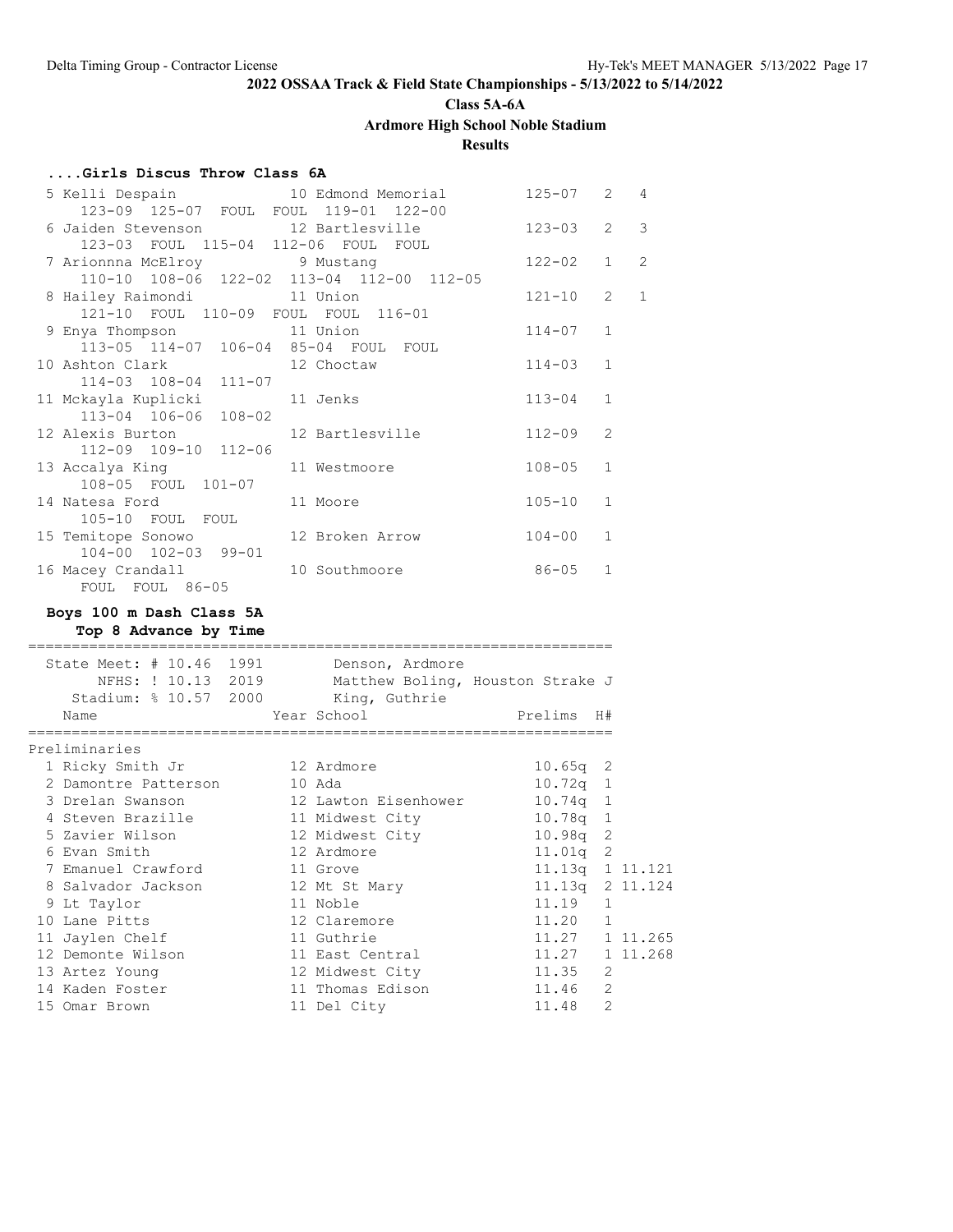2022 OSSAA Track & Field State Championships - 5/13/2022 to 5/14/2022

Class 5A-6A

Ardmore High School Noble Stadium

Results

### ....Girls Discus Throw Class 6A

```
  5 Kelli Despain            10 Edmond Memorial        125-07   2   4
     123-09  125-07  FOUL  FOUL  119-01  122-00
  6 Jaiden Stevenson         12 Bartlesville           123-03   2   3
     123-03  FOUL  115-04  112-06  FOUL  FOUL
  7 Arionnna McElroy          9 Mustang                122-02   1   2
     110-10  108-06  122-02  113-04  112-00  112-05
  8 Hailey Raimondi          11 Union                  121-10   2   1
     121-10  FOUL  110-09  FOUL  FOUL  116-01
  9 Enya Thompson            11 Union                  114-07   1
     113-05  114-07  106-04  85-04  FOUL  FOUL
 10 Ashton Clark             12 Choctaw                114-03   1
     114-03  108-04  111-07
 11 Mckayla Kuplicki         11 Jenks                  113-04   1
     113-04  106-06  108-02
 12 Alexis Burton            12 Bartlesville           112-09   2
     112-09  109-10  112-06
 13 Accalya King             11 Westmoore              108-05   1
     108-05  FOUL  101-07
 14 Natesa Ford              11 Moore                  105-10   1
     105-10  FOUL  FOUL
 15 Temitope Sonowo          12 Broken Arrow           104-00   1
     104-00  102-03  99-01
 16 Macey Crandall           10 Southmoore              86-05   1
     FOUL  FOUL  86-05
```

### Boys 100 m Dash Class 5A

**Top 8 Advance by Time**

```
===================================================================
  State Meet: # 10.46  1991        Denson, Ardmore
        NFHS: ! 10.13  2019        Matthew Boling, Houston Strake J
     Stadium: % 10.57  2000        King, Guthrie
    Name                    Year School                Prelims  H#
===================================================================
Preliminaries
  1 Ricky Smith Jr          12 Ardmore                10.65q  2
  2 Damontre Patterson      10 Ada                    10.72q  1
  3 Drelan Swanson          12 Lawton Eisenhower      10.74q  1
  4 Steven Brazille         11 Midwest City           10.78q  1
  5 Zavier Wilson           12 Midwest City           10.98q  2
  6 Evan Smith              12 Ardmore                11.01q  2
  7 Emanuel Crawford        11 Grove                  11.13q  1 11.121
  8 Salvador Jackson        12 Mt St Mary             11.13q  2 11.124
  9 Lt Taylor               11 Noble                  11.19   1
 10 Lane Pitts              12 Claremore              11.20   1
 11 Jaylen Chelf            11 Guthrie                11.27   1 11.265
 12 Demonte Wilson          11 East Central           11.27   1 11.268
 13 Artez Young             12 Midwest City           11.35   2
 14 Kaden Foster            11 Thomas Edison          11.46   2
 15 Omar Brown              11 Del City               11.48   2
```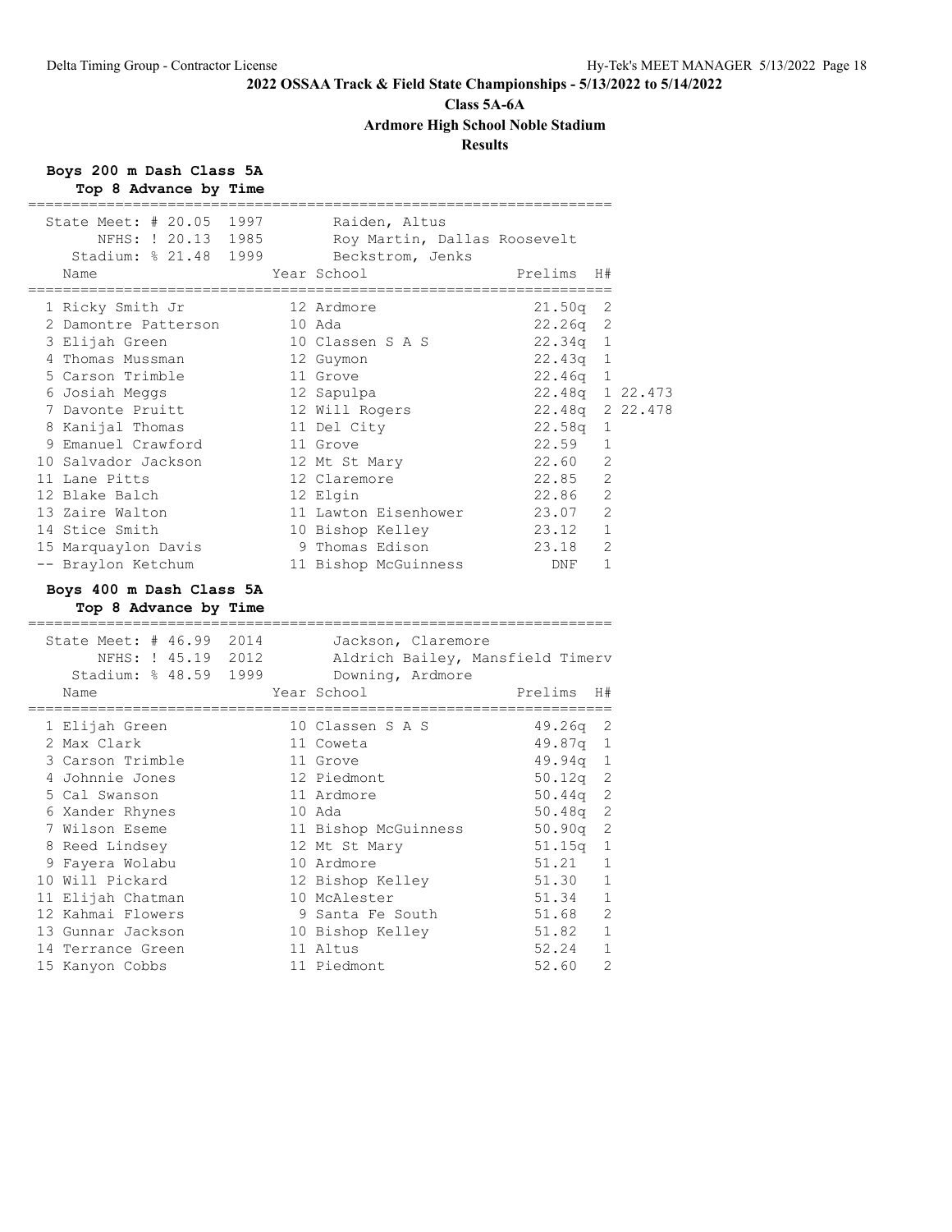## 2022 OSSAA Track & Field State Championships - 5/13/2022 to 5/14/2022

**Class 5A-6A**

**Ardmore High School Noble Stadium**

**Results**

### Boys 200 m Dash Class 5A

**Top 8 Advance by Time**

State Meet: # 20.05 1997 Raiden, Altus
NFHS: ! 20.13 1985 Roy Martin, Dallas Roosevelt
Stadium: % 21.48 1999 Beckstrom, Jenks

| Place | Name | Year | School | Prelims | H# | |
|---|---|---|---|---|---|---|
| 1 | Ricky Smith Jr | 12 | Ardmore | 21.50q | 2 | |
| 2 | Damontre Patterson | 10 | Ada | 22.26q | 2 | |
| 3 | Elijah Green | 10 | Classen S A S | 22.34q | 1 | |
| 4 | Thomas Mussman | 12 | Guymon | 22.43q | 1 | |
| 5 | Carson Trimble | 11 | Grove | 22.46q | 1 | |
| 6 | Josiah Meggs | 12 | Sapulpa | 22.48q | 1 | 22.473 |
| 7 | Davonte Pruitt | 12 | Will Rogers | 22.48q | 2 | 22.478 |
| 8 | Kanijal Thomas | 11 | Del City | 22.58q | 1 | |
| 9 | Emanuel Crawford | 11 | Grove | 22.59 | 1 | |
| 10 | Salvador Jackson | 12 | Mt St Mary | 22.60 | 2 | |
| 11 | Lane Pitts | 12 | Claremore | 22.85 | 2 | |
| 12 | Blake Balch | 12 | Elgin | 22.86 | 2 | |
| 13 | Zaire Walton | 11 | Lawton Eisenhower | 23.07 | 2 | |
| 14 | Stice Smith | 10 | Bishop Kelley | 23.12 | 1 | |
| 15 | Marquaylon Davis | 9 | Thomas Edison | 23.18 | 2 | |
| -- | Braylon Ketchum | 11 | Bishop McGuinness | DNF | 1 | |

### Boys 400 m Dash Class 5A

**Top 8 Advance by Time**

State Meet: # 46.99 2014 Jackson, Claremore
NFHS: ! 45.19 2012 Aldrich Bailey, Mansfield Timerv
Stadium: % 48.59 1999 Downing, Ardmore

| Place | Name | Year | School | Prelims | H# |
|---|---|---|---|---|---|
| 1 | Elijah Green | 10 | Classen S A S | 49.26q | 2 |
| 2 | Max Clark | 11 | Coweta | 49.87q | 1 |
| 3 | Carson Trimble | 11 | Grove | 49.94q | 1 |
| 4 | Johnnie Jones | 12 | Piedmont | 50.12q | 2 |
| 5 | Cal Swanson | 11 | Ardmore | 50.44q | 2 |
| 6 | Xander Rhynes | 10 | Ada | 50.48q | 2 |
| 7 | Wilson Eseme | 11 | Bishop McGuinness | 50.90q | 2 |
| 8 | Reed Lindsey | 12 | Mt St Mary | 51.15q | 1 |
| 9 | Fayera Wolabu | 10 | Ardmore | 51.21 | 1 |
| 10 | Will Pickard | 12 | Bishop Kelley | 51.30 | 1 |
| 11 | Elijah Chatman | 10 | McAlester | 51.34 | 1 |
| 12 | Kahmai Flowers | 9 | Santa Fe South | 51.68 | 2 |
| 13 | Gunnar Jackson | 10 | Bishop Kelley | 51.82 | 1 |
| 14 | Terrance Green | 11 | Altus | 52.24 | 1 |
| 15 | Kanyon Cobbs | 11 | Piedmont | 52.60 | 2 |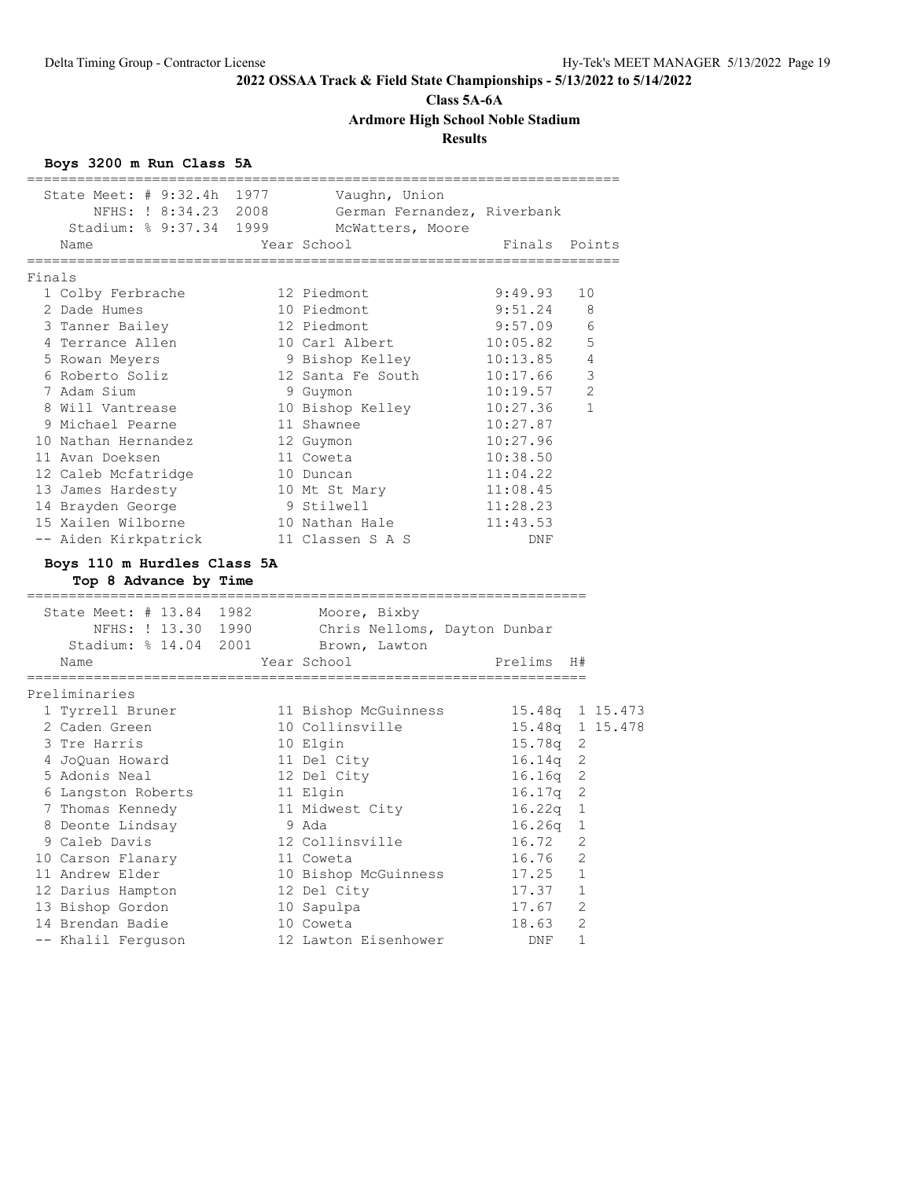**2022 OSSAA Track & Field State Championships - 5/13/2022 to 5/14/2022**

**Class 5A-6A**

**Ardmore High School Noble Stadium**

**Results**

### Boys 3200 m Run Class 5A

State Meet: # 9:32.4h 1977 Vaughn, Union
NFHS: ! 8:34.23 2008 German Fernandez, Riverbank
Stadium: % 9:37.34 1999 McWatters, Moore

Finals

| Place | Name | Year | School | Finals | Points |
|---|---|---|---|---|---|
| 1 | Colby Ferbrache | 12 | Piedmont | 9:49.93 | 10 |
| 2 | Dade Humes | 10 | Piedmont | 9:51.24 | 8 |
| 3 | Tanner Bailey | 12 | Piedmont | 9:57.09 | 6 |
| 4 | Terrance Allen | 10 | Carl Albert | 10:05.82 | 5 |
| 5 | Rowan Meyers | 9 | Bishop Kelley | 10:13.85 | 4 |
| 6 | Roberto Soliz | 12 | Santa Fe South | 10:17.66 | 3 |
| 7 | Adam Sium | 9 | Guymon | 10:19.57 | 2 |
| 8 | Will Vantrease | 10 | Bishop Kelley | 10:27.36 | 1 |
| 9 | Michael Pearne | 11 | Shawnee | 10:27.87 | |
| 10 | Nathan Hernandez | 12 | Guymon | 10:27.96 | |
| 11 | Avan Doeksen | 11 | Coweta | 10:38.50 | |
| 12 | Caleb Mcfatridge | 10 | Duncan | 11:04.22 | |
| 13 | James Hardesty | 10 | Mt St Mary | 11:08.45 | |
| 14 | Brayden George | 9 | Stilwell | 11:28.23 | |
| 15 | Xailen Wilborne | 10 | Nathan Hale | 11:43.53 | |
| -- | Aiden Kirkpatrick | 11 | Classen S A S | DNF | |

### Boys 110 m Hurdles Class 5A

**Top 8 Advance by Time**

State Meet: # 13.84 1982 Moore, Bixby
NFHS: ! 13.30 1990 Chris Nelloms, Dayton Dunbar
Stadium: % 14.04 2001 Brown, Lawton

Preliminaries

| Place | Name | Year | School | Prelims | H# | |
|---|---|---|---|---|---|---|
| 1 | Tyrrell Bruner | 11 | Bishop McGuinness | 15.48q | 1 | 15.473 |
| 2 | Caden Green | 10 | Collinsville | 15.48q | 1 | 15.478 |
| 3 | Tre Harris | 10 | Elgin | 15.78q | 2 | |
| 4 | JoQuan Howard | 11 | Del City | 16.14q | 2 | |
| 5 | Adonis Neal | 12 | Del City | 16.16q | 2 | |
| 6 | Langston Roberts | 11 | Elgin | 16.17q | 2 | |
| 7 | Thomas Kennedy | 11 | Midwest City | 16.22q | 1 | |
| 8 | Deonte Lindsay | 9 | Ada | 16.26q | 1 | |
| 9 | Caleb Davis | 12 | Collinsville | 16.72 | 2 | |
| 10 | Carson Flanary | 11 | Coweta | 16.76 | 2 | |
| 11 | Andrew Elder | 10 | Bishop McGuinness | 17.25 | 1 | |
| 12 | Darius Hampton | 12 | Del City | 17.37 | 1 | |
| 13 | Bishop Gordon | 10 | Sapulpa | 17.67 | 2 | |
| 14 | Brendan Badie | 10 | Coweta | 18.63 | 2 | |
| -- | Khalil Ferguson | 12 | Lawton Eisenhower | DNF | 1 | |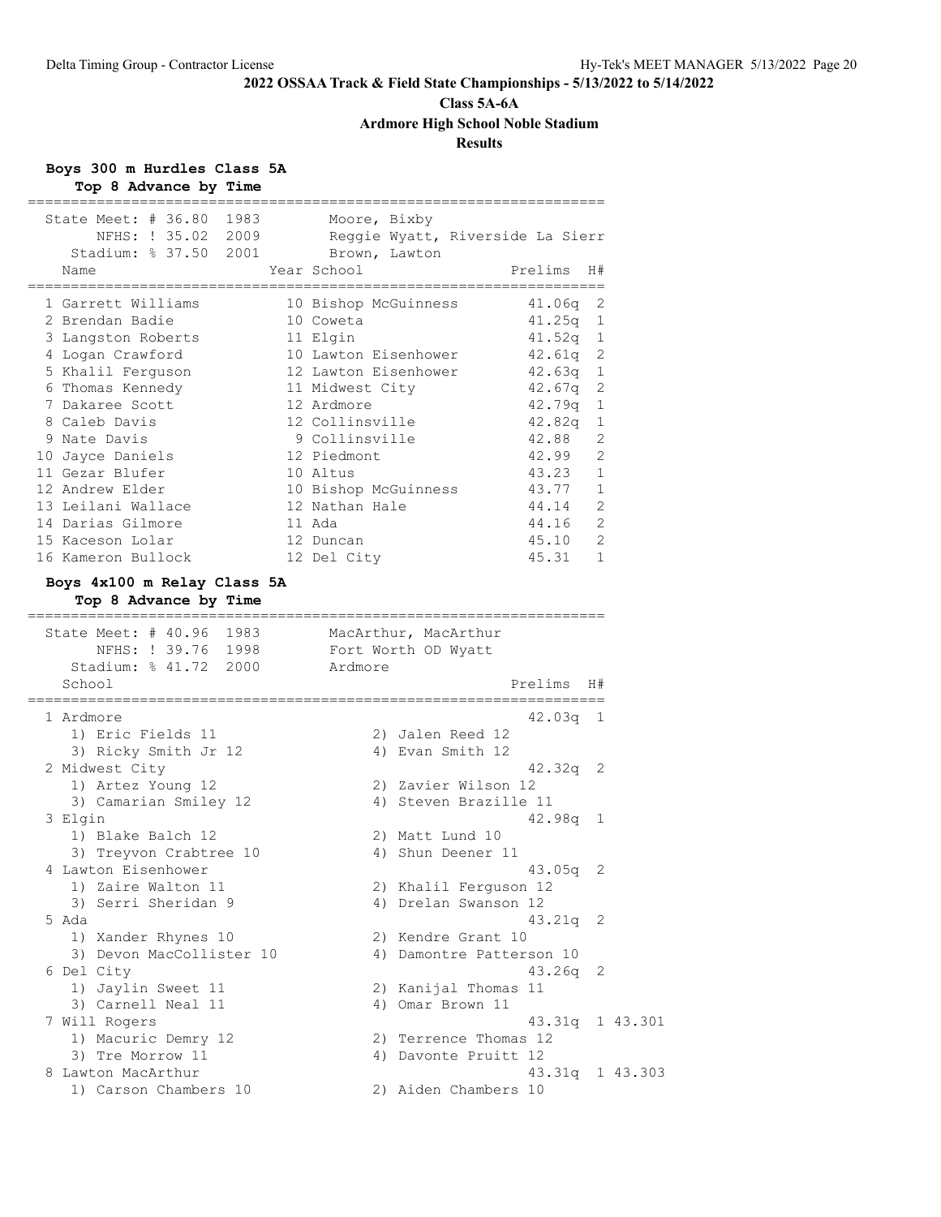**2022 OSSAA Track & Field State Championships - 5/13/2022 to 5/14/2022**

**Class 5A-6A**

**Ardmore High School Noble Stadium**

**Results**

### Boys 300 m Hurdles Class 5A

**Top 8 Advance by Time**

State Meet: # 36.80 1983 Moore, Bixby
NFHS: ! 35.02 2009 Reggie Wyatt, Riverside La Sierr
Stadium: % 37.50 2001 Brown, Lawton

| | Name | Year | School | Prelims | H# |
|---|---|---|---|---|---|
| 1 | Garrett Williams | 10 | Bishop McGuinness | 41.06q | 2 |
| 2 | Brendan Badie | 10 | Coweta | 41.25q | 1 |
| 3 | Langston Roberts | 11 | Elgin | 41.52q | 1 |
| 4 | Logan Crawford | 10 | Lawton Eisenhower | 42.61q | 2 |
| 5 | Khalil Ferguson | 12 | Lawton Eisenhower | 42.63q | 1 |
| 6 | Thomas Kennedy | 11 | Midwest City | 42.67q | 2 |
| 7 | Dakaree Scott | 12 | Ardmore | 42.79q | 1 |
| 8 | Caleb Davis | 12 | Collinsville | 42.82q | 1 |
| 9 | Nate Davis | 9 | Collinsville | 42.88 | 2 |
| 10 | Jayce Daniels | 12 | Piedmont | 42.99 | 2 |
| 11 | Gezar Blufer | 10 | Altus | 43.23 | 1 |
| 12 | Andrew Elder | 10 | Bishop McGuinness | 43.77 | 1 |
| 13 | Leilani Wallace | 12 | Nathan Hale | 44.14 | 2 |
| 14 | Darias Gilmore | 11 | Ada | 44.16 | 2 |
| 15 | Kaceson Lolar | 12 | Duncan | 45.10 | 2 |
| 16 | Kameron Bullock | 12 | Del City | 45.31 | 1 |

### Boys 4x100 m Relay Class 5A

**Top 8 Advance by Time**

State Meet: # 40.96 1983 MacArthur, MacArthur
NFHS: ! 39.76 1998 Fort Worth OD Wyatt
Stadium: % 41.72 2000 Ardmore

| | School | Prelims | H# | |
|---|---|---|---|---|
| 1 | Ardmore | 42.03q | 1 | |
| | 1) Eric Fields 11, 2) Jalen Reed 12, 3) Ricky Smith Jr 12, 4) Evan Smith 12 | | | |
| 2 | Midwest City | 42.32q | 2 | |
| | 1) Artez Young 12, 2) Zavier Wilson 12, 3) Camarian Smiley 12, 4) Steven Brazille 11 | | | |
| 3 | Elgin | 42.98q | 1 | |
| | 1) Blake Balch 12, 2) Matt Lund 10, 3) Treyvon Crabtree 10, 4) Shun Deener 11 | | | |
| 4 | Lawton Eisenhower | 43.05q | 2 | |
| | 1) Zaire Walton 11, 2) Khalil Ferguson 12, 3) Serri Sheridan 9, 4) Drelan Swanson 12 | | | |
| 5 | Ada | 43.21q | 2 | |
| | 1) Xander Rhynes 10, 2) Kendre Grant 10, 3) Devon MacCollister 10, 4) Damontre Patterson 10 | | | |
| 6 | Del City | 43.26q | 2 | |
| | 1) Jaylin Sweet 11, 2) Kanijal Thomas 11, 3) Carnell Neal 11, 4) Omar Brown 11 | | | |
| 7 | Will Rogers | 43.31q | 1 | 43.301 |
| | 1) Macuric Demry 12, 2) Terrence Thomas 12, 3) Tre Morrow 11, 4) Davonte Pruitt 12 | | | |
| 8 | Lawton MacArthur | 43.31q | 1 | 43.303 |
| | 1) Carson Chambers 10, 2) Aiden Chambers 10 | | | |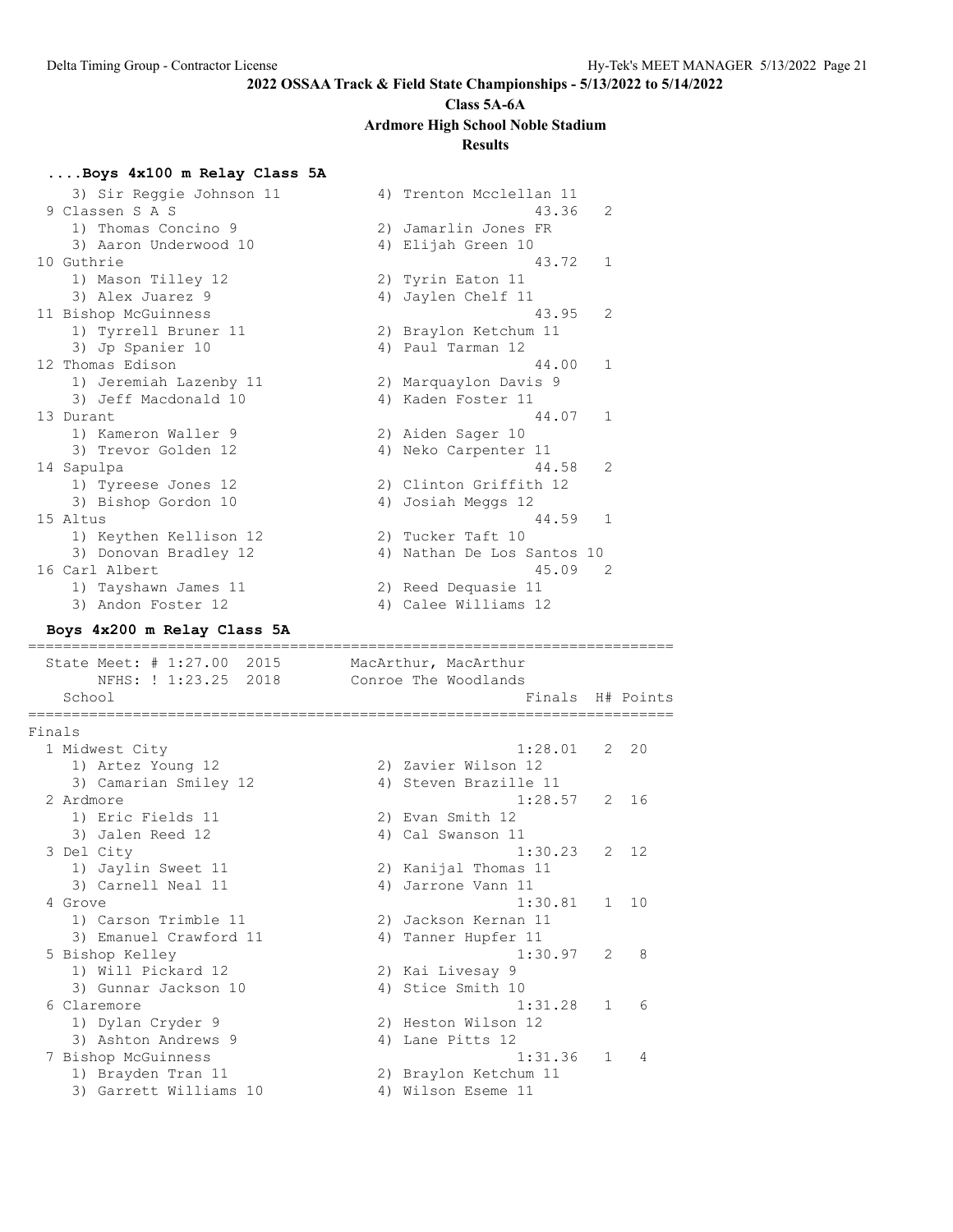**2022 OSSAA Track & Field State Championships - 5/13/2022 to 5/14/2022**

**Class 5A-6A**

**Ardmore High School Noble Stadium**

**Results**

### ....Boys 4x100 m Relay Class 5A

```
    3) Sir Reggie Johnson 11          4) Trenton Mcclellan 11
  9 Classen S A S                                 43.36   2
    1) Thomas Concino 9               2) Jamarlin Jones FR
    3) Aaron Underwood 10             4) Elijah Green 10
 10 Guthrie                                       43.72   1
    1) Mason Tilley 12                2) Tyrin Eaton 11
    3) Alex Juarez 9                  4) Jaylen Chelf 11
 11 Bishop McGuinness                             43.95   2
    1) Tyrrell Bruner 11              2) Braylon Ketchum 11
    3) Jp Spanier 10                  4) Paul Tarman 12
 12 Thomas Edison                                 44.00   1
    1) Jeremiah Lazenby 11            2) Marquaylon Davis 9
    3) Jeff Macdonald 10              4) Kaden Foster 11
 13 Durant                                        44.07   1
    1) Kameron Waller 9               2) Aiden Sager 10
    3) Trevor Golden 12               4) Neko Carpenter 11
 14 Sapulpa                                       44.58   2
    1) Tyreese Jones 12               2) Clinton Griffith 12
    3) Bishop Gordon 10               4) Josiah Meggs 12
 15 Altus                                         44.59   1
    1) Keythen Kellison 12            2) Tucker Taft 10
    3) Donovan Bradley 12             4) Nathan De Los Santos 10
 16 Carl Albert                                   45.09   2
    1) Tayshawn James 11              2) Reed Dequasie 11
    3) Andon Foster 12                4) Calee Williams 12
```

### Boys 4x200 m Relay Class 5A

```
==========================================================================
  State Meet: # 1:27.00  2015       MacArthur, MacArthur
       NFHS: ! 1:23.25  2018        Conroe The Woodlands
    School                                       Finals  H# Points
==========================================================================
Finals
  1 Midwest City                                1:28.01   2  20
    1) Artez Young 12                 2) Zavier Wilson 12
    3) Camarian Smiley 12             4) Steven Brazille 11
  2 Ardmore                                     1:28.57   2  16
    1) Eric Fields 11                 2) Evan Smith 12
    3) Jalen Reed 12                  4) Cal Swanson 11
  3 Del City                                    1:30.23   2  12
    1) Jaylin Sweet 11                2) Kanijal Thomas 11
    3) Carnell Neal 11                4) Jarrone Vann 11
  4 Grove                                       1:30.81   1  10
    1) Carson Trimble 11              2) Jackson Kernan 11
    3) Emanuel Crawford 11            4) Tanner Hupfer 11
  5 Bishop Kelley                               1:30.97   2   8
    1) Will Pickard 12                2) Kai Livesay 9
    3) Gunnar Jackson 10              4) Stice Smith 10
  6 Claremore                                   1:31.28   1   6
    1) Dylan Cryder 9                 2) Heston Wilson 12
    3) Ashton Andrews 9               4) Lane Pitts 12
  7 Bishop McGuinness                           1:31.36   1   4
    1) Brayden Tran 11                2) Braylon Ketchum 11
    3) Garrett Williams 10            4) Wilson Eseme 11
```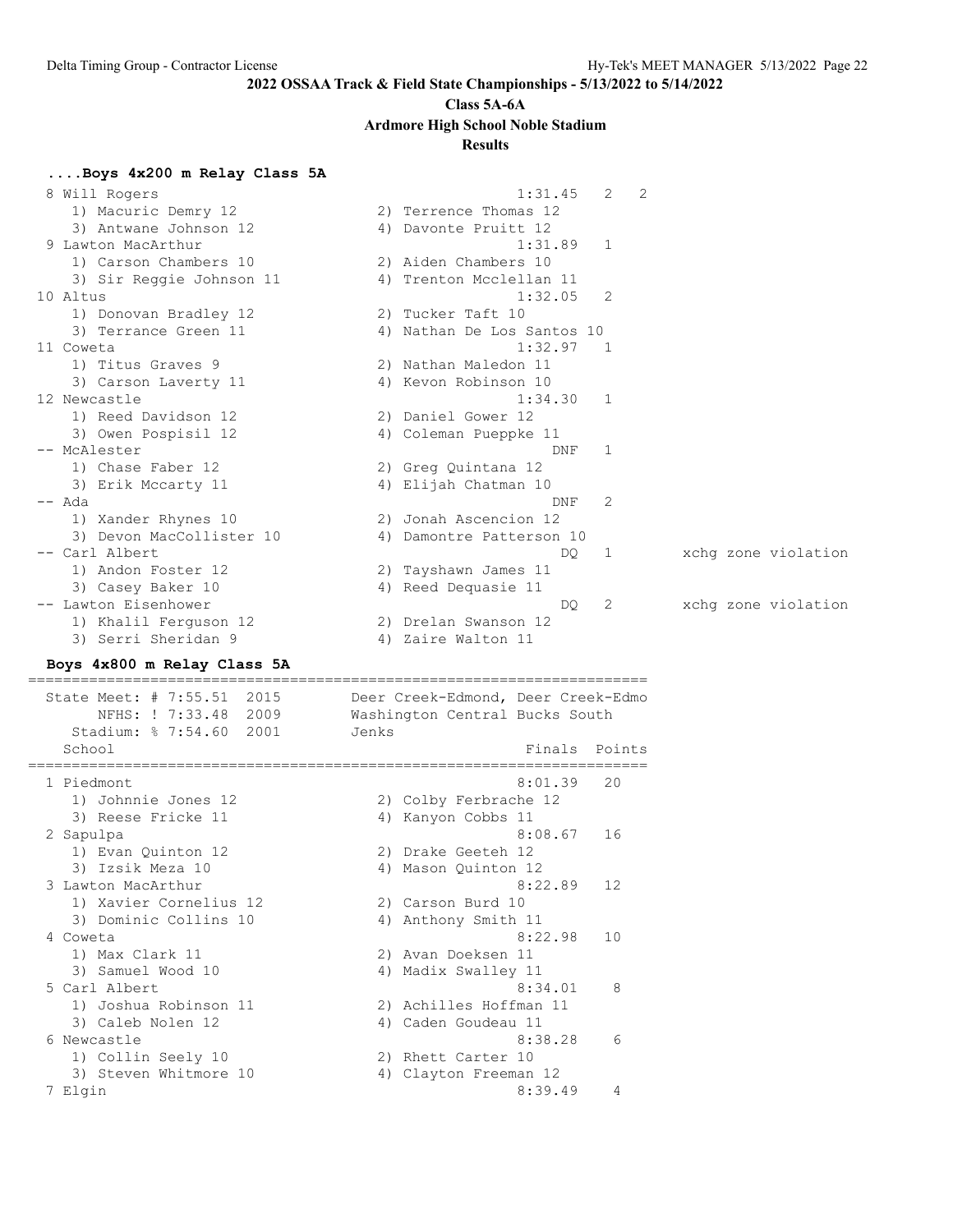**2022 OSSAA Track & Field State Championships - 5/13/2022 to 5/14/2022**

**Class 5A-6A**

**Ardmore High School Noble Stadium**

**Results**

### ....Boys 4x200 m Relay Class 5A

```
  8 Will Rogers                                       1:31.45   2   2
     1) Macuric Demry 12                2) Terrence Thomas 12
     3) Antwane Johnson 12              4) Davonte Pruitt 12
  9 Lawton MacArthur                                  1:31.89   1
     1) Carson Chambers 10              2) Aiden Chambers 10
     3) Sir Reggie Johnson 11           4) Trenton Mcclellan 11
 10 Altus                                             1:32.05   2
     1) Donovan Bradley 12              2) Tucker Taft 10
     3) Terrance Green 11               4) Nathan De Los Santos 10
 11 Coweta                                            1:32.97   1
     1) Titus Graves 9                  2) Nathan Maledon 11
     3) Carson Laverty 11               4) Kevon Robinson 10
 12 Newcastle                                         1:34.30   1
     1) Reed Davidson 12                2) Daniel Gower 12
     3) Owen Pospisil 12                4) Coleman Pueppke 11
 -- McAlester                                             DNF   1
     1) Chase Faber 12                  2) Greg Quintana 12
     3) Erik Mccarty 11                 4) Elijah Chatman 10
 -- Ada                                                   DNF   2
     1) Xander Rhynes 10                2) Jonah Ascencion 12
     3) Devon MacCollister 10           4) Damontre Patterson 10
 -- Carl Albert                                            DQ   1        xchg zone violation
     1) Andon Foster 12                 2) Tayshawn James 11
     3) Casey Baker 10                  4) Reed Dequasie 11
 -- Lawton Eisenhower                                      DQ   2        xchg zone violation
     1) Khalil Ferguson 12              2) Drelan Swanson 12
     3) Serri Sheridan 9                4) Zaire Walton 11
```

### Boys 4x800 m Relay Class 5A

```
=======================================================================
  State Meet: # 7:55.51  2015      Deer Creek-Edmond, Deer Creek-Edmo
       NFHS: ! 7:33.48  2009      Washington Central Bucks South
    Stadium: % 7:54.60  2001      Jenks
    School                                            Finals  Points
=======================================================================
  1 Piedmont                                          8:01.39   20
     1) Johnnie Jones 12                2) Colby Ferbrache 12
     3) Reese Fricke 11                 4) Kanyon Cobbs 11
  2 Sapulpa                                           8:08.67   16
     1) Evan Quinton 12                 2) Drake Geeteh 12
     3) Izsik Meza 10                   4) Mason Quinton 12
  3 Lawton MacArthur                                  8:22.89   12
     1) Xavier Cornelius 12             2) Carson Burd 10
     3) Dominic Collins 10              4) Anthony Smith 11
  4 Coweta                                            8:22.98   10
     1) Max Clark 11                    2) Avan Doeksen 11
     3) Samuel Wood 10                  4) Madix Swalley 11
  5 Carl Albert                                       8:34.01    8
     1) Joshua Robinson 11              2) Achilles Hoffman 11
     3) Caleb Nolen 12                  4) Caden Goudeau 11
  6 Newcastle                                         8:38.28    6
     1) Collin Seely 10                 2) Rhett Carter 10
     3) Steven Whitmore 10              4) Clayton Freeman 12
  7 Elgin                                             8:39.49    4
```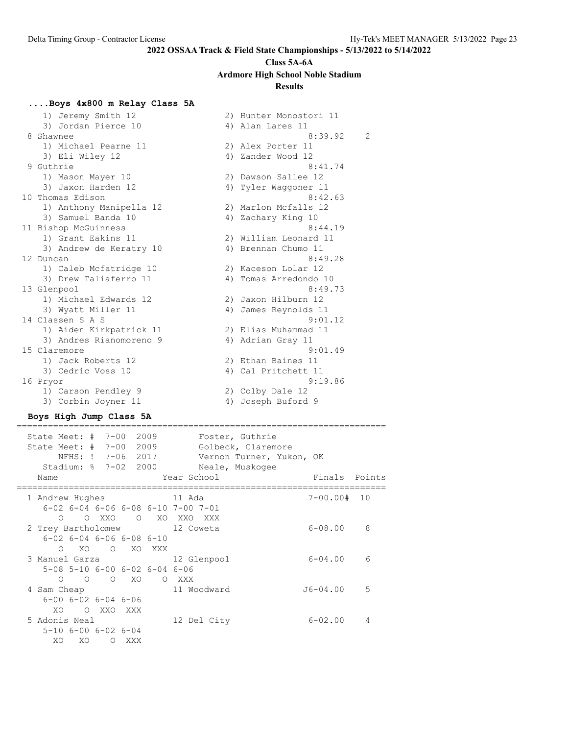**2022 OSSAA Track & Field State Championships - 5/13/2022 to 5/14/2022**

**Class 5A-6A**

**Ardmore High School Noble Stadium**

**Results**

### ....Boys 4x800 m Relay Class 5A

```
    1) Jeremy Smith 12                2) Hunter Monostori 11
    3) Jordan Pierce 10               4) Alan Lares 11
  8 Shawnee                                      8:39.92    2
    1) Michael Pearne 11              2) Alex Porter 11
    3) Eli Wiley 12                   4) Zander Wood 12
  9 Guthrie                                      8:41.74
    1) Mason Mayer 10                 2) Dawson Sallee 12
    3) Jaxon Harden 12                4) Tyler Waggoner 11
 10 Thomas Edison                                8:42.63
    1) Anthony Manipella 12           2) Marlon Mcfalls 12
    3) Samuel Banda 10                4) Zachary King 10
 11 Bishop McGuinness                            8:44.19
    1) Grant Eakins 11                2) William Leonard 11
    3) Andrew de Keratry 10           4) Brennan Chumo 11
 12 Duncan                                       8:49.28
    1) Caleb Mcfatridge 10            2) Kaceson Lolar 12
    3) Drew Taliaferro 11             4) Tomas Arredondo 10
 13 Glenpool                                     8:49.73
    1) Michael Edwards 12             2) Jaxon Hilburn 12
    3) Wyatt Miller 11                4) James Reynolds 11
 14 Classen S A S                                9:01.12
    1) Aiden Kirkpatrick 11           2) Elias Muhammad 11
    3) Andres Rianomoreno 9           4) Adrian Gray 11
 15 Claremore                                    9:01.49
    1) Jack Roberts 12                2) Ethan Baines 11
    3) Cedric Voss 10                 4) Cal Pritchett 11
 16 Pryor                                        9:19.86
    1) Carson Pendley 9               2) Colby Dale 12
    3) Corbin Joyner 11               4) Joseph Buford 9
```

### Boys High Jump Class 5A

```
=======================================================================
  State Meet: #  7-00  2009        Foster, Guthrie
  State Meet: #  7-00  2009        Golbeck, Claremore
        NFHS: !  7-06  2017        Vernon Turner, Yukon, OK
     Stadium: %  7-02  2000        Neale, Muskogee
    Name                    Year School                    Finals  Points
=======================================================================
  1 Andrew Hughes              11 Ada                     7-00.00#  10
     6-02 6-04 6-06 6-08 6-10 7-00 7-01
        O    O  XXO    O   XO  XXO  XXX
  2 Trey Bartholomew           12 Coweta                  6-08.00    8
     6-02 6-04 6-06 6-08 6-10
        O   XO    O   XO  XXX
  3 Manuel Garza               12 Glenpool                6-04.00    6
     5-08 5-10 6-00 6-02 6-04 6-06
        O    O    O   XO    O  XXX
  4 Sam Cheap                  11 Woodward               J6-04.00    5
     6-00 6-02 6-04 6-06
       XO    O  XXO  XXX
  5 Adonis Neal                12 Del City                6-02.00    4
     5-10 6-00 6-02 6-04
       XO   XO    O  XXX
```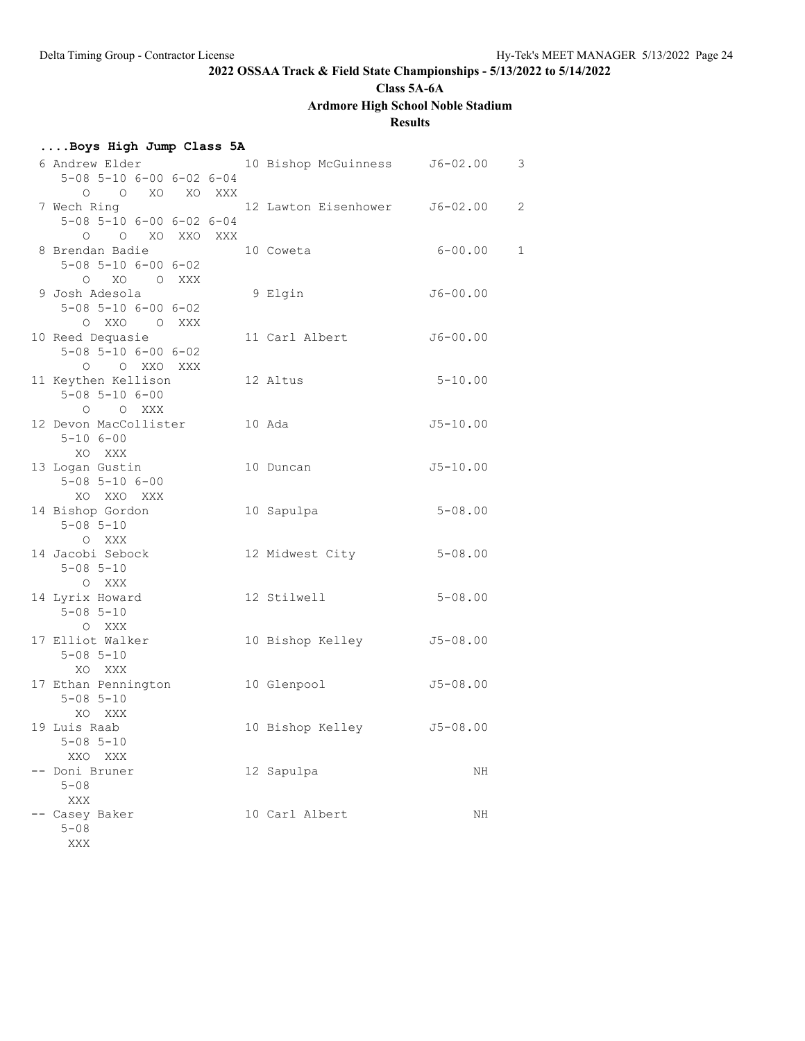2022 OSSAA Track & Field State Championships - 5/13/2022 to 5/14/2022

Class 5A-6A

Ardmore High School Noble Stadium

Results

**....Boys High Jump Class 5A**

```
 6 Andrew Elder                10 Bishop McGuinness    J6-02.00    3
     5-08 5-10 6-00 6-02 6-04
        O    O   XO   XO  XXX
 7 Wech Ring                   12 Lawton Eisenhower    J6-02.00    2
     5-08 5-10 6-00 6-02 6-04
        O    O   XO  XXO  XXX
 8 Brendan Badie               10 Coweta                6-00.00    1
     5-08 5-10 6-00 6-02
        O   XO    O  XXX
 9 Josh Adesola                 9 Elgin                J6-00.00
     5-08 5-10 6-00 6-02
        O  XXO    O  XXX
10 Reed Dequasie               11 Carl Albert          J6-00.00
     5-08 5-10 6-00 6-02
        O    O  XXO  XXX
11 Keythen Kellison            12 Altus                 5-10.00
     5-08 5-10 6-00
        O    O  XXX
12 Devon MacCollister          10 Ada                  J5-10.00
     5-10 6-00
       XO  XXX
13 Logan Gustin                10 Duncan               J5-10.00
     5-08 5-10 6-00
       XO  XXO  XXX
14 Bishop Gordon               10 Sapulpa               5-08.00
     5-08 5-10
        O  XXX
14 Jacobi Sebock               12 Midwest City          5-08.00
     5-08 5-10
        O  XXX
14 Lyrix Howard                12 Stilwell              5-08.00
     5-08 5-10
        O  XXX
17 Elliot Walker               10 Bishop Kelley        J5-08.00
     5-08 5-10
       XO  XXX
17 Ethan Pennington            10 Glenpool             J5-08.00
     5-08 5-10
       XO  XXX
19 Luis Raab                   10 Bishop Kelley        J5-08.00
     5-08 5-10
      XXO  XXX
-- Doni Bruner                 12 Sapulpa                    NH
     5-08
      XXX
-- Casey Baker                 10 Carl Albert                NH
     5-08
      XXX
```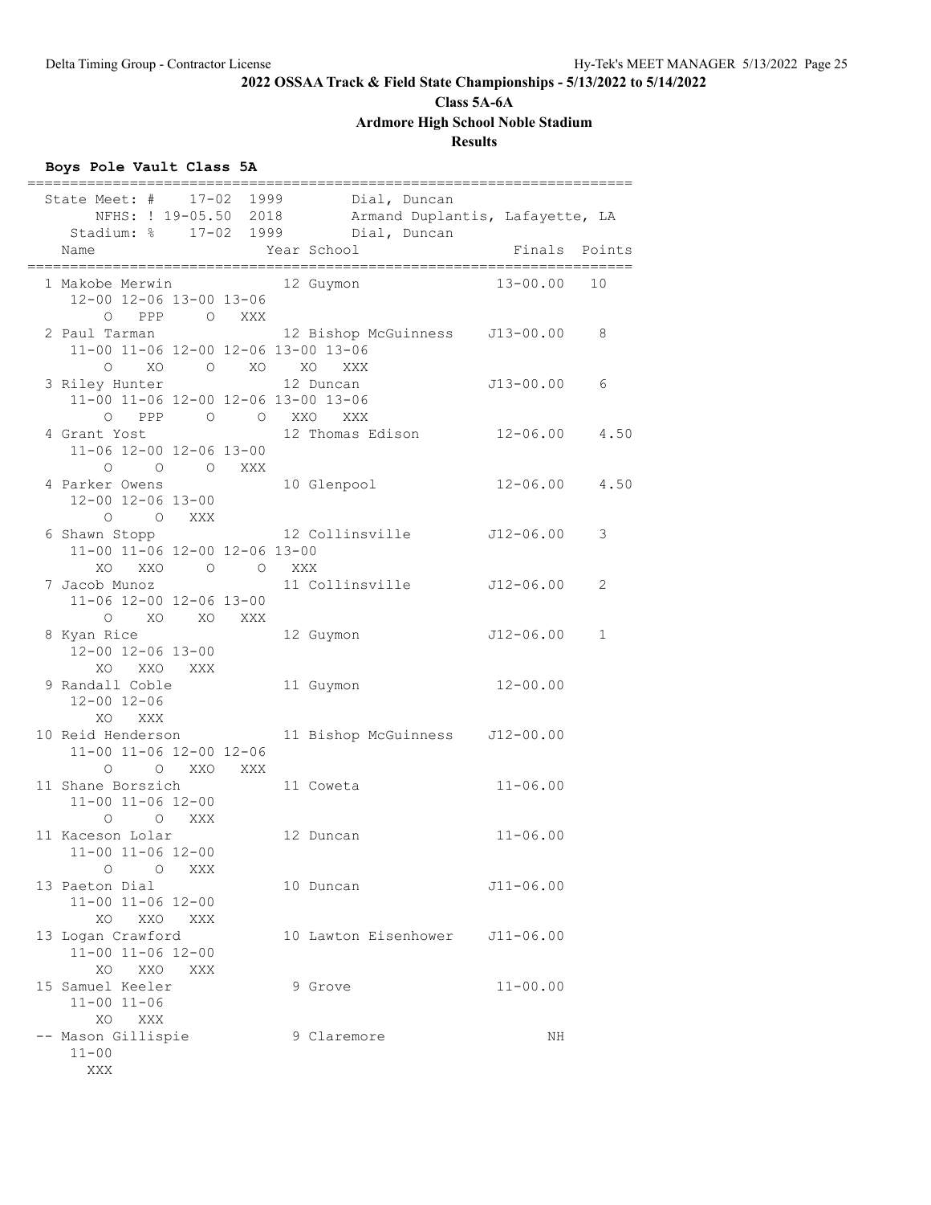## 2022 OSSAA Track & Field State Championships - 5/13/2022 to 5/14/2022

**Class 5A-6A**

**Ardmore High School Noble Stadium**

**Results**

### Boys Pole Vault Class 5A

```
=========================================================================
  State Meet: #    17-02  1999        Dial, Duncan
       NFHS: ! 19-05.50  2018        Armand Duplantis, Lafayette, LA
    Stadium: %    17-02  1999        Dial, Duncan
    Name                    Year School                 Finals  Points
=========================================================================
  1 Makobe Merwin             12 Guymon                13-00.00   10
     12-00 12-06 13-00 13-06
         O   PPP     O   XXX
  2 Paul Tarman               12 Bishop McGuinness    J13-00.00    8
     11-00 11-06 12-00 12-06 13-00 13-06
         O    XO     O    XO    XO   XXX
  3 Riley Hunter              12 Duncan               J13-00.00    6
     11-00 11-06 12-00 12-06 13-00 13-06
         O   PPP     O     O   XXO   XXX
  4 Grant Yost                12 Thomas Edison         12-06.00    4.50
     11-06 12-00 12-06 13-00
         O     O     O   XXX
  4 Parker Owens              10 Glenpool              12-06.00    4.50
     12-00 12-06 13-00
         O     O   XXX
  6 Shawn Stopp               12 Collinsville         J12-06.00    3
     11-00 11-06 12-00 12-06 13-00
        XO   XXO     O     O   XXX
  7 Jacob Munoz               11 Collinsville         J12-06.00    2
     11-06 12-00 12-06 13-00
         O    XO    XO   XXX
  8 Kyan Rice                 12 Guymon               J12-06.00    1
     12-00 12-06 13-00
        XO   XXO   XXX
  9 Randall Coble             11 Guymon                12-00.00
     12-00 12-06
        XO   XXX
 10 Reid Henderson            11 Bishop McGuinness    J12-00.00
     11-00 11-06 12-00 12-06
         O     O   XXO   XXX
 11 Shane Borszich            11 Coweta                11-06.00
     11-00 11-06 12-00
         O     O   XXX
 11 Kaceson Lolar             12 Duncan                11-06.00
     11-00 11-06 12-00
         O     O   XXX
 13 Paeton Dial               10 Duncan               J11-06.00
     11-00 11-06 12-00
        XO   XXO   XXX
 13 Logan Crawford            10 Lawton Eisenhower    J11-06.00
     11-00 11-06 12-00
        XO   XXO   XXX
 15 Samuel Keeler              9 Grove                 11-00.00
     11-00 11-06
        XO   XXX
 -- Mason Gillispie            9 Claremore                   NH
     11-00
       XXX
```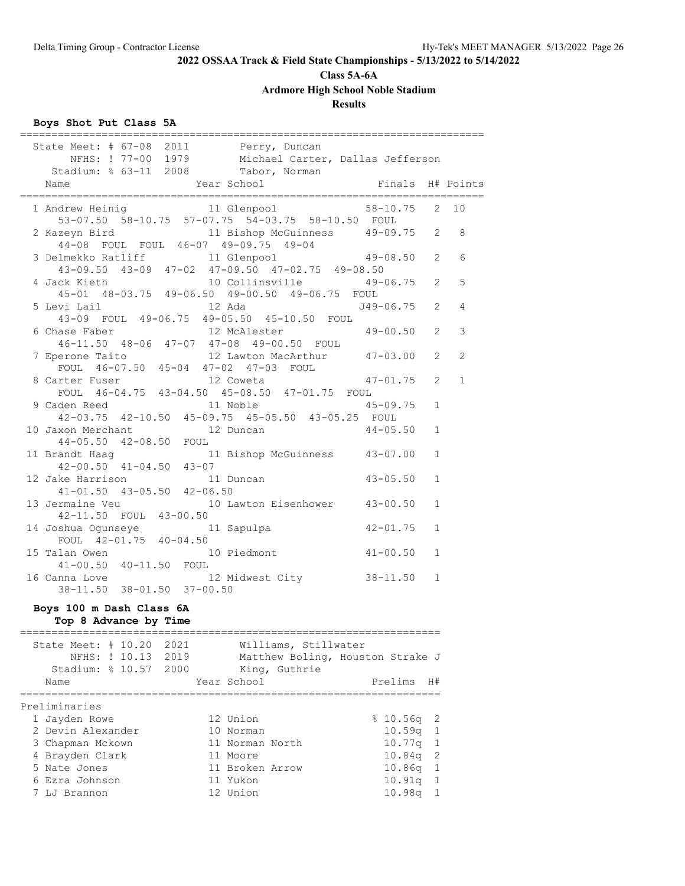**2022 OSSAA Track & Field State Championships - 5/13/2022 to 5/14/2022**

**Class 5A-6A**

**Ardmore High School Noble Stadium**

**Results**

### Boys Shot Put Class 5A

| Record | Mark | Year | Holder |
|---|---|---|---|
| State Meet: # | 67-08 | 2011 | Perry, Duncan |
| NFHS: ! | 77-00 | 1979 | Michael Carter, Dallas Jefferson |
| Stadium: % | 63-11 | 2008 | Tabor, Norman |

| Place | Name | Year | School | Finals | H# | Points |
|---|---|---|---|---|---|---|
| 1 | Andrew Heinig | 11 | Glenpool | 58-10.75 | 2 | 10 |
| | 53-07.50 58-10.75 57-07.75 54-03.75 58-10.50 FOUL | | | | | |
| 2 | Kazeyn Bird | 11 | Bishop McGuinness | 49-09.75 | 2 | 8 |
| | 44-08 FOUL FOUL 46-07 49-09.75 49-04 | | | | | |
| 3 | Delmekko Ratliff | 11 | Glenpool | 49-08.50 | 2 | 6 |
| | 43-09.50 43-09 47-02 47-09.50 47-02.75 49-08.50 | | | | | |
| 4 | Jack Kieth | 10 | Collinsville | 49-06.75 | 2 | 5 |
| | 45-01 48-03.75 49-06.50 49-00.50 49-06.75 FOUL | | | | | |
| 5 | Levi Lail | 12 | Ada | J49-06.75 | 2 | 4 |
| | 43-09 FOUL 49-06.75 49-05.50 45-10.50 FOUL | | | | | |
| 6 | Chase Faber | 12 | McAlester | 49-00.50 | 2 | 3 |
| | 46-11.50 48-06 47-07 47-08 49-00.50 FOUL | | | | | |
| 7 | Eperone Taito | 12 | Lawton MacArthur | 47-03.00 | 2 | 2 |
| | FOUL 46-07.50 45-04 47-02 47-03 FOUL | | | | | |
| 8 | Carter Fuser | 12 | Coweta | 47-01.75 | 2 | 1 |
| | FOUL 46-04.75 43-04.50 45-08.50 47-01.75 FOUL | | | | | |
| 9 | Caden Reed | 11 | Noble | 45-09.75 | 1 | |
| | 42-03.75 42-10.50 45-09.75 45-05.50 43-05.25 FOUL | | | | | |
| 10 | Jaxon Merchant | 12 | Duncan | 44-05.50 | 1 | |
| | 44-05.50 42-08.50 FOUL | | | | | |
| 11 | Brandt Haag | 11 | Bishop McGuinness | 43-07.00 | 1 | |
| | 42-00.50 41-04.50 43-07 | | | | | |
| 12 | Jake Harrison | 11 | Duncan | 43-05.50 | 1 | |
| | 41-01.50 43-05.50 42-06.50 | | | | | |
| 13 | Jermaine Veu | 10 | Lawton Eisenhower | 43-00.50 | 1 | |
| | 42-11.50 FOUL 43-00.50 | | | | | |
| 14 | Joshua Ogunseye | 11 | Sapulpa | 42-01.75 | 1 | |
| | FOUL 42-01.75 40-04.50 | | | | | |
| 15 | Talan Owen | 10 | Piedmont | 41-00.50 | 1 | |
| | 41-00.50 40-11.50 FOUL | | | | | |
| 16 | Canna Love | 12 | Midwest City | 38-11.50 | 1 | |
| | 38-11.50 38-01.50 37-00.50 | | | | | |

### Boys 100 m Dash Class 6A

**Top 8 Advance by Time**

| Record | Mark | Year | Holder |
|---|---|---|---|
| State Meet: # | 10.20 | 2021 | Williams, Stillwater |
| NFHS: ! | 10.13 | 2019 | Matthew Boling, Houston Strake J |
| Stadium: % | 10.57 | 2000 | King, Guthrie |

Preliminaries

| Place | Name | Year | School | Prelims | H# |
|---|---|---|---|---|---|
| 1 | Jayden Rowe | 12 | Union | % 10.56q | 2 |
| 2 | Devin Alexander | 10 | Norman | 10.59q | 1 |
| 3 | Chapman Mckown | 11 | Norman North | 10.77q | 1 |
| 4 | Brayden Clark | 11 | Moore | 10.84q | 2 |
| 5 | Nate Jones | 11 | Broken Arrow | 10.86q | 1 |
| 6 | Ezra Johnson | 11 | Yukon | 10.91q | 1 |
| 7 | LJ Brannon | 12 | Union | 10.98q | 1 |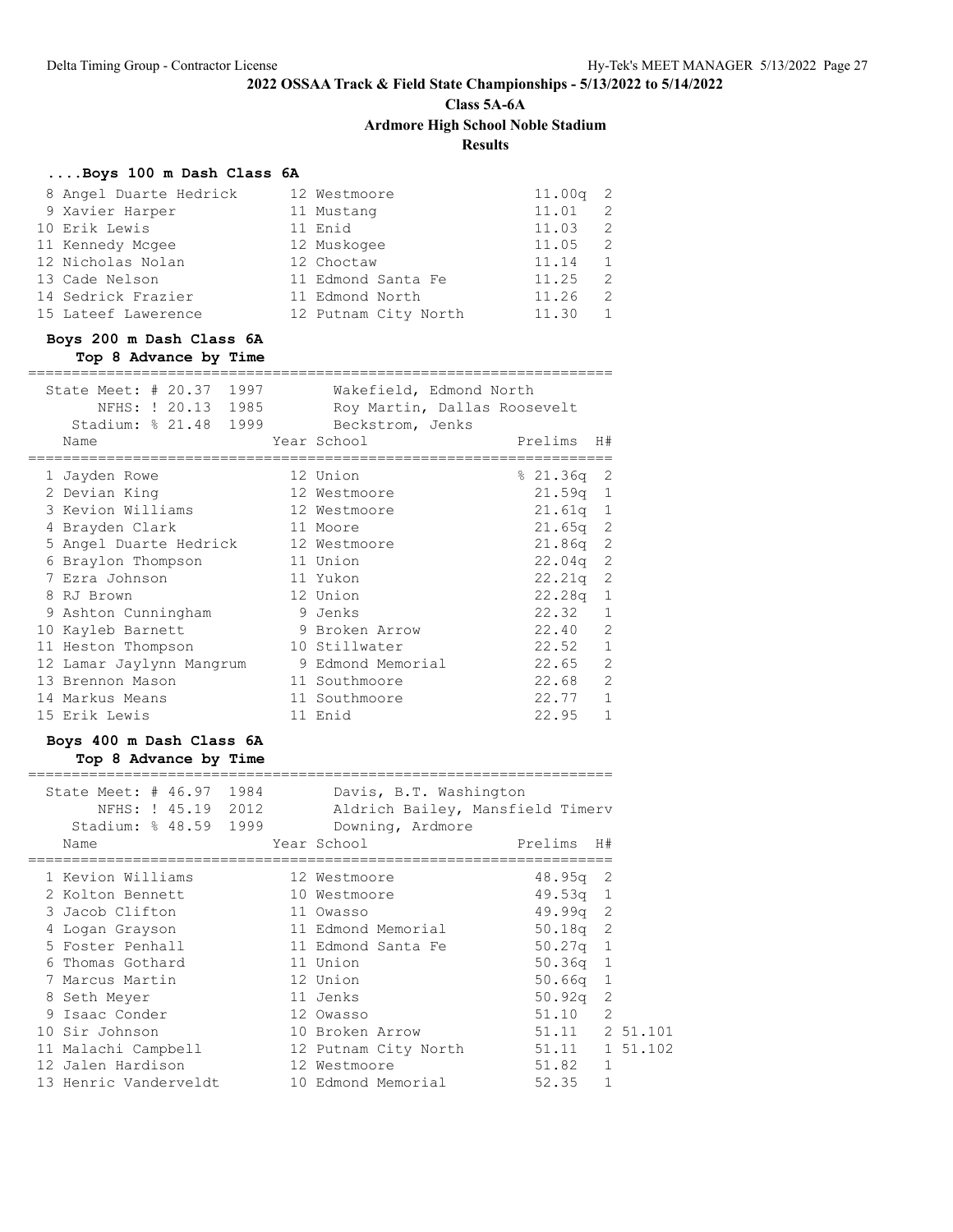## 2022 OSSAA Track & Field State Championships - 5/13/2022 to 5/14/2022

**Class 5A-6A**

**Ardmore High School Noble Stadium**

**Results**

### ....Boys 100 m Dash Class 6A

| Place | Name | Year | School | Prelims | H# |
|---|---|---|---|---|---|
| 8 | Angel Duarte Hedrick | 12 | Westmoore | 11.00q | 2 |
| 9 | Xavier Harper | 11 | Mustang | 11.01 | 2 |
| 10 | Erik Lewis | 11 | Enid | 11.03 | 2 |
| 11 | Kennedy Mcgee | 12 | Muskogee | 11.05 | 2 |
| 12 | Nicholas Nolan | 12 | Choctaw | 11.14 | 1 |
| 13 | Cade Nelson | 11 | Edmond Santa Fe | 11.25 | 2 |
| 14 | Sedrick Frazier | 11 | Edmond North | 11.26 | 2 |
| 15 | Lateef Lawerence | 12 | Putnam City North | 11.30 | 1 |

### Boys 200 m Dash Class 6A

**Top 8 Advance by Time**

State Meet: # 20.37 1997 Wakefield, Edmond North
NFHS: ! 20.13 1985 Roy Martin, Dallas Roosevelt
Stadium: % 21.48 1999 Beckstrom, Jenks

| Place | Name | Year | School | Prelims | H# |
|---|---|---|---|---|---|
| 1 | Jayden Rowe | 12 | Union | % 21.36q | 2 |
| 2 | Devian King | 12 | Westmoore | 21.59q | 1 |
| 3 | Kevion Williams | 12 | Westmoore | 21.61q | 1 |
| 4 | Brayden Clark | 11 | Moore | 21.65q | 2 |
| 5 | Angel Duarte Hedrick | 12 | Westmoore | 21.86q | 2 |
| 6 | Braylon Thompson | 11 | Union | 22.04q | 2 |
| 7 | Ezra Johnson | 11 | Yukon | 22.21q | 2 |
| 8 | RJ Brown | 12 | Union | 22.28q | 1 |
| 9 | Ashton Cunningham | 9 | Jenks | 22.32 | 1 |
| 10 | Kayleb Barnett | 9 | Broken Arrow | 22.40 | 2 |
| 11 | Heston Thompson | 10 | Stillwater | 22.52 | 1 |
| 12 | Lamar Jaylynn Mangrum | 9 | Edmond Memorial | 22.65 | 2 |
| 13 | Brennon Mason | 11 | Southmoore | 22.68 | 2 |
| 14 | Markus Means | 11 | Southmoore | 22.77 | 1 |
| 15 | Erik Lewis | 11 | Enid | 22.95 | 1 |

### Boys 400 m Dash Class 6A

**Top 8 Advance by Time**

State Meet: # 46.97 1984 Davis, B.T. Washington
NFHS: ! 45.19 2012 Aldrich Bailey, Mansfield Timerv
Stadium: % 48.59 1999 Downing, Ardmore

| Place | Name | Year | School | Prelims | H# | |
|---|---|---|---|---|---|---|
| 1 | Kevion Williams | 12 | Westmoore | 48.95q | 2 | |
| 2 | Kolton Bennett | 10 | Westmoore | 49.53q | 1 | |
| 3 | Jacob Clifton | 11 | Owasso | 49.99q | 2 | |
| 4 | Logan Grayson | 11 | Edmond Memorial | 50.18q | 2 | |
| 5 | Foster Penhall | 11 | Edmond Santa Fe | 50.27q | 1 | |
| 6 | Thomas Gothard | 11 | Union | 50.36q | 1 | |
| 7 | Marcus Martin | 12 | Union | 50.66q | 1 | |
| 8 | Seth Meyer | 11 | Jenks | 50.92q | 2 | |
| 9 | Isaac Conder | 12 | Owasso | 51.10 | 2 | |
| 10 | Sir Johnson | 10 | Broken Arrow | 51.11 | 2 | 51.101 |
| 11 | Malachi Campbell | 12 | Putnam City North | 51.11 | 1 | 51.102 |
| 12 | Jalen Hardison | 12 | Westmoore | 51.82 | 1 | |
| 13 | Henric Vanderveldt | 10 | Edmond Memorial | 52.35 | 1 | |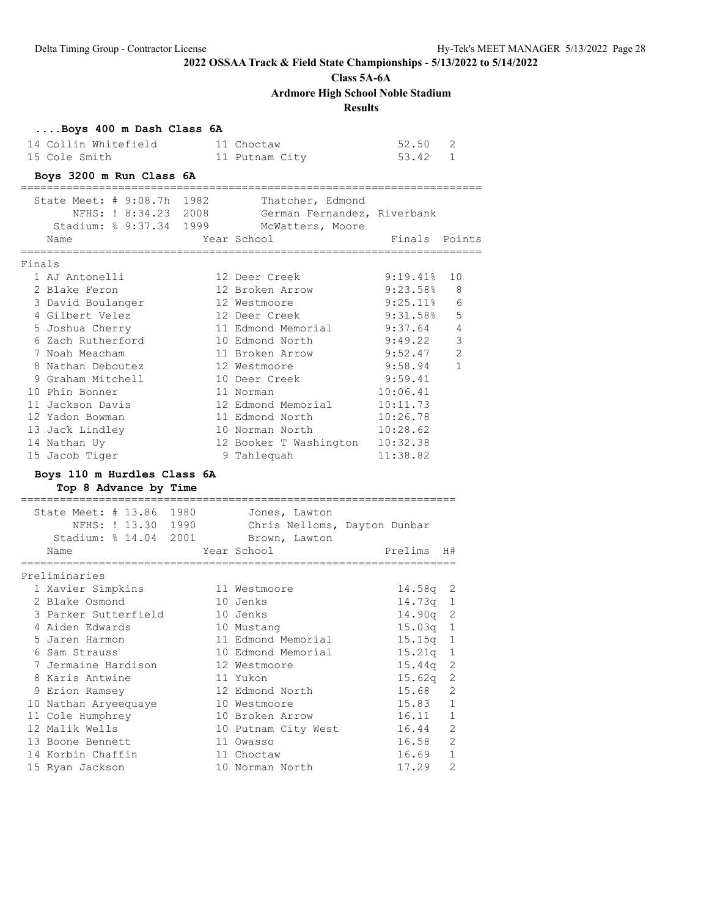**2022 OSSAA Track & Field State Championships - 5/13/2022 to 5/14/2022**

**Class 5A-6A**

**Ardmore High School Noble Stadium**

**Results**

### ....Boys 400 m Dash Class 6A

| Place | Name | Year | School | Finals | H# |
|---|---|---|---|---|---|
| 14 | Collin Whitefield | 11 | Choctaw | 52.50 | 2 |
| 15 | Cole Smith | 11 | Putnam City | 53.42 | 1 |

### Boys 3200 m Run Class 6A

State Meet: # 9:08.7h 1982 Thatcher, Edmond
NFHS: ! 8:34.23 2008 German Fernandez, Riverbank
Stadium: % 9:37.34 1999 McWatters, Moore

**Finals**

| Place | Name | Year | School | Finals | Points |
|---|---|---|---|---|---|
| 1 | AJ Antonelli | 12 | Deer Creek | 9:19.41% | 10 |
| 2 | Blake Feron | 12 | Broken Arrow | 9:23.58% | 8 |
| 3 | David Boulanger | 12 | Westmoore | 9:25.11% | 6 |
| 4 | Gilbert Velez | 12 | Deer Creek | 9:31.58% | 5 |
| 5 | Joshua Cherry | 11 | Edmond Memorial | 9:37.64 | 4 |
| 6 | Zach Rutherford | 10 | Edmond North | 9:49.22 | 3 |
| 7 | Noah Meacham | 11 | Broken Arrow | 9:52.47 | 2 |
| 8 | Nathan Deboutez | 12 | Westmoore | 9:58.94 | 1 |
| 9 | Graham Mitchell | 10 | Deer Creek | 9:59.41 | |
| 10 | Phin Bonner | 11 | Norman | 10:06.41 | |
| 11 | Jackson Davis | 12 | Edmond Memorial | 10:11.73 | |
| 12 | Yadon Bowman | 11 | Edmond North | 10:26.78 | |
| 13 | Jack Lindley | 10 | Norman North | 10:28.62 | |
| 14 | Nathan Uy | 12 | Booker T Washington | 10:32.38 | |
| 15 | Jacob Tiger | 9 | Tahlequah | 11:38.82 | |

### Boys 110 m Hurdles Class 6A

**Top 8 Advance by Time**

State Meet: # 13.86 1980 Jones, Lawton
NFHS: ! 13.30 1990 Chris Nelloms, Dayton Dunbar
Stadium: % 14.04 2001 Brown, Lawton

**Preliminaries**

| Place | Name | Year | School | Prelims | H# |
|---|---|---|---|---|---|
| 1 | Xavier Simpkins | 11 | Westmoore | 14.58q | 2 |
| 2 | Blake Osmond | 10 | Jenks | 14.73q | 1 |
| 3 | Parker Sutterfield | 10 | Jenks | 14.90q | 2 |
| 4 | Aiden Edwards | 10 | Mustang | 15.03q | 1 |
| 5 | Jaren Harmon | 11 | Edmond Memorial | 15.15q | 1 |
| 6 | Sam Strauss | 10 | Edmond Memorial | 15.21q | 1 |
| 7 | Jermaine Hardison | 12 | Westmoore | 15.44q | 2 |
| 8 | Karis Antwine | 11 | Yukon | 15.62q | 2 |
| 9 | Erion Ramsey | 12 | Edmond North | 15.68 | 2 |
| 10 | Nathan Aryeequaye | 10 | Westmoore | 15.83 | 1 |
| 11 | Cole Humphrey | 10 | Broken Arrow | 16.11 | 1 |
| 12 | Malik Wells | 10 | Putnam City West | 16.44 | 2 |
| 13 | Boone Bennett | 11 | Owasso | 16.58 | 2 |
| 14 | Korbin Chaffin | 11 | Choctaw | 16.69 | 1 |
| 15 | Ryan Jackson | 10 | Norman North | 17.29 | 2 |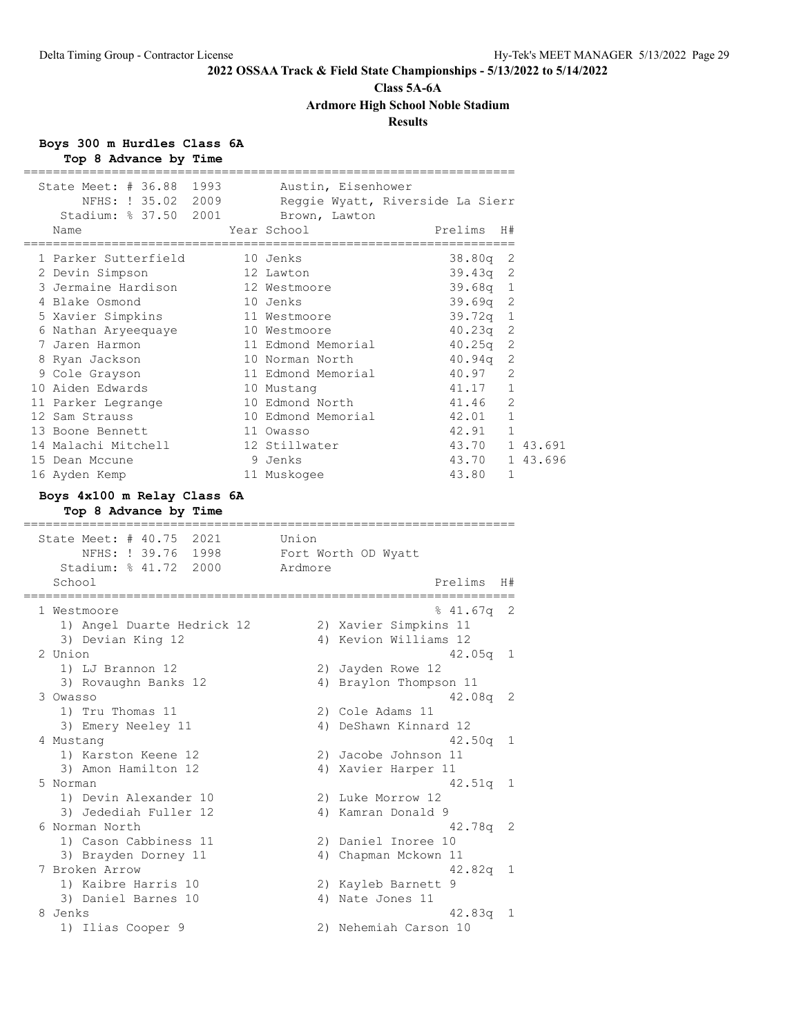**2022 OSSAA Track & Field State Championships - 5/13/2022 to 5/14/2022**

**Class 5A-6A**

**Ardmore High School Noble Stadium**

**Results**

## Boys 300 m Hurdles Class 6A

**Top 8 Advance by Time**

State Meet: # 36.88 1993 Austin, Eisenhower
NFHS: ! 35.02 2009 Reggie Wyatt, Riverside La Sierr
Stadium: % 37.50 2001 Brown, Lawton

| Place | Name | Year | School | Prelims | H# | |
|---|---|---|---|---|---|---|
| 1 | Parker Sutterfield | 10 | Jenks | 38.80q | 2 | |
| 2 | Devin Simpson | 12 | Lawton | 39.43q | 2 | |
| 3 | Jermaine Hardison | 12 | Westmoore | 39.68q | 1 | |
| 4 | Blake Osmond | 10 | Jenks | 39.69q | 2 | |
| 5 | Xavier Simpkins | 11 | Westmoore | 39.72q | 1 | |
| 6 | Nathan Aryeequaye | 10 | Westmoore | 40.23q | 2 | |
| 7 | Jaren Harmon | 11 | Edmond Memorial | 40.25q | 2 | |
| 8 | Ryan Jackson | 10 | Norman North | 40.94q | 2 | |
| 9 | Cole Grayson | 11 | Edmond Memorial | 40.97 | 2 | |
| 10 | Aiden Edwards | 10 | Mustang | 41.17 | 1 | |
| 11 | Parker Legrange | 10 | Edmond North | 41.46 | 2 | |
| 12 | Sam Strauss | 10 | Edmond Memorial | 42.01 | 1 | |
| 13 | Boone Bennett | 11 | Owasso | 42.91 | 1 | |
| 14 | Malachi Mitchell | 12 | Stillwater | 43.70 | 1 | 43.691 |
| 15 | Dean Mccune | 9 | Jenks | 43.70 | 1 | 43.696 |
| 16 | Ayden Kemp | 11 | Muskogee | 43.80 | 1 | |

## Boys 4x100 m Relay Class 6A

**Top 8 Advance by Time**

State Meet: # 40.75 2021 Union
NFHS: ! 39.76 1998 Fort Worth OD Wyatt
Stadium: % 41.72 2000 Ardmore

| Place | School | Prelims | H# |
|---|---|---|---|
| 1 | Westmoore | % 41.67q | 2 |
| | 1) Angel Duarte Hedrick 12, 2) Xavier Simpkins 11, 3) Devian King 12, 4) Kevion Williams 12 | | |
| 2 | Union | 42.05q | 1 |
| | 1) LJ Brannon 12, 2) Jayden Rowe 12, 3) Rovaughn Banks 12, 4) Braylon Thompson 11 | | |
| 3 | Owasso | 42.08q | 2 |
| | 1) Tru Thomas 11, 2) Cole Adams 11, 3) Emery Neeley 11, 4) DeShawn Kinnard 12 | | |
| 4 | Mustang | 42.50q | 1 |
| | 1) Karston Keene 12, 2) Jacobe Johnson 11, 3) Amon Hamilton 12, 4) Xavier Harper 11 | | |
| 5 | Norman | 42.51q | 1 |
| | 1) Devin Alexander 10, 2) Luke Morrow 12, 3) Jedediah Fuller 12, 4) Kamran Donald 9 | | |
| 6 | Norman North | 42.78q | 2 |
| | 1) Cason Cabbiness 11, 2) Daniel Inoree 10, 3) Brayden Dorney 11, 4) Chapman Mckown 11 | | |
| 7 | Broken Arrow | 42.82q | 1 |
| | 1) Kaibre Harris 10, 2) Kayleb Barnett 9, 3) Daniel Barnes 10, 4) Nate Jones 11 | | |
| 8 | Jenks | 42.83q | 1 |
| | 1) Ilias Cooper 9, 2) Nehemiah Carson 10 | | |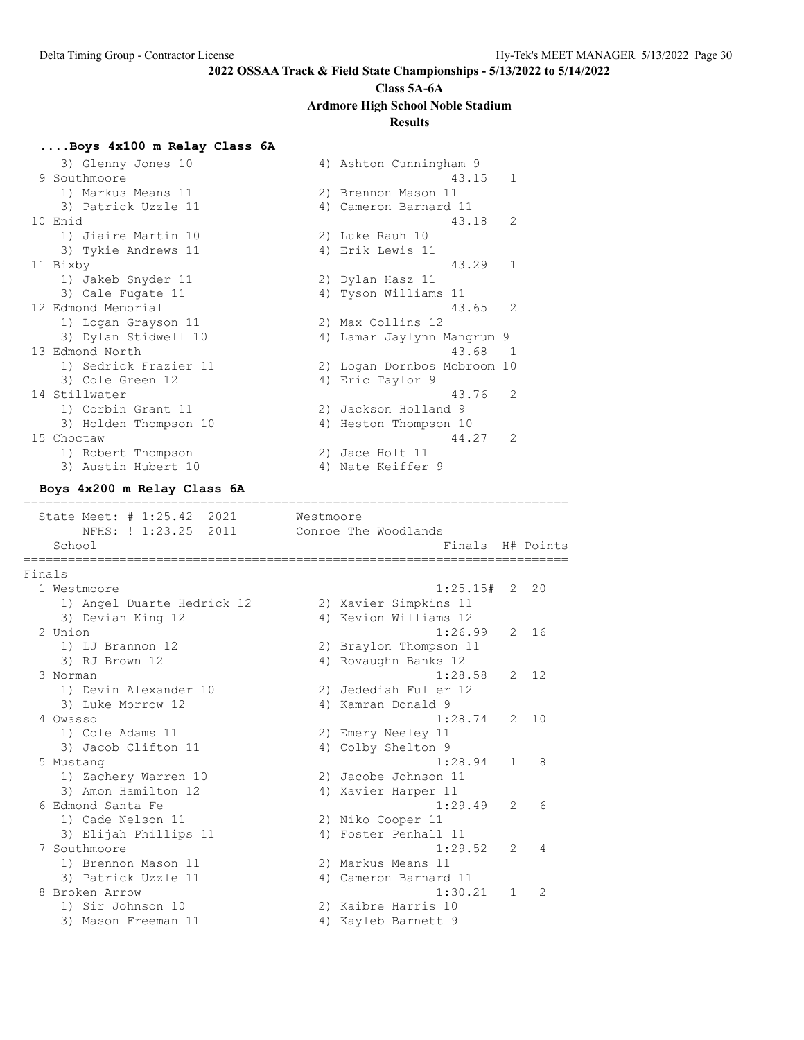**2022 OSSAA Track & Field State Championships - 5/13/2022 to 5/14/2022**

**Class 5A-6A**

**Ardmore High School Noble Stadium**

**Results**

### ....Boys 4x100 m Relay Class 6A

```
    3) Glenny Jones 10                4) Ashton Cunningham 9
  9 Southmoore                                          43.15   1
    1) Markus Means 11                2) Brennon Mason 11
    3) Patrick Uzzle 11               4) Cameron Barnard 11
 10 Enid                                                43.18   2
    1) Jiaire Martin 10               2) Luke Rauh 10
    3) Tykie Andrews 11               4) Erik Lewis 11
 11 Bixby                                               43.29   1
    1) Jakeb Snyder 11                2) Dylan Hasz 11
    3) Cale Fugate 11                 4) Tyson Williams 11
 12 Edmond Memorial                                     43.65   2
    1) Logan Grayson 11               2) Max Collins 12
    3) Dylan Stidwell 10              4) Lamar Jaylynn Mangrum 9
 13 Edmond North                                        43.68   1
    1) Sedrick Frazier 11             2) Logan Dornbos Mcbroom 10
    3) Cole Green 12                  4) Eric Taylor 9
 14 Stillwater                                          43.76   2
    1) Corbin Grant 11                2) Jackson Holland 9
    3) Holden Thompson 10             4) Heston Thompson 10
 15 Choctaw                                             44.27   2
    1) Robert Thompson                2) Jace Holt 11
    3) Austin Hubert 10               4) Nate Keiffer 9
```

### Boys 4x200 m Relay Class 6A

```
=========================================================================
  State Meet: # 1:25.42  2021        Westmoore
       NFHS: ! 1:23.25  2011        Conroe The Woodlands
    School                                            Finals  H# Points
=========================================================================
Finals
  1 Westmoore                                       1:25.15#  2  20
    1) Angel Duarte Hedrick 12        2) Xavier Simpkins 11
    3) Devian King 12                 4) Kevion Williams 12
  2 Union                                           1:26.99   2  16
    1) LJ Brannon 12                  2) Braylon Thompson 11
    3) RJ Brown 12                    4) Rovaughn Banks 12
  3 Norman                                          1:28.58   2  12
    1) Devin Alexander 10             2) Jedediah Fuller 12
    3) Luke Morrow 12                 4) Kamran Donald 9
  4 Owasso                                          1:28.74   2  10
    1) Cole Adams 11                  2) Emery Neeley 11
    3) Jacob Clifton 11               4) Colby Shelton 9
  5 Mustang                                         1:28.94   1   8
    1) Zachery Warren 10              2) Jacobe Johnson 11
    3) Amon Hamilton 12               4) Xavier Harper 11
  6 Edmond Santa Fe                                 1:29.49   2   6
    1) Cade Nelson 11                 2) Niko Cooper 11
    3) Elijah Phillips 11             4) Foster Penhall 11
  7 Southmoore                                      1:29.52   2   4
    1) Brennon Mason 11               2) Markus Means 11
    3) Patrick Uzzle 11               4) Cameron Barnard 11
  8 Broken Arrow                                    1:30.21   1   2
    1) Sir Johnson 10                 2) Kaibre Harris 10
    3) Mason Freeman 11               4) Kayleb Barnett 9
```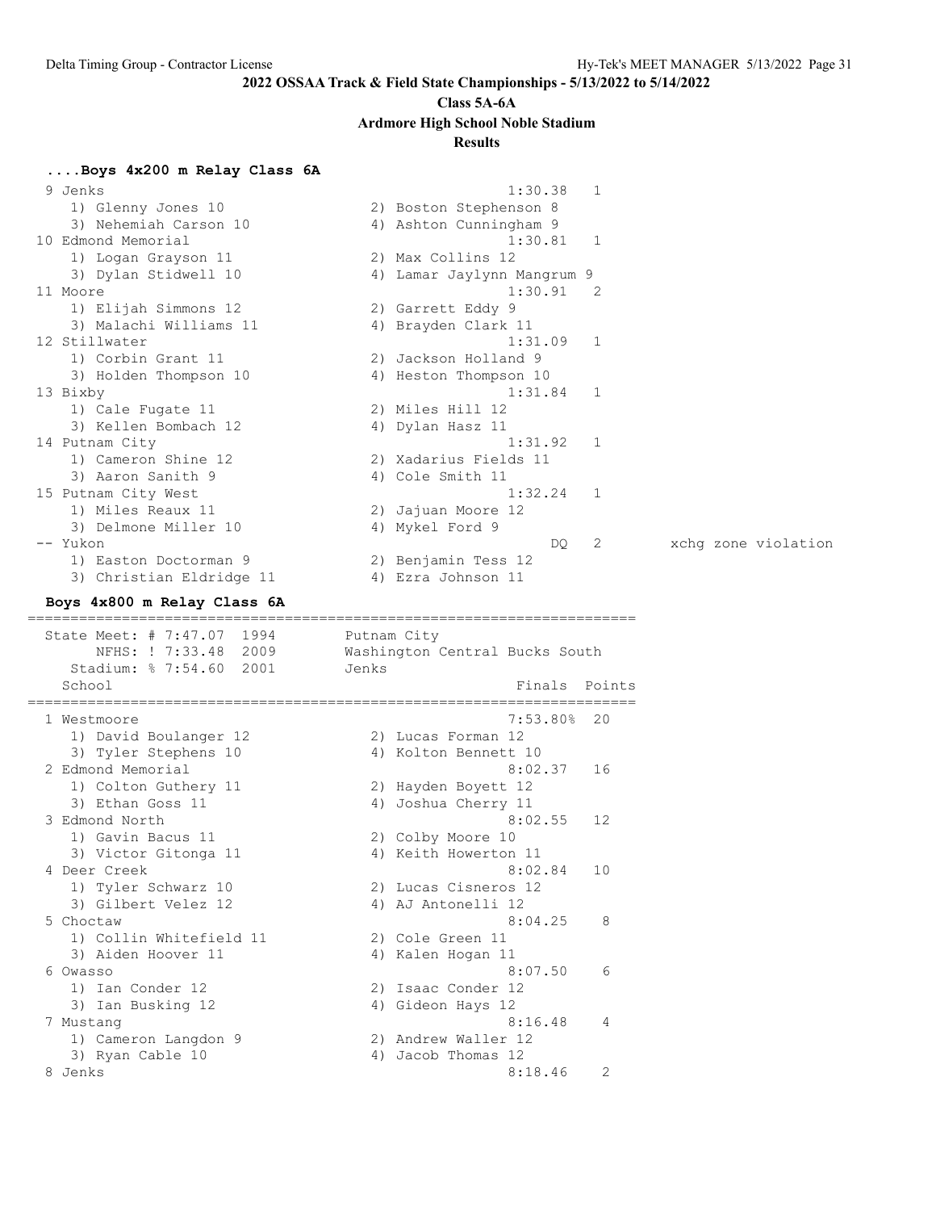## 2022 OSSAA Track & Field State Championships - 5/13/2022 to 5/14/2022

**Class 5A-6A**

**Ardmore High School Noble Stadium**

**Results**

### ....Boys 4x200 m Relay Class 6A

```
 9 Jenks                                               1:30.38   1
    1) Glenny Jones 10                2) Boston Stephenson 8
    3) Nehemiah Carson 10             4) Ashton Cunningham 9
10 Edmond Memorial                                     1:30.81   1
    1) Logan Grayson 11               2) Max Collins 12
    3) Dylan Stidwell 10              4) Lamar Jaylynn Mangrum 9
11 Moore                                               1:30.91   2
    1) Elijah Simmons 12              2) Garrett Eddy 9
    3) Malachi Williams 11            4) Brayden Clark 11
12 Stillwater                                          1:31.09   1
    1) Corbin Grant 11                2) Jackson Holland 9
    3) Holden Thompson 10             4) Heston Thompson 10
13 Bixby                                               1:31.84   1
    1) Cale Fugate 11                 2) Miles Hill 12
    3) Kellen Bombach 12              4) Dylan Hasz 11
14 Putnam City                                         1:31.92   1
    1) Cameron Shine 12               2) Xadarius Fields 11
    3) Aaron Sanith 9                 4) Cole Smith 11
15 Putnam City West                                    1:32.24   1
    1) Miles Reaux 11                 2) Jajuan Moore 12
    3) Delmone Miller 10              4) Mykel Ford 9
-- Yukon                                                    DQ   2        xchg zone violation
    1) Easton Doctorman 9             2) Benjamin Tess 12
    3) Christian Eldridge 11          4) Ezra Johnson 11
```

### Boys 4x800 m Relay Class 6A

```
=======================================================================
  State Meet: # 7:47.07  1994       Putnam City
       NFHS: ! 7:33.48  2009       Washington Central Bucks South
    Stadium: % 7:54.60  2001       Jenks
    School                                            Finals  Points
=======================================================================
  1 Westmoore                                        7:53.80%  20
     1) David Boulanger 12            2) Lucas Forman 12
     3) Tyler Stephens 10             4) Kolton Bennett 10
  2 Edmond Memorial                                  8:02.37   16
     1) Colton Guthery 11             2) Hayden Boyett 12
     3) Ethan Goss 11                 4) Joshua Cherry 11
  3 Edmond North                                     8:02.55   12
     1) Gavin Bacus 11                2) Colby Moore 10
     3) Victor Gitonga 11             4) Keith Howerton 11
  4 Deer Creek                                       8:02.84   10
     1) Tyler Schwarz 10              2) Lucas Cisneros 12
     3) Gilbert Velez 12              4) AJ Antonelli 12
  5 Choctaw                                          8:04.25    8
     1) Collin Whitefield 11          2) Cole Green 11
     3) Aiden Hoover 11               4) Kalen Hogan 11
  6 Owasso                                           8:07.50    6
     1) Ian Conder 12                 2) Isaac Conder 12
     3) Ian Busking 12                4) Gideon Hays 12
  7 Mustang                                          8:16.48    4
     1) Cameron Langdon 9             2) Andrew Waller 12
     3) Ryan Cable 10                 4) Jacob Thomas 12
  8 Jenks                                            8:18.46    2
```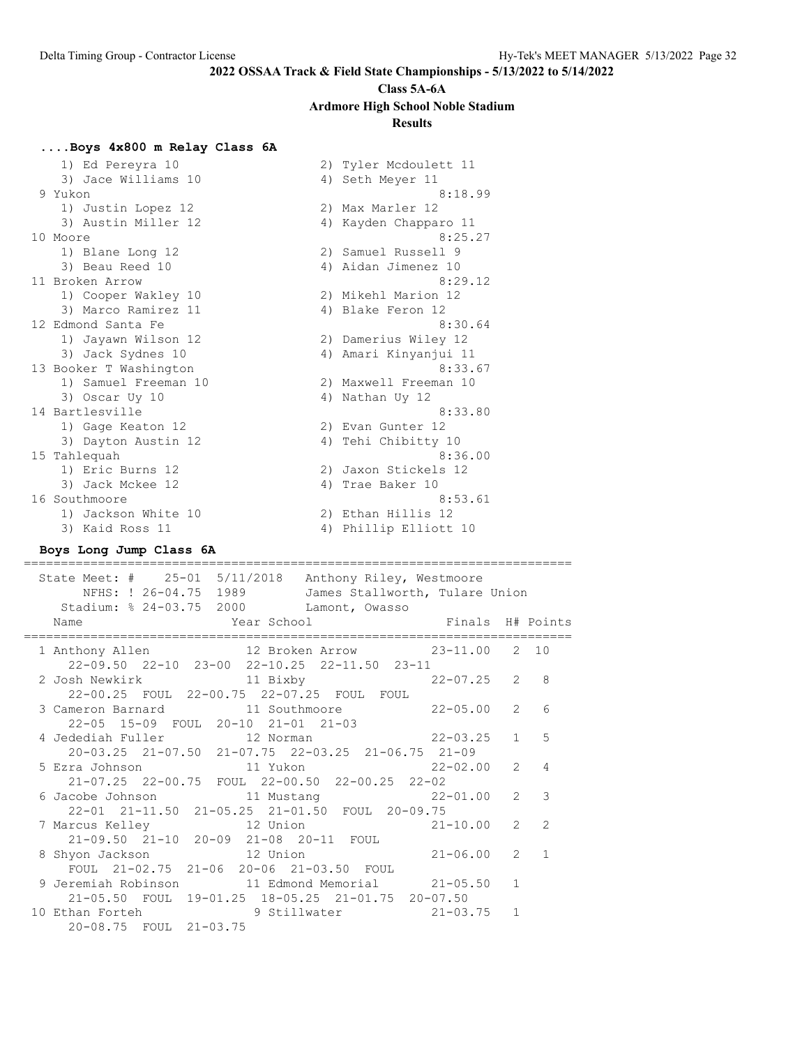**2022 OSSAA Track & Field State Championships - 5/13/2022 to 5/14/2022**

**Class 5A-6A**

**Ardmore High School Noble Stadium**

**Results**

### ....Boys 4x800 m Relay Class 6A

```
    1) Ed Pereyra 10                  2) Tyler Mcdoulett 11
    3) Jace Williams 10               4) Seth Meyer 11
 9 Yukon                                            8:18.99
    1) Justin Lopez 12                2) Max Marler 12
    3) Austin Miller 12               4) Kayden Chapparo 11
10 Moore                                            8:25.27
    1) Blane Long 12                  2) Samuel Russell 9
    3) Beau Reed 10                   4) Aidan Jimenez 10
11 Broken Arrow                                     8:29.12
    1) Cooper Wakley 10               2) Mikehl Marion 12
    3) Marco Ramirez 11               4) Blake Feron 12
12 Edmond Santa Fe                                  8:30.64
    1) Jayawn Wilson 12               2) Damerius Wiley 12
    3) Jack Sydnes 10                 4) Amari Kinyanjui 11
13 Booker T Washington                              8:33.67
    1) Samuel Freeman 10              2) Maxwell Freeman 10
    3) Oscar Uy 10                    4) Nathan Uy 12
14 Bartlesville                                     8:33.80
    1) Gage Keaton 12                 2) Evan Gunter 12
    3) Dayton Austin 12               4) Tehi Chibitty 10
15 Tahlequah                                        8:36.00
    1) Eric Burns 12                  2) Jaxon Stickels 12
    3) Jack Mckee 12                  4) Trae Baker 10
16 Southmoore                                       8:53.61
    1) Jackson White 10               2) Ethan Hillis 12
    3) Kaid Ross 11                   4) Phillip Elliott 10
```

### Boys Long Jump Class 6A

```
==========================================================================
  State Meet: #    25-01  5/11/2018   Anthony Riley, Westmoore
       NFHS: ! 26-04.75  1989         James Stallworth, Tulare Union
    Stadium: % 24-03.75  2000         Lamont, Owasso
   Name                    Year School                Finals  H# Points
==========================================================================
  1 Anthony Allen          12 Broken Arrow          23-11.00   2  10
      22-09.50  22-10  23-00  22-10.25  22-11.50  23-11
  2 Josh Newkirk           11 Bixby                 22-07.25   2   8
      22-00.25  FOUL  22-00.75  22-07.25  FOUL  FOUL
  3 Cameron Barnard        11 Southmoore            22-05.00   2   6
      22-05  15-09  FOUL  20-10  21-01  21-03
  4 Jedediah Fuller        12 Norman                22-03.25   1   5
      20-03.25  21-07.50  21-07.75  22-03.25  21-06.75  21-09
  5 Ezra Johnson           11 Yukon                 22-02.00   2   4
      21-07.25  22-00.75  FOUL  22-00.50  22-00.25  22-02
  6 Jacobe Johnson         11 Mustang               22-01.00   2   3
      22-01  21-11.50  21-05.25  21-01.50  FOUL  20-09.75
  7 Marcus Kelley          12 Union                 21-10.00   2   2
      21-09.50  21-10  20-09  21-08  20-11  FOUL
  8 Shyon Jackson          12 Union                 21-06.00   2   1
      FOUL  21-02.75  21-06  20-06  21-03.50  FOUL
  9 Jeremiah Robinson      11 Edmond Memorial       21-05.50   1
      21-05.50  FOUL  19-01.25  18-05.25  21-01.75  20-07.50
 10 Ethan Forteh            9 Stillwater            21-03.75   1
      20-08.75  FOUL  21-03.75
```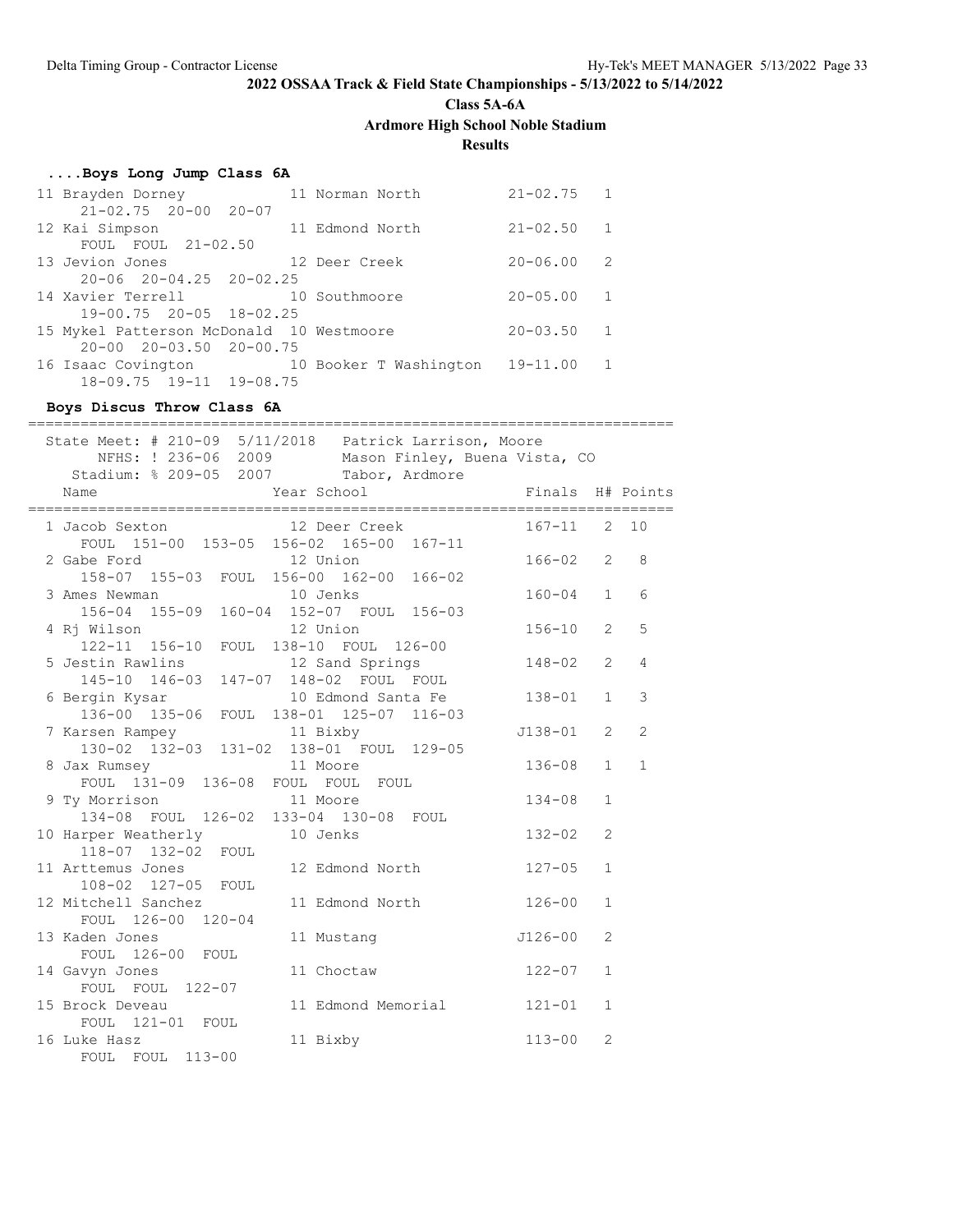**2022 OSSAA Track & Field State Championships - 5/13/2022 to 5/14/2022**

**Class 5A-6A**

**Ardmore High School Noble Stadium**

**Results**

### ....Boys Long Jump Class 6A

| Place | Name | Year | School | Finals | H# |
|---|---|---|---|---|---|
| 11 | Brayden Dorney | 11 | Norman North | 21-02.75 | 1 |
| | 21-02.75 20-00 20-07 | | | | |
| 12 | Kai Simpson | 11 | Edmond North | 21-02.50 | 1 |
| | FOUL FOUL 21-02.50 | | | | |
| 13 | Jevion Jones | 12 | Deer Creek | 20-06.00 | 2 |
| | 20-06 20-04.25 20-02.25 | | | | |
| 14 | Xavier Terrell | 10 | Southmoore | 20-05.00 | 1 |
| | 19-00.75 20-05 18-02.25 | | | | |
| 15 | Mykel Patterson McDonald | 10 | Westmoore | 20-03.50 | 1 |
| | 20-00 20-03.50 20-00.75 | | | | |
| 16 | Isaac Covington | 10 | Booker T Washington | 19-11.00 | 1 |
| | 18-09.75 19-11 19-08.75 | | | | |

### Boys Discus Throw Class 6A

State Meet: # 210-09 5/11/2018 Patrick Larrison, Moore
NFHS: ! 236-06 2009 Mason Finley, Buena Vista, CO
Stadium: % 209-05 2007 Tabor, Ardmore

| Place | Name | Year | School | Finals | H# | Points |
|---|---|---|---|---|---|---|
| 1 | Jacob Sexton | 12 | Deer Creek | 167-11 | 2 | 10 |
| | FOUL 151-00 153-05 156-02 165-00 167-11 | | | | | |
| 2 | Gabe Ford | 12 | Union | 166-02 | 2 | 8 |
| | 158-07 155-03 FOUL 156-00 162-00 166-02 | | | | | |
| 3 | Ames Newman | 10 | Jenks | 160-04 | 1 | 6 |
| | 156-04 155-09 160-04 152-07 FOUL 156-03 | | | | | |
| 4 | Rj Wilson | 12 | Union | 156-10 | 2 | 5 |
| | 122-11 156-10 FOUL 138-10 FOUL 126-00 | | | | | |
| 5 | Jestin Rawlins | 12 | Sand Springs | 148-02 | 2 | 4 |
| | 145-10 146-03 147-07 148-02 FOUL FOUL | | | | | |
| 6 | Bergin Kysar | 10 | Edmond Santa Fe | 138-01 | 1 | 3 |
| | 136-00 135-06 FOUL 138-01 125-07 116-03 | | | | | |
| 7 | Karsen Rampey | 11 | Bixby | J138-01 | 2 | 2 |
| | 130-02 132-03 131-02 138-01 FOUL 129-05 | | | | | |
| 8 | Jax Rumsey | 11 | Moore | 136-08 | 1 | 1 |
| | FOUL 131-09 136-08 FOUL FOUL FOUL | | | | | |
| 9 | Ty Morrison | 11 | Moore | 134-08 | 1 | |
| | 134-08 FOUL 126-02 133-04 130-08 FOUL | | | | | |
| 10 | Harper Weatherly | 10 | Jenks | 132-02 | 2 | |
| | 118-07 132-02 FOUL | | | | | |
| 11 | Arttemus Jones | 12 | Edmond North | 127-05 | 1 | |
| | 108-02 127-05 FOUL | | | | | |
| 12 | Mitchell Sanchez | 11 | Edmond North | 126-00 | 1 | |
| | FOUL 126-00 120-04 | | | | | |
| 13 | Kaden Jones | 11 | Mustang | J126-00 | 2 | |
| | FOUL 126-00 FOUL | | | | | |
| 14 | Gavyn Jones | 11 | Choctaw | 122-07 | 1 | |
| | FOUL FOUL 122-07 | | | | | |
| 15 | Brock Deveau | 11 | Edmond Memorial | 121-01 | 1 | |
| | FOUL 121-01 FOUL | | | | | |
| 16 | Luke Hasz | 11 | Bixby | 113-00 | 2 | |
| | FOUL FOUL 113-00 | | | | | |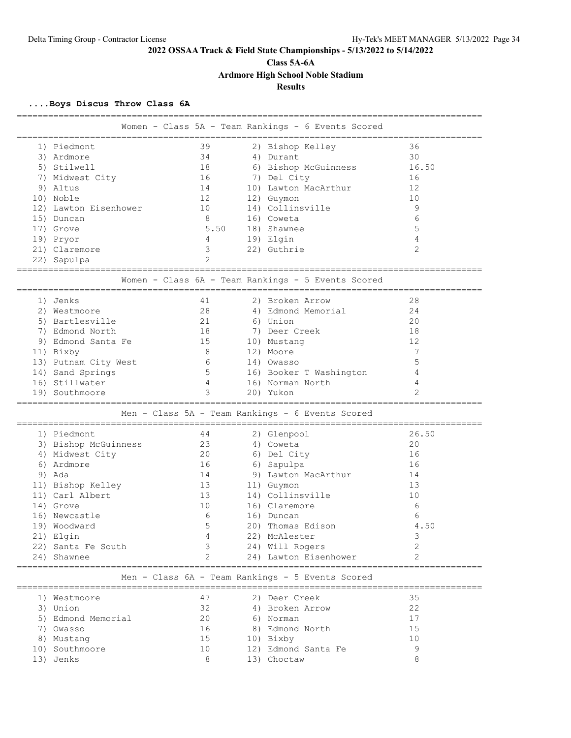**2022 OSSAA Track & Field State Championships - 5/13/2022 to 5/14/2022**

**Class 5A-6A**

**Ardmore High School Noble Stadium**

**Results**

### ....Boys Discus Throw Class 6A

#### Women - Class 5A - Team Rankings - 6 Events Scored

| Place | Team | Points | Place | Team | Points |
|---|---|---|---|---|---|
| 1) | Piedmont | 39 | 2) | Bishop Kelley | 36 |
| 3) | Ardmore | 34 | 4) | Durant | 30 |
| 5) | Stilwell | 18 | 6) | Bishop McGuinness | 16.50 |
| 7) | Midwest City | 16 | 7) | Del City | 16 |
| 9) | Altus | 14 | 10) | Lawton MacArthur | 12 |
| 10) | Noble | 12 | 12) | Guymon | 10 |
| 12) | Lawton Eisenhower | 10 | 14) | Collinsville | 9 |
| 15) | Duncan | 8 | 16) | Coweta | 6 |
| 17) | Grove | 5.50 | 18) | Shawnee | 5 |
| 19) | Pryor | 4 | 19) | Elgin | 4 |
| 21) | Claremore | 3 | 22) | Guthrie | 2 |
| 22) | Sapulpa | 2 | | | |

#### Women - Class 6A - Team Rankings - 5 Events Scored

| Place | Team | Points | Place | Team | Points |
|---|---|---|---|---|---|
| 1) | Jenks | 41 | 2) | Broken Arrow | 28 |
| 2) | Westmoore | 28 | 4) | Edmond Memorial | 24 |
| 5) | Bartlesville | 21 | 6) | Union | 20 |
| 7) | Edmond North | 18 | 7) | Deer Creek | 18 |
| 9) | Edmond Santa Fe | 15 | 10) | Mustang | 12 |
| 11) | Bixby | 8 | 12) | Moore | 7 |
| 13) | Putnam City West | 6 | 14) | Owasso | 5 |
| 14) | Sand Springs | 5 | 16) | Booker T Washington | 4 |
| 16) | Stillwater | 4 | 16) | Norman North | 4 |
| 19) | Southmoore | 3 | 20) | Yukon | 2 |

#### Men - Class 5A - Team Rankings - 6 Events Scored

| Place | Team | Points | Place | Team | Points |
|---|---|---|---|---|---|
| 1) | Piedmont | 44 | 2) | Glenpool | 26.50 |
| 3) | Bishop McGuinness | 23 | 4) | Coweta | 20 |
| 4) | Midwest City | 20 | 6) | Del City | 16 |
| 6) | Ardmore | 16 | 6) | Sapulpa | 16 |
| 9) | Ada | 14 | 9) | Lawton MacArthur | 14 |
| 11) | Bishop Kelley | 13 | 11) | Guymon | 13 |
| 11) | Carl Albert | 13 | 14) | Collinsville | 10 |
| 14) | Grove | 10 | 16) | Claremore | 6 |
| 16) | Newcastle | 6 | 16) | Duncan | 6 |
| 19) | Woodward | 5 | 20) | Thomas Edison | 4.50 |
| 21) | Elgin | 4 | 22) | McAlester | 3 |
| 22) | Santa Fe South | 3 | 24) | Will Rogers | 2 |
| 24) | Shawnee | 2 | 24) | Lawton Eisenhower | 2 |

#### Men - Class 6A - Team Rankings - 5 Events Scored

| Place | Team | Points | Place | Team | Points |
|---|---|---|---|---|---|
| 1) | Westmoore | 47 | 2) | Deer Creek | 35 |
| 3) | Union | 32 | 4) | Broken Arrow | 22 |
| 5) | Edmond Memorial | 20 | 6) | Norman | 17 |
| 7) | Owasso | 16 | 8) | Edmond North | 15 |
| 8) | Mustang | 15 | 10) | Bixby | 10 |
| 10) | Southmoore | 10 | 12) | Edmond Santa Fe | 9 |
| 13) | Jenks | 8 | 13) | Choctaw | 8 |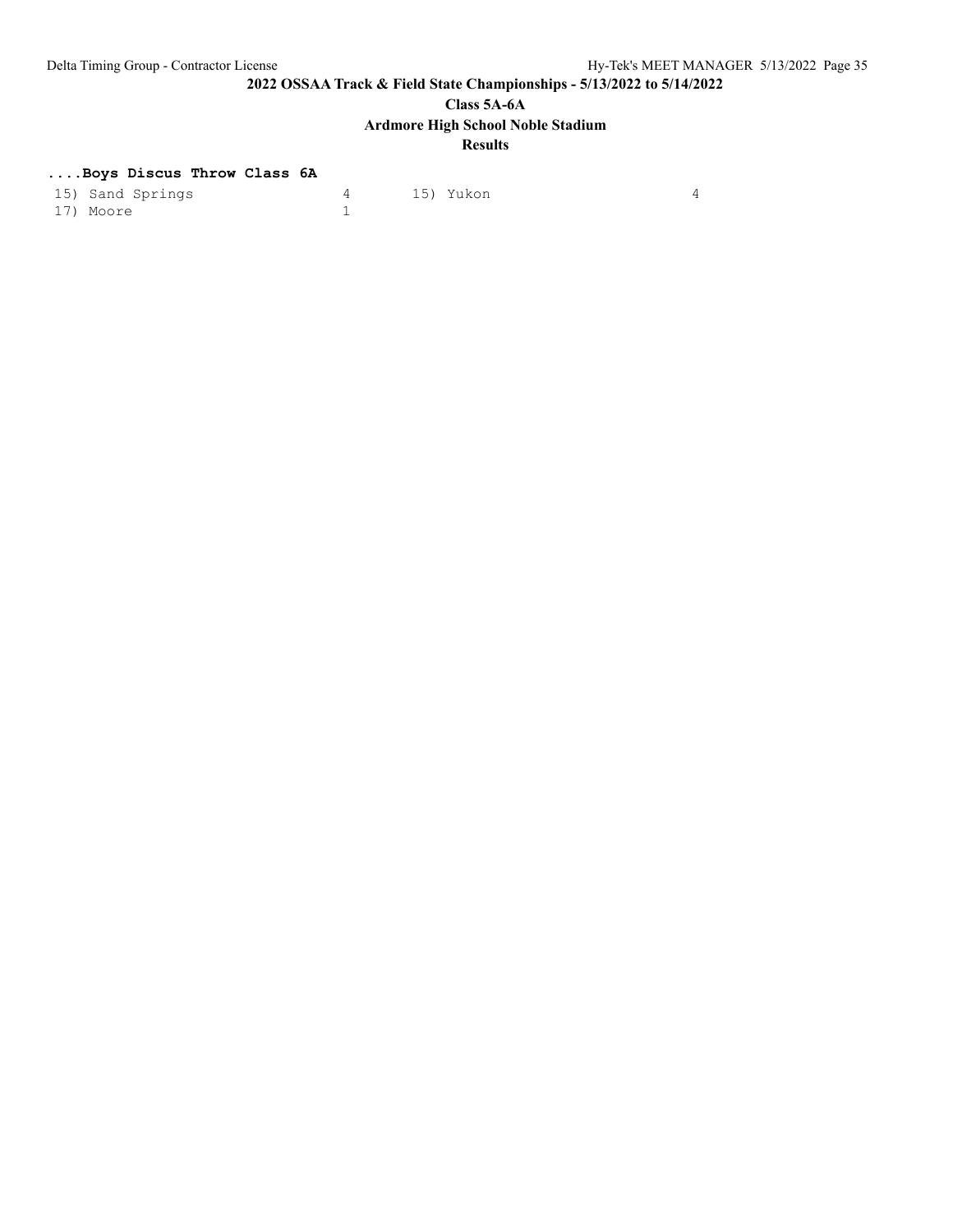#### ....Boys Discus Throw Class 6A

| | | | |
|---|---|---|---|
| 15) Sand Springs | 4 | 15) Yukon | 4 |
| 17) Moore | 1 | | |